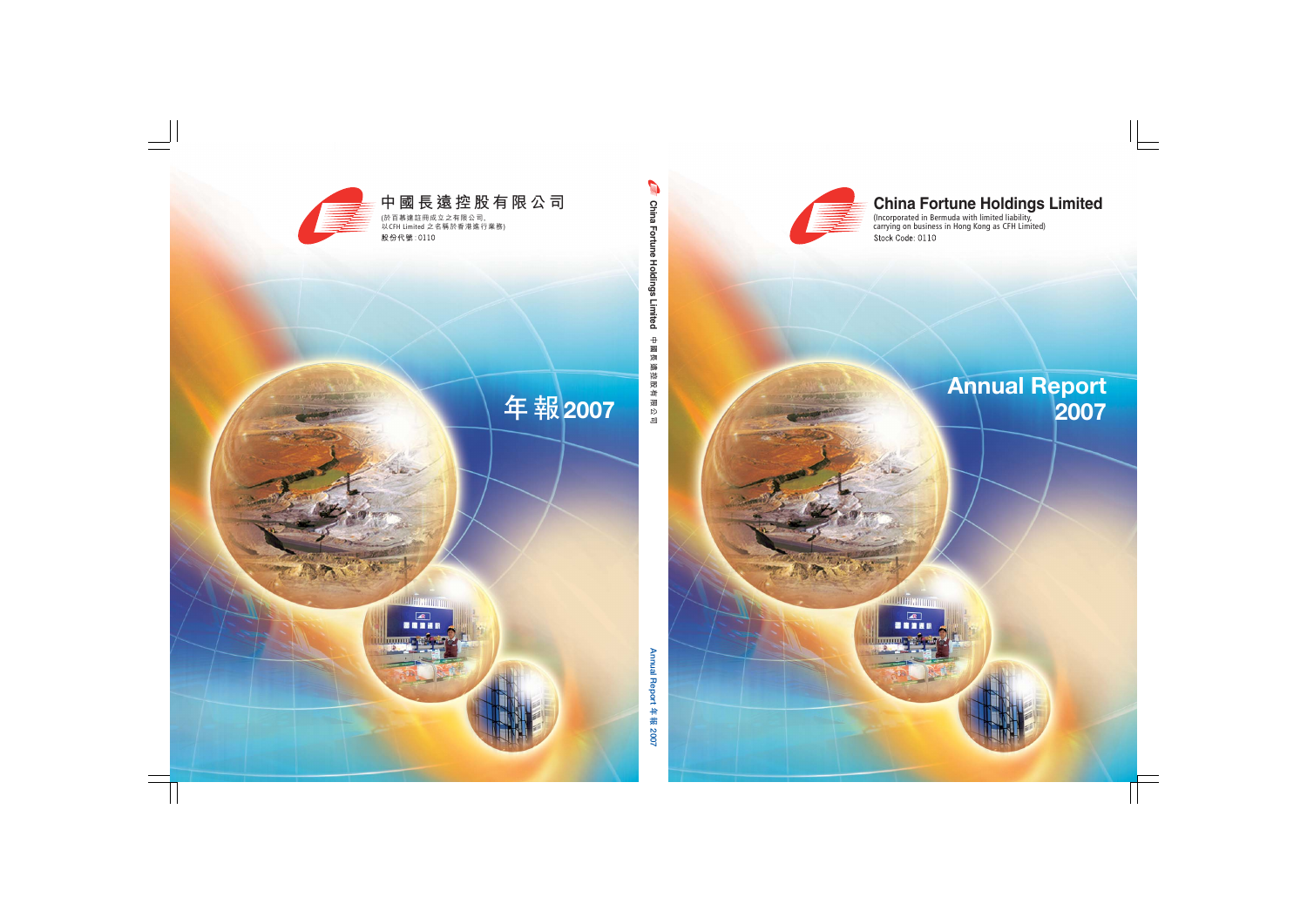# 中國長遠控股有限公司

(於百慕達註冊成立之有限公司，以CFH Limited 之名稱於香港進行業務)

股份代號：0110

# 年報2007

China Fortune Holdings Limited 中國長遠控股有限公司

Annual Report 年報 2007

# China Fortune Holdings Limited

(Incorporated in Bermuda with limited liability, carrying on business in Hong Kong as CFH Limited)

Stock Code: 0110

# Annual Report 2007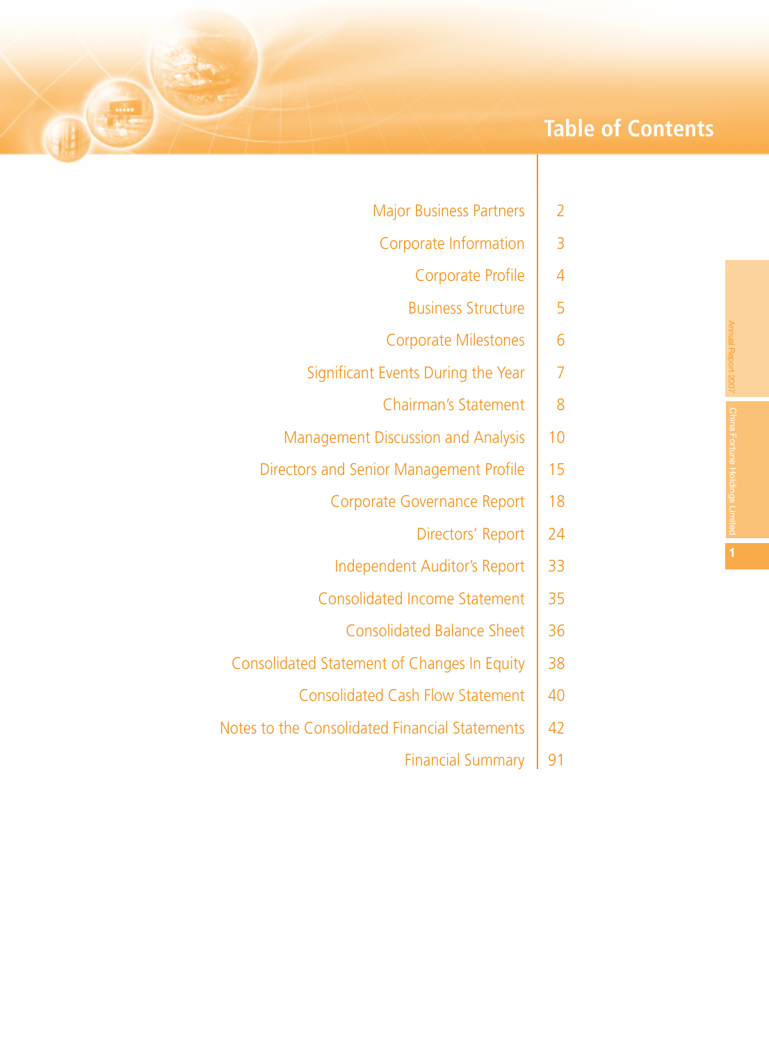# Table of Contents

| | |
|---|---|
| Major Business Partners | 2 |
| Corporate Information | 3 |
| Corporate Profile | 4 |
| Business Structure | 5 |
| Corporate Milestones | 6 |
| Significant Events During the Year | 7 |
| Chairman's Statement | 8 |
| Management Discussion and Analysis | 10 |
| Directors and Senior Management Profile | 15 |
| Corporate Governance Report | 18 |
| Directors' Report | 24 |
| Independent Auditor's Report | 33 |
| Consolidated Income Statement | 35 |
| Consolidated Balance Sheet | 36 |
| Consolidated Statement of Changes In Equity | 38 |
| Consolidated Cash Flow Statement | 40 |
| Notes to the Consolidated Financial Statements | 42 |
| Financial Summary | 91 |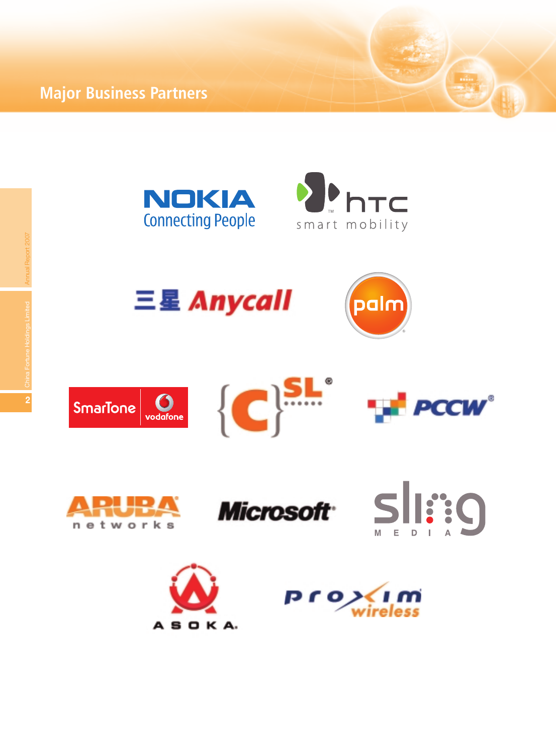# Major Business Partners

NOKIA
Connecting People

htc
smart mobility

三星 Anycall

palm

SmarTone vodafone

{C}SL

PCCW

ARUBA networks

Microsoft

sling MEDIA

ASOKA

proxim wireless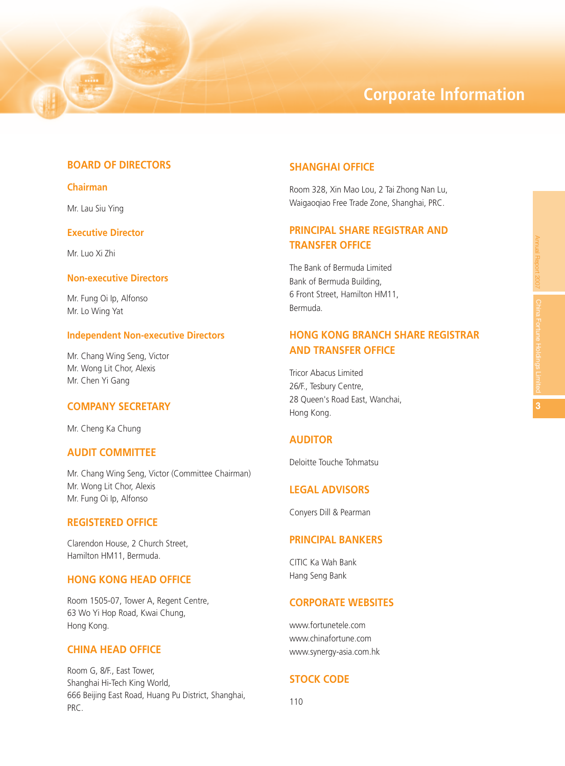# Corporate Information

## BOARD OF DIRECTORS

### Chairman

Mr. Lau Siu Ying

### Executive Director

Mr. Luo Xi Zhi

### Non-executive Directors

Mr. Fung Oi Ip, Alfonso
Mr. Lo Wing Yat

### Independent Non-executive Directors

Mr. Chang Wing Seng, Victor
Mr. Wong Lit Chor, Alexis
Mr. Chen Yi Gang

## COMPANY SECRETARY

Mr. Cheng Ka Chung

## AUDIT COMMITTEE

Mr. Chang Wing Seng, Victor (Committee Chairman)
Mr. Wong Lit Chor, Alexis
Mr. Fung Oi Ip, Alfonso

## REGISTERED OFFICE

Clarendon House, 2 Church Street,
Hamilton HM11, Bermuda.

## HONG KONG HEAD OFFICE

Room 1505-07, Tower A, Regent Centre,
63 Wo Yi Hop Road, Kwai Chung,
Hong Kong.

## CHINA HEAD OFFICE

Room G, 8/F., East Tower,
Shanghai Hi-Tech King World,
666 Beijing East Road, Huang Pu District, Shanghai,
PRC.

## SHANGHAI OFFICE

Room 328, Xin Mao Lou, 2 Tai Zhong Nan Lu,
Waigaoqiao Free Trade Zone, Shanghai, PRC.

## PRINCIPAL SHARE REGISTRAR AND TRANSFER OFFICE

The Bank of Bermuda Limited
Bank of Bermuda Building,
6 Front Street, Hamilton HM11,
Bermuda.

## HONG KONG BRANCH SHARE REGISTRAR AND TRANSFER OFFICE

Tricor Abacus Limited
26/F., Tesbury Centre,
28 Queen's Road East, Wanchai,
Hong Kong.

## AUDITOR

Deloitte Touche Tohmatsu

## LEGAL ADVISORS

Conyers Dill & Pearman

## PRINCIPAL BANKERS

CITIC Ka Wah Bank
Hang Seng Bank

## CORPORATE WEBSITES

www.fortunetele.com
www.chinafortune.com
www.synergy-asia.com.hk

## STOCK CODE

110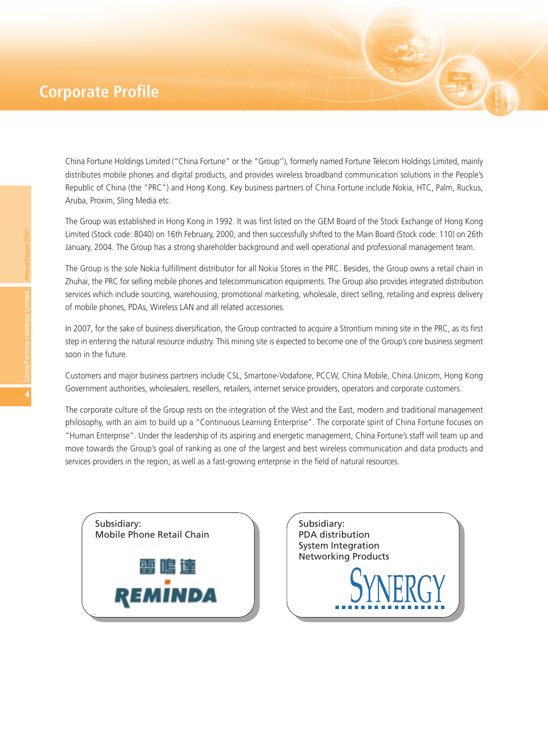# Corporate Profile

China Fortune Holdings Limited ("China Fortune" or the "Group"), formerly named Fortune Telecom Holdings Limited, mainly distributes mobile phones and digital products, and provides wireless broadband communication solutions in the People's Republic of China (the "PRC") and Hong Kong. Key business partners of China Fortune include Nokia, HTC, Palm, Ruckus, Aruba, Proxim, Sling Media etc.

The Group was established in Hong Kong in 1992. It was first listed on the GEM Board of the Stock Exchange of Hong Kong Limited (Stock code: 8040) on 16th February, 2000, and then successfully shifted to the Main Board (Stock code: 110) on 26th January, 2004. The Group has a strong shareholder background and well operational and professional management team.

The Group is the sole Nokia fulfillment distributor for all Nokia Stores in the PRC. Besides, the Group owns a retail chain in Zhuhai, the PRC for selling mobile phones and telecommunication equipments. The Group also provides integrated distribution services which include sourcing, warehousing, promotional marketing, wholesale, direct selling, retailing and express delivery of mobile phones, PDAs, Wireless LAN and all related accessories.

In 2007, for the sake of business diversification, the Group contracted to acquire a Strontium mining site in the PRC, as its first step in entering the natural resource industry. This mining site is expected to become one of the Group's core business segment soon in the future.

Customers and major business partners include CSL, Smartone-Vodafone, PCCW, China Mobile, China Unicom, Hong Kong Government authorities, wholesalers, resellers, retailers, internet service providers, operators and corporate customers.

The corporate culture of the Group rests on the integration of the West and the East, modern and traditional management philosophy, with an aim to build up a "Continuous Learning Enterprise". The corporate spirit of China Fortune focuses on "Human Enterprise". Under the leadership of its aspiring and energetic management, China Fortune's staff will team up and move towards the Group's goal of ranking as one of the largest and best wireless communication and data products and services providers in the region, as well as a fast-growing enterprise in the field of natural resources.

Subsidiary:
Mobile Phone Retail Chain

雷鳴達
REMINDA

Subsidiary:
PDA distribution
System Integration
Networking Products

SYNERGY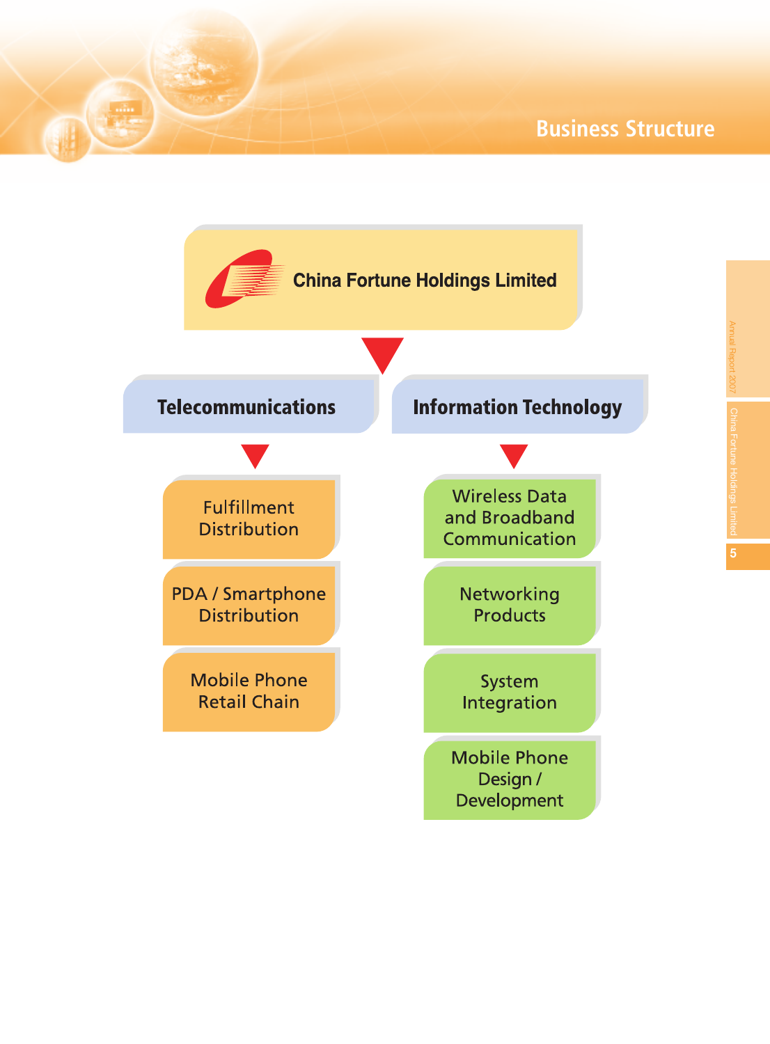# Business Structure

## China Fortune Holdings Limited

### Telecommunications

- Fulfillment Distribution
- PDA / Smartphone Distribution
- Mobile Phone Retail Chain

### Information Technology

- Wireless Data and Broadband Communication
- Networking Products
- System Integration
- Mobile Phone Design / Development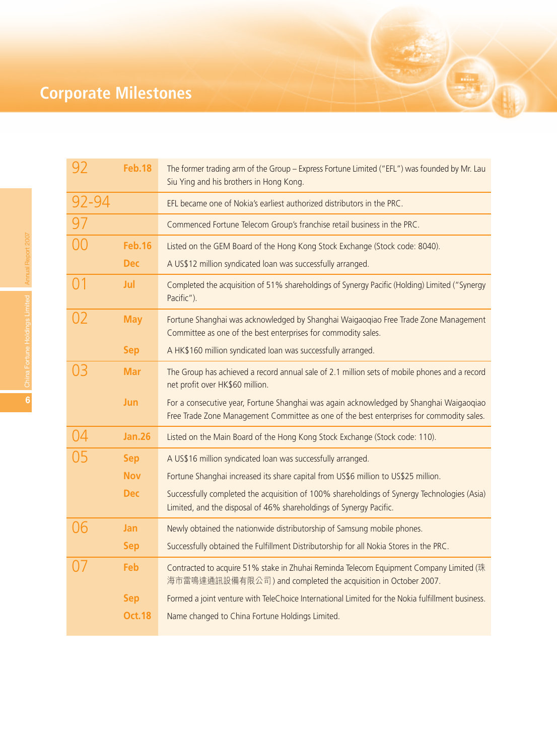# Corporate Milestones

| Year | Date | Event |
|---|---|---|
| 92 | Feb.18 | The former trading arm of the Group – Express Fortune Limited ("EFL") was founded by Mr. Lau Siu Ying and his brothers in Hong Kong. |
| 92-94 | | EFL became one of Nokia's earliest authorized distributors in the PRC. |
| 97 | | Commenced Fortune Telecom Group's franchise retail business in the PRC. |
| 00 | Feb.16 | Listed on the GEM Board of the Hong Kong Stock Exchange (Stock code: 8040). |
| | Dec | A US$12 million syndicated loan was successfully arranged. |
| 01 | Jul | Completed the acquisition of 51% shareholdings of Synergy Pacific (Holding) Limited ("Synergy Pacific"). |
| 02 | May | Fortune Shanghai was acknowledged by Shanghai Waigaoqiao Free Trade Zone Management Committee as one of the best enterprises for commodity sales. |
| | Sep | A HK$160 million syndicated loan was successfully arranged. |
| 03 | Mar | The Group has achieved a record annual sale of 2.1 million sets of mobile phones and a record net profit over HK$60 million. |
| | Jun | For a consecutive year, Fortune Shanghai was again acknowledged by Shanghai Waigaoqiao Free Trade Zone Management Committee as one of the best enterprises for commodity sales. |
| 04 | Jan.26 | Listed on the Main Board of the Hong Kong Stock Exchange (Stock code: 110). |
| 05 | Sep | A US$16 million syndicated loan was successfully arranged. |
| | Nov | Fortune Shanghai increased its share capital from US$6 million to US$25 million. |
| | Dec | Successfully completed the acquisition of 100% shareholdings of Synergy Technologies (Asia) Limited, and the disposal of 46% shareholdings of Synergy Pacific. |
| 06 | Jan | Newly obtained the nationwide distributorship of Samsung mobile phones. |
| | Sep | Successfully obtained the Fulfillment Distributorship for all Nokia Stores in the PRC. |
| 07 | Feb | Contracted to acquire 51% stake in Zhuhai Reminda Telecom Equipment Company Limited (珠海市雷鳴達通訊設備有限公司) and completed the acquisition in October 2007. |
| | Sep | Formed a joint venture with TeleChoice International Limited for the Nokia fulfillment business. |
| | Oct.18 | Name changed to China Fortune Holdings Limited. |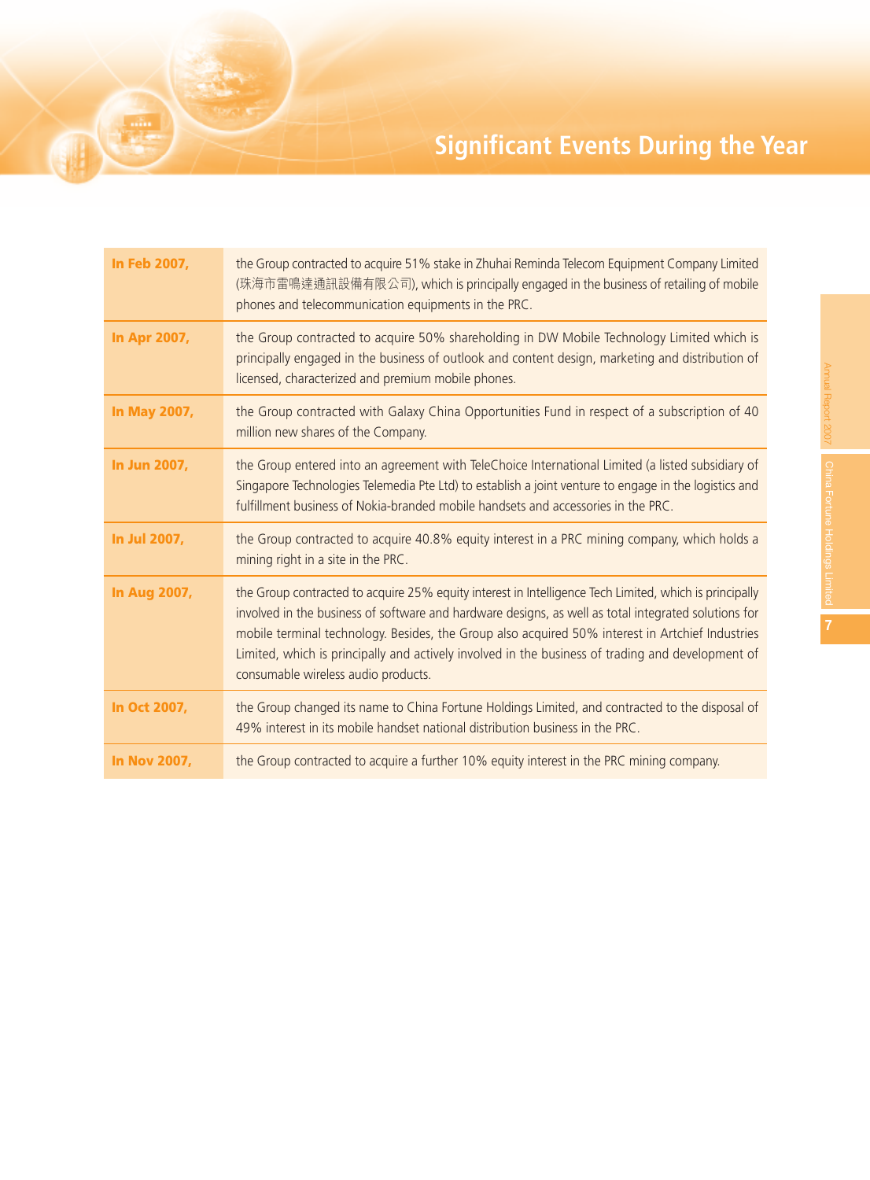# Significant Events During the Year

| | |
|---|---|
| **In Feb 2007,** | the Group contracted to acquire 51% stake in Zhuhai Reminda Telecom Equipment Company Limited (珠海市雷鳴達通訊設備有限公司), which is principally engaged in the business of retailing of mobile phones and telecommunication equipments in the PRC. |
| **In Apr 2007,** | the Group contracted to acquire 50% shareholding in DW Mobile Technology Limited which is principally engaged in the business of outlook and content design, marketing and distribution of licensed, characterized and premium mobile phones. |
| **In May 2007,** | the Group contracted with Galaxy China Opportunities Fund in respect of a subscription of 40 million new shares of the Company. |
| **In Jun 2007,** | the Group entered into an agreement with TeleChoice International Limited (a listed subsidiary of Singapore Technologies Telemedia Pte Ltd) to establish a joint venture to engage in the logistics and fulfillment business of Nokia-branded mobile handsets and accessories in the PRC. |
| **In Jul 2007,** | the Group contracted to acquire 40.8% equity interest in a PRC mining company, which holds a mining right in a site in the PRC. |
| **In Aug 2007,** | the Group contracted to acquire 25% equity interest in Intelligence Tech Limited, which is principally involved in the business of software and hardware designs, as well as total integrated solutions for mobile terminal technology. Besides, the Group also acquired 50% interest in Artchief Industries Limited, which is principally and actively involved in the business of trading and development of consumable wireless audio products. |
| **In Oct 2007,** | the Group changed its name to China Fortune Holdings Limited, and contracted to the disposal of 49% interest in its mobile handset national distribution business in the PRC. |
| **In Nov 2007,** | the Group contracted to acquire a further 10% equity interest in the PRC mining company. |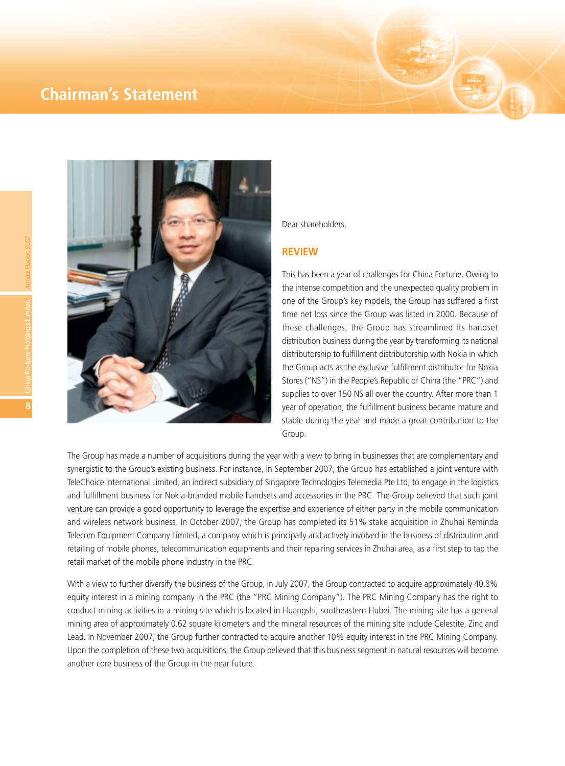# Chairman's Statement

Dear shareholders,

## REVIEW

This has been a year of challenges for China Fortune. Owing to the intense competition and the unexpected quality problem in one of the Group's key models, the Group has suffered a first time net loss since the Group was listed in 2000. Because of these challenges, the Group has streamlined its handset distribution business during the year by transforming its national distributorship to fulfillment distributorship with Nokia in which the Group acts as the exclusive fulfillment distributor for Nokia Stores ("NS") in the People's Republic of China (the "PRC") and supplies to over 150 NS all over the country. After more than 1 year of operation, the fulfillment business became mature and stable during the year and made a great contribution to the Group.

The Group has made a number of acquisitions during the year with a view to bring in businesses that are complementary and synergistic to the Group's existing business. For instance, in September 2007, the Group has established a joint venture with TeleChoice International Limited, an indirect subsidiary of Singapore Technologies Telemedia Pte Ltd, to engage in the logistics and fulfillment business for Nokia-branded mobile handsets and accessories in the PRC. The Group believed that such joint venture can provide a good opportunity to leverage the expertise and experience of either party in the mobile communication and wireless network business. In October 2007, the Group has completed its 51% stake acquisition in Zhuhai Reminda Telecom Equipment Company Limited, a company which is principally and actively involved in the business of distribution and retailing of mobile phones, telecommunication equipments and their repairing services in Zhuhai area, as a first step to tap the retail market of the mobile phone industry in the PRC.

With a view to further diversify the business of the Group, in July 2007, the Group contracted to acquire approximately 40.8% equity interest in a mining company in the PRC (the "PRC Mining Company"). The PRC Mining Company has the right to conduct mining activities in a mining site which is located in Huangshi, southeastern Hubei. The mining site has a general mining area of approximately 0.62 square kilometers and the mineral resources of the mining site include Celestite, Zinc and Lead. In November 2007, the Group further contracted to acquire another 10% equity interest in the PRC Mining Company. Upon the completion of these two acquisitions, the Group believed that this business segment in natural resources will become another core business of the Group in the near future.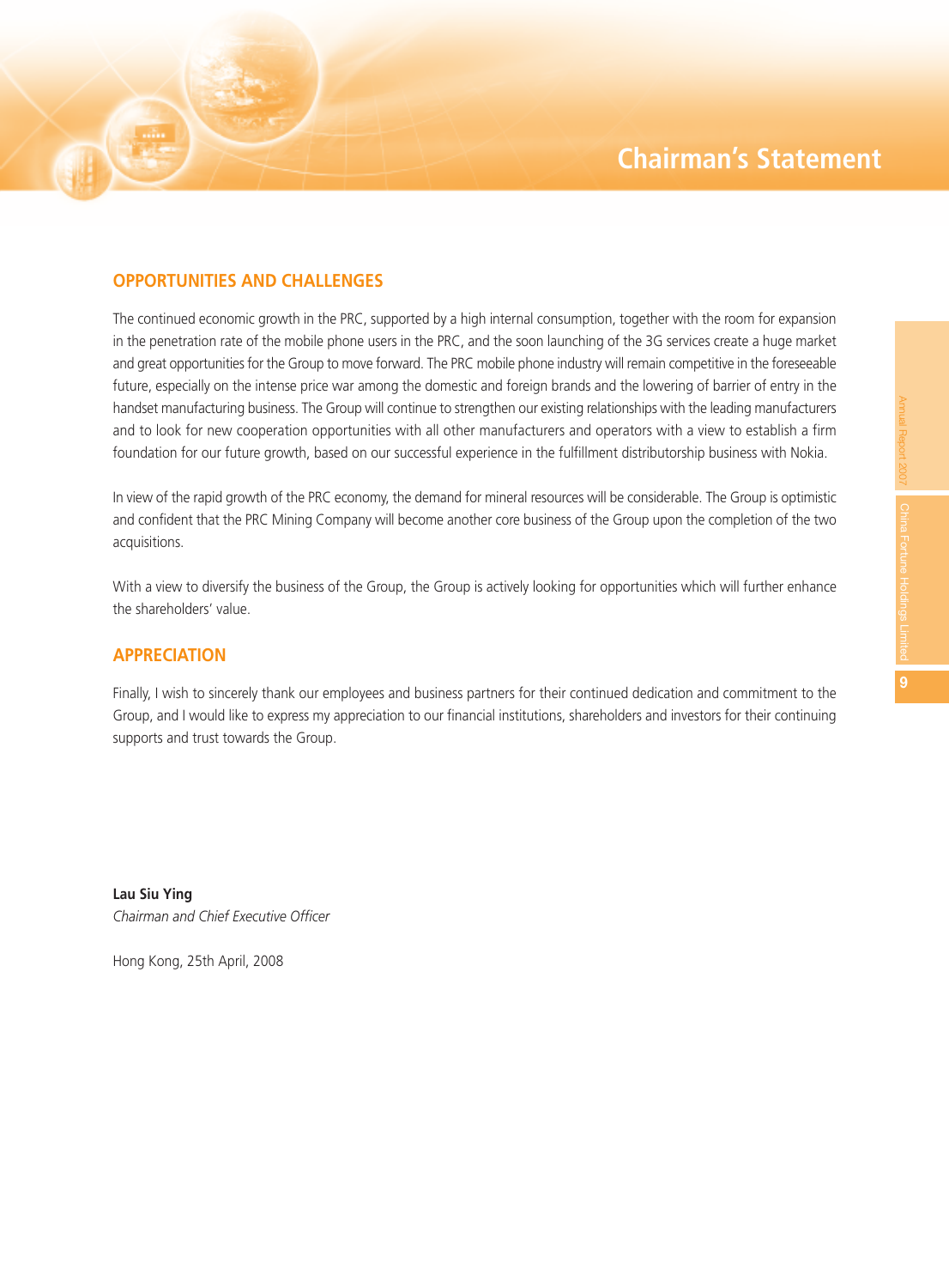## OPPORTUNITIES AND CHALLENGES

The continued economic growth in the PRC, supported by a high internal consumption, together with the room for expansion in the penetration rate of the mobile phone users in the PRC, and the soon launching of the 3G services create a huge market and great opportunities for the Group to move forward. The PRC mobile phone industry will remain competitive in the foreseeable future, especially on the intense price war among the domestic and foreign brands and the lowering of barrier of entry in the handset manufacturing business. The Group will continue to strengthen our existing relationships with the leading manufacturers and to look for new cooperation opportunities with all other manufacturers and operators with a view to establish a firm foundation for our future growth, based on our successful experience in the fulfillment distributorship business with Nokia.

In view of the rapid growth of the PRC economy, the demand for mineral resources will be considerable. The Group is optimistic and confident that the PRC Mining Company will become another core business of the Group upon the completion of the two acquisitions.

With a view to diversify the business of the Group, the Group is actively looking for opportunities which will further enhance the shareholders' value.

## APPRECIATION

Finally, I wish to sincerely thank our employees and business partners for their continued dedication and commitment to the Group, and I would like to express my appreciation to our financial institutions, shareholders and investors for their continuing supports and trust towards the Group.

**Lau Siu Ying**
*Chairman and Chief Executive Officer*

Hong Kong, 25th April, 2008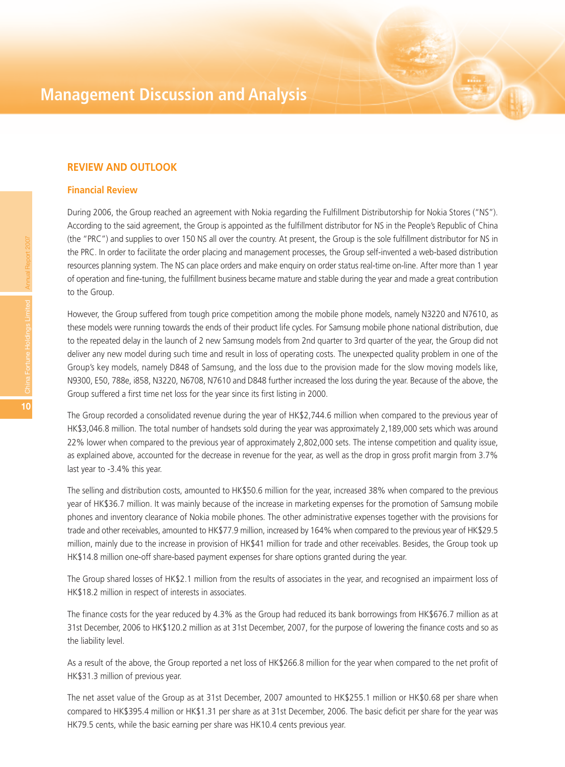# Management Discussion and Analysis

## REVIEW AND OUTLOOK

### Financial Review

During 2006, the Group reached an agreement with Nokia regarding the Fulfillment Distributorship for Nokia Stores ("NS"). According to the said agreement, the Group is appointed as the fulfillment distributor for NS in the People's Republic of China (the "PRC") and supplies to over 150 NS all over the country. At present, the Group is the sole fulfillment distributor for NS in the PRC. In order to facilitate the order placing and management processes, the Group self-invented a web-based distribution resources planning system. The NS can place orders and make enquiry on order status real-time on-line. After more than 1 year of operation and fine-tuning, the fulfillment business became mature and stable during the year and made a great contribution to the Group.

However, the Group suffered from tough price competition among the mobile phone models, namely N3220 and N7610, as these models were running towards the ends of their product life cycles. For Samsung mobile phone national distribution, due to the repeated delay in the launch of 2 new Samsung models from 2nd quarter to 3rd quarter of the year, the Group did not deliver any new model during such time and result in loss of operating costs. The unexpected quality problem in one of the Group's key models, namely D848 of Samsung, and the loss due to the provision made for the slow moving models like, N9300, E50, 788e, i858, N3220, N6708, N7610 and D848 further increased the loss during the year. Because of the above, the Group suffered a first time net loss for the year since its first listing in 2000.

The Group recorded a consolidated revenue during the year of HK$2,744.6 million when compared to the previous year of HK$3,046.8 million. The total number of handsets sold during the year was approximately 2,189,000 sets which was around 22% lower when compared to the previous year of approximately 2,802,000 sets. The intense competition and quality issue, as explained above, accounted for the decrease in revenue for the year, as well as the drop in gross profit margin from 3.7% last year to -3.4% this year.

The selling and distribution costs, amounted to HK$50.6 million for the year, increased 38% when compared to the previous year of HK$36.7 million. It was mainly because of the increase in marketing expenses for the promotion of Samsung mobile phones and inventory clearance of Nokia mobile phones. The other administrative expenses together with the provisions for trade and other receivables, amounted to HK$77.9 million, increased by 164% when compared to the previous year of HK$29.5 million, mainly due to the increase in provision of HK$41 million for trade and other receivables. Besides, the Group took up HK$14.8 million one-off share-based payment expenses for share options granted during the year.

The Group shared losses of HK$2.1 million from the results of associates in the year, and recognised an impairment loss of HK$18.2 million in respect of interests in associates.

The finance costs for the year reduced by 4.3% as the Group had reduced its bank borrowings from HK$676.7 million as at 31st December, 2006 to HK$120.2 million as at 31st December, 2007, for the purpose of lowering the finance costs and so as the liability level.

As a result of the above, the Group reported a net loss of HK$266.8 million for the year when compared to the net profit of HK$31.3 million of previous year.

The net asset value of the Group as at 31st December, 2007 amounted to HK$255.1 million or HK$0.68 per share when compared to HK$395.4 million or HK$1.31 per share as at 31st December, 2006. The basic deficit per share for the year was HK79.5 cents, while the basic earning per share was HK10.4 cents previous year.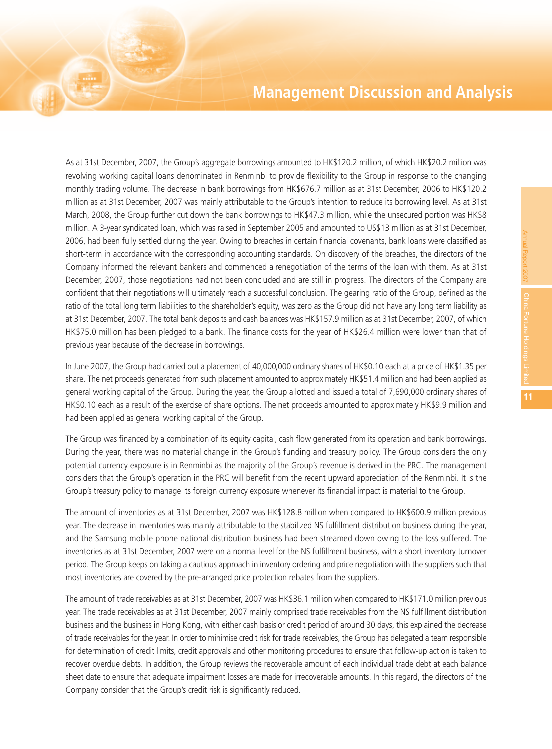# Management Discussion and Analysis

As at 31st December, 2007, the Group's aggregate borrowings amounted to HK$120.2 million, of which HK$20.2 million was revolving working capital loans denominated in Renminbi to provide flexibility to the Group in response to the changing monthly trading volume. The decrease in bank borrowings from HK$676.7 million as at 31st December, 2006 to HK$120.2 million as at 31st December, 2007 was mainly attributable to the Group's intention to reduce its borrowing level. As at 31st March, 2008, the Group further cut down the bank borrowings to HK$47.3 million, while the unsecured portion was HK$8 million. A 3-year syndicated loan, which was raised in September 2005 and amounted to US$13 million as at 31st December, 2006, had been fully settled during the year. Owing to breaches in certain financial covenants, bank loans were classified as short-term in accordance with the corresponding accounting standards. On discovery of the breaches, the directors of the Company informed the relevant bankers and commenced a renegotiation of the terms of the loan with them. As at 31st December, 2007, those negotiations had not been concluded and are still in progress. The directors of the Company are confident that their negotiations will ultimately reach a successful conclusion. The gearing ratio of the Group, defined as the ratio of the total long term liabilities to the shareholder's equity, was zero as the Group did not have any long term liability as at 31st December, 2007. The total bank deposits and cash balances was HK$157.9 million as at 31st December, 2007, of which HK$75.0 million has been pledged to a bank. The finance costs for the year of HK$26.4 million were lower than that of previous year because of the decrease in borrowings.

In June 2007, the Group had carried out a placement of 40,000,000 ordinary shares of HK$0.10 each at a price of HK$1.35 per share. The net proceeds generated from such placement amounted to approximately HK$51.4 million and had been applied as general working capital of the Group. During the year, the Group allotted and issued a total of 7,690,000 ordinary shares of HK$0.10 each as a result of the exercise of share options. The net proceeds amounted to approximately HK$9.9 million and had been applied as general working capital of the Group.

The Group was financed by a combination of its equity capital, cash flow generated from its operation and bank borrowings. During the year, there was no material change in the Group's funding and treasury policy. The Group considers the only potential currency exposure is in Renminbi as the majority of the Group's revenue is derived in the PRC. The management considers that the Group's operation in the PRC will benefit from the recent upward appreciation of the Renminbi. It is the Group's treasury policy to manage its foreign currency exposure whenever its financial impact is material to the Group.

The amount of inventories as at 31st December, 2007 was HK$128.8 million when compared to HK$600.9 million previous year. The decrease in inventories was mainly attributable to the stabilized NS fulfillment distribution business during the year, and the Samsung mobile phone national distribution business had been streamed down owing to the loss suffered. The inventories as at 31st December, 2007 were on a normal level for the NS fulfillment business, with a short inventory turnover period. The Group keeps on taking a cautious approach in inventory ordering and price negotiation with the suppliers such that most inventories are covered by the pre-arranged price protection rebates from the suppliers.

The amount of trade receivables as at 31st December, 2007 was HK$36.1 million when compared to HK$171.0 million previous year. The trade receivables as at 31st December, 2007 mainly comprised trade receivables from the NS fulfillment distribution business and the business in Hong Kong, with either cash basis or credit period of around 30 days, this explained the decrease of trade receivables for the year. In order to minimise credit risk for trade receivables, the Group has delegated a team responsible for determination of credit limits, credit approvals and other monitoring procedures to ensure that follow-up action is taken to recover overdue debts. In addition, the Group reviews the recoverable amount of each individual trade debt at each balance sheet date to ensure that adequate impairment losses are made for irrecoverable amounts. In this regard, the directors of the Company consider that the Group's credit risk is significantly reduced.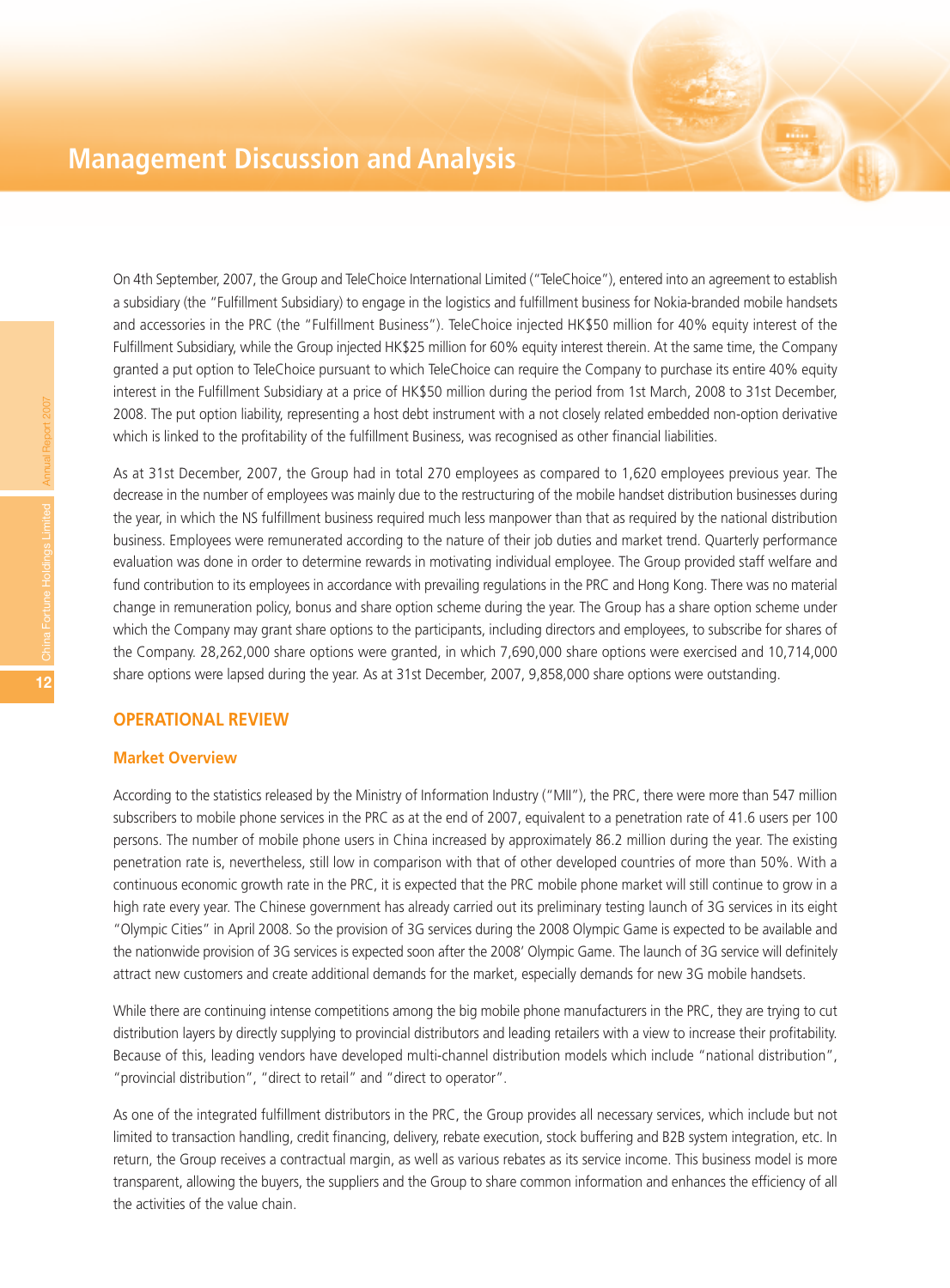On 4th September, 2007, the Group and TeleChoice International Limited ("TeleChoice"), entered into an agreement to establish a subsidiary (the "Fulfillment Subsidiary) to engage in the logistics and fulfillment business for Nokia-branded mobile handsets and accessories in the PRC (the "Fulfillment Business"). TeleChoice injected HK$50 million for 40% equity interest of the Fulfillment Subsidiary, while the Group injected HK$25 million for 60% equity interest therein. At the same time, the Company granted a put option to TeleChoice pursuant to which TeleChoice can require the Company to purchase its entire 40% equity interest in the Fulfillment Subsidiary at a price of HK$50 million during the period from 1st March, 2008 to 31st December, 2008. The put option liability, representing a host debt instrument with a not closely related embedded non-option derivative which is linked to the profitability of the fulfillment Business, was recognised as other financial liabilities.

As at 31st December, 2007, the Group had in total 270 employees as compared to 1,620 employees previous year. The decrease in the number of employees was mainly due to the restructuring of the mobile handset distribution businesses during the year, in which the NS fulfillment business required much less manpower than that as required by the national distribution business. Employees were remunerated according to the nature of their job duties and market trend. Quarterly performance evaluation was done in order to determine rewards in motivating individual employee. The Group provided staff welfare and fund contribution to its employees in accordance with prevailing regulations in the PRC and Hong Kong. There was no material change in remuneration policy, bonus and share option scheme during the year. The Group has a share option scheme under which the Company may grant share options to the participants, including directors and employees, to subscribe for shares of the Company. 28,262,000 share options were granted, in which 7,690,000 share options were exercised and 10,714,000 share options were lapsed during the year. As at 31st December, 2007, 9,858,000 share options were outstanding.

## OPERATIONAL REVIEW

### Market Overview

According to the statistics released by the Ministry of Information Industry ("MII"), the PRC, there were more than 547 million subscribers to mobile phone services in the PRC as at the end of 2007, equivalent to a penetration rate of 41.6 users per 100 persons. The number of mobile phone users in China increased by approximately 86.2 million during the year. The existing penetration rate is, nevertheless, still low in comparison with that of other developed countries of more than 50%. With a continuous economic growth rate in the PRC, it is expected that the PRC mobile phone market will still continue to grow in a high rate every year. The Chinese government has already carried out its preliminary testing launch of 3G services in its eight "Olympic Cities" in April 2008. So the provision of 3G services during the 2008 Olympic Game is expected to be available and the nationwide provision of 3G services is expected soon after the 2008' Olympic Game. The launch of 3G service will definitely attract new customers and create additional demands for the market, especially demands for new 3G mobile handsets.

While there are continuing intense competitions among the big mobile phone manufacturers in the PRC, they are trying to cut distribution layers by directly supplying to provincial distributors and leading retailers with a view to increase their profitability. Because of this, leading vendors have developed multi-channel distribution models which include "national distribution", "provincial distribution", "direct to retail" and "direct to operator".

As one of the integrated fulfillment distributors in the PRC, the Group provides all necessary services, which include but not limited to transaction handling, credit financing, delivery, rebate execution, stock buffering and B2B system integration, etc. In return, the Group receives a contractual margin, as well as various rebates as its service income. This business model is more transparent, allowing the buyers, the suppliers and the Group to share common information and enhances the efficiency of all the activities of the value chain.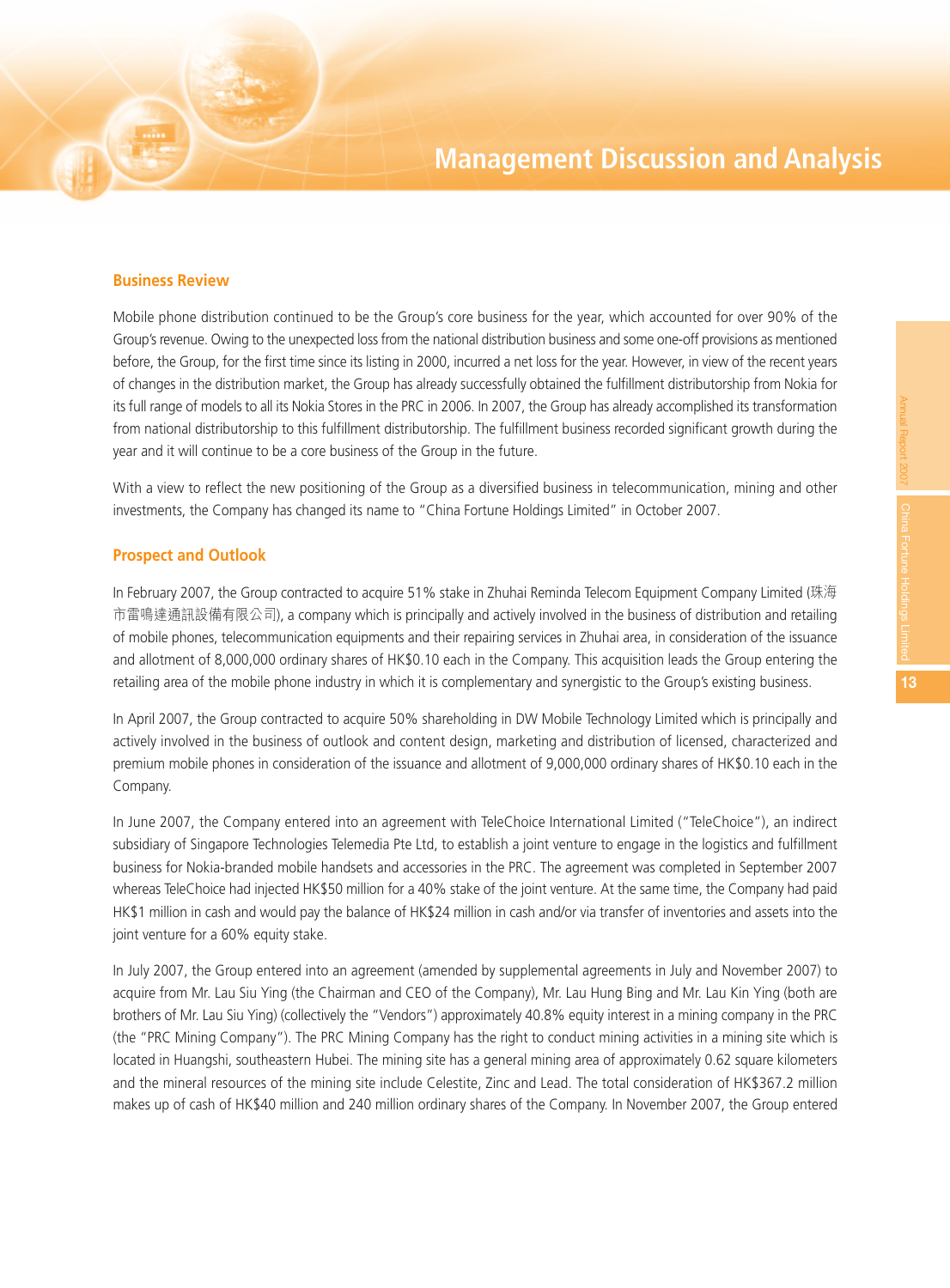# Management Discussion and Analysis

## Business Review

Mobile phone distribution continued to be the Group's core business for the year, which accounted for over 90% of the Group's revenue. Owing to the unexpected loss from the national distribution business and some one-off provisions as mentioned before, the Group, for the first time since its listing in 2000, incurred a net loss for the year. However, in view of the recent years of changes in the distribution market, the Group has already successfully obtained the fulfillment distributorship from Nokia for its full range of models to all its Nokia Stores in the PRC in 2006. In 2007, the Group has already accomplished its transformation from national distributorship to this fulfillment distributorship. The fulfillment business recorded significant growth during the year and it will continue to be a core business of the Group in the future.

With a view to reflect the new positioning of the Group as a diversified business in telecommunication, mining and other investments, the Company has changed its name to "China Fortune Holdings Limited" in October 2007.

## Prospect and Outlook

In February 2007, the Group contracted to acquire 51% stake in Zhuhai Reminda Telecom Equipment Company Limited (珠海市雷鳴達通訊設備有限公司), a company which is principally and actively involved in the business of distribution and retailing of mobile phones, telecommunication equipments and their repairing services in Zhuhai area, in consideration of the issuance and allotment of 8,000,000 ordinary shares of HK$0.10 each in the Company. This acquisition leads the Group entering the retailing area of the mobile phone industry in which it is complementary and synergistic to the Group's existing business.

In April 2007, the Group contracted to acquire 50% shareholding in DW Mobile Technology Limited which is principally and actively involved in the business of outlook and content design, marketing and distribution of licensed, characterized and premium mobile phones in consideration of the issuance and allotment of 9,000,000 ordinary shares of HK$0.10 each in the Company.

In June 2007, the Company entered into an agreement with TeleChoice International Limited ("TeleChoice"), an indirect subsidiary of Singapore Technologies Telemedia Pte Ltd, to establish a joint venture to engage in the logistics and fulfillment business for Nokia-branded mobile handsets and accessories in the PRC. The agreement was completed in September 2007 whereas TeleChoice had injected HK$50 million for a 40% stake of the joint venture. At the same time, the Company had paid HK$1 million in cash and would pay the balance of HK$24 million in cash and/or via transfer of inventories and assets into the joint venture for a 60% equity stake.

In July 2007, the Group entered into an agreement (amended by supplemental agreements in July and November 2007) to acquire from Mr. Lau Siu Ying (the Chairman and CEO of the Company), Mr. Lau Hung Bing and Mr. Lau Kin Ying (both are brothers of Mr. Lau Siu Ying) (collectively the "Vendors") approximately 40.8% equity interest in a mining company in the PRC (the "PRC Mining Company"). The PRC Mining Company has the right to conduct mining activities in a mining site which is located in Huangshi, southeastern Hubei. The mining site has a general mining area of approximately 0.62 square kilometers and the mineral resources of the mining site include Celestite, Zinc and Lead. The total consideration of HK$367.2 million makes up of cash of HK$40 million and 240 million ordinary shares of the Company. In November 2007, the Group entered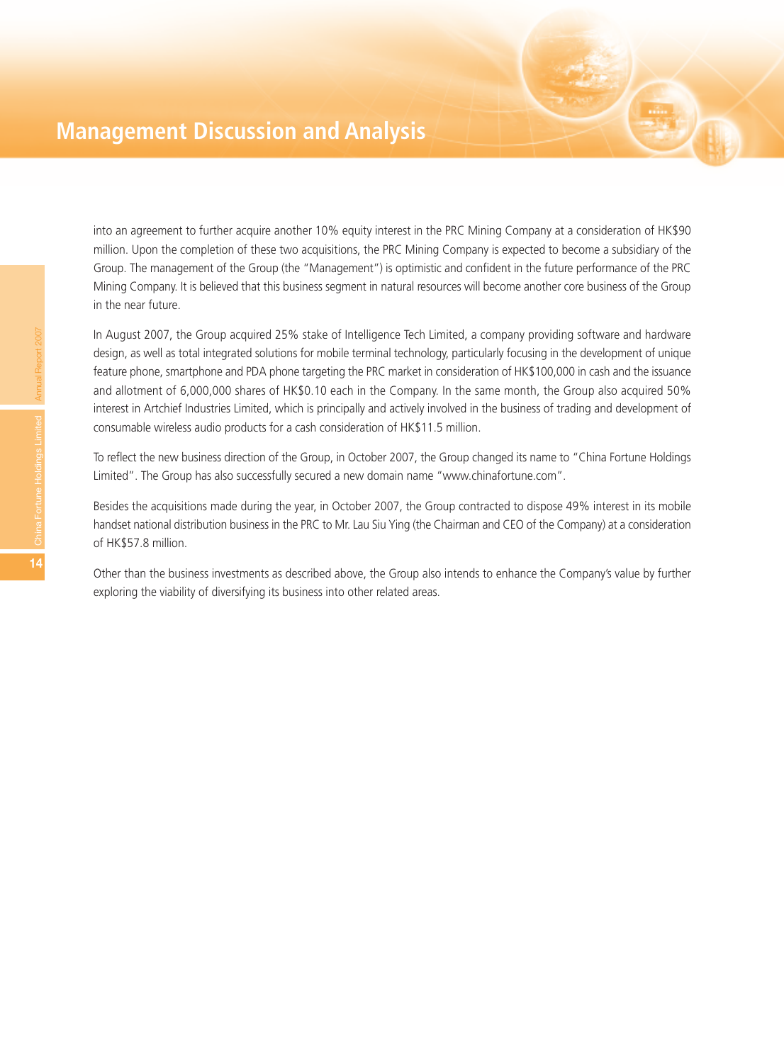# Management Discussion and Analysis

into an agreement to further acquire another 10% equity interest in the PRC Mining Company at a consideration of HK$90 million. Upon the completion of these two acquisitions, the PRC Mining Company is expected to become a subsidiary of the Group. The management of the Group (the "Management") is optimistic and confident in the future performance of the PRC Mining Company. It is believed that this business segment in natural resources will become another core business of the Group in the near future.

In August 2007, the Group acquired 25% stake of Intelligence Tech Limited, a company providing software and hardware design, as well as total integrated solutions for mobile terminal technology, particularly focusing in the development of unique feature phone, smartphone and PDA phone targeting the PRC market in consideration of HK$100,000 in cash and the issuance and allotment of 6,000,000 shares of HK$0.10 each in the Company. In the same month, the Group also acquired 50% interest in Artchief Industries Limited, which is principally and actively involved in the business of trading and development of consumable wireless audio products for a cash consideration of HK$11.5 million.

To reflect the new business direction of the Group, in October 2007, the Group changed its name to "China Fortune Holdings Limited". The Group has also successfully secured a new domain name "www.chinafortune.com".

Besides the acquisitions made during the year, in October 2007, the Group contracted to dispose 49% interest in its mobile handset national distribution business in the PRC to Mr. Lau Siu Ying (the Chairman and CEO of the Company) at a consideration of HK$57.8 million.

Other than the business investments as described above, the Group also intends to enhance the Company's value by further exploring the viability of diversifying its business into other related areas.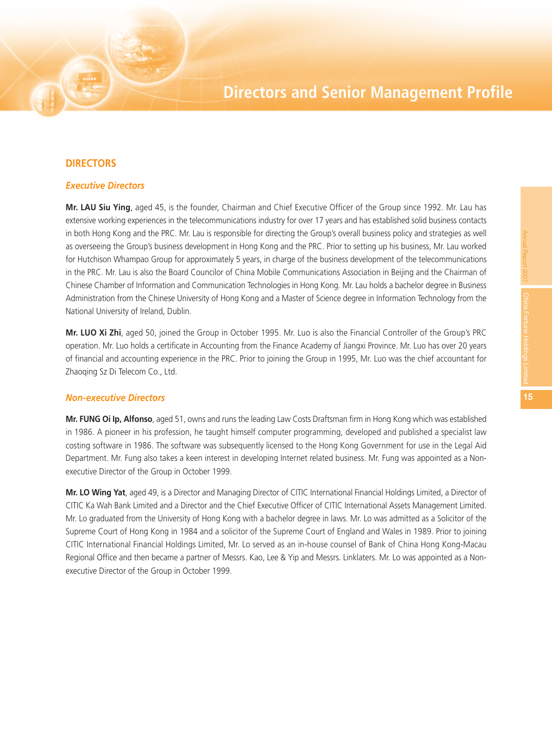# Directors and Senior Management Profile

## DIRECTORS

### *Executive Directors*

**Mr. LAU Siu Ying**, aged 45, is the founder, Chairman and Chief Executive Officer of the Group since 1992. Mr. Lau has extensive working experiences in the telecommunications industry for over 17 years and has established solid business contacts in both Hong Kong and the PRC. Mr. Lau is responsible for directing the Group's overall business policy and strategies as well as overseeing the Group's business development in Hong Kong and the PRC. Prior to setting up his business, Mr. Lau worked for Hutchison Whampao Group for approximately 5 years, in charge of the business development of the telecommunications in the PRC. Mr. Lau is also the Board Councilor of China Mobile Communications Association in Beijing and the Chairman of Chinese Chamber of Information and Communication Technologies in Hong Kong. Mr. Lau holds a bachelor degree in Business Administration from the Chinese University of Hong Kong and a Master of Science degree in Information Technology from the National University of Ireland, Dublin.

**Mr. LUO Xi Zhi**, aged 50, joined the Group in October 1995. Mr. Luo is also the Financial Controller of the Group's PRC operation. Mr. Luo holds a certificate in Accounting from the Finance Academy of Jiangxi Province. Mr. Luo has over 20 years of financial and accounting experience in the PRC. Prior to joining the Group in 1995, Mr. Luo was the chief accountant for Zhaoqing Sz Di Telecom Co., Ltd.

### *Non-executive Directors*

**Mr. FUNG Oi Ip, Alfonso**, aged 51, owns and runs the leading Law Costs Draftsman firm in Hong Kong which was established in 1986. A pioneer in his profession, he taught himself computer programming, developed and published a specialist law costing software in 1986. The software was subsequently licensed to the Hong Kong Government for use in the Legal Aid Department. Mr. Fung also takes a keen interest in developing Internet related business. Mr. Fung was appointed as a Non-executive Director of the Group in October 1999.

**Mr. LO Wing Yat**, aged 49, is a Director and Managing Director of CITIC International Financial Holdings Limited, a Director of CITIC Ka Wah Bank Limited and a Director and the Chief Executive Officer of CITIC International Assets Management Limited. Mr. Lo graduated from the University of Hong Kong with a bachelor degree in laws. Mr. Lo was admitted as a Solicitor of the Supreme Court of Hong Kong in 1984 and a solicitor of the Supreme Court of England and Wales in 1989. Prior to joining CITIC International Financial Holdings Limited, Mr. Lo served as an in-house counsel of Bank of China Hong Kong-Macau Regional Office and then became a partner of Messrs. Kao, Lee & Yip and Messrs. Linklaters. Mr. Lo was appointed as a Non-executive Director of the Group in October 1999.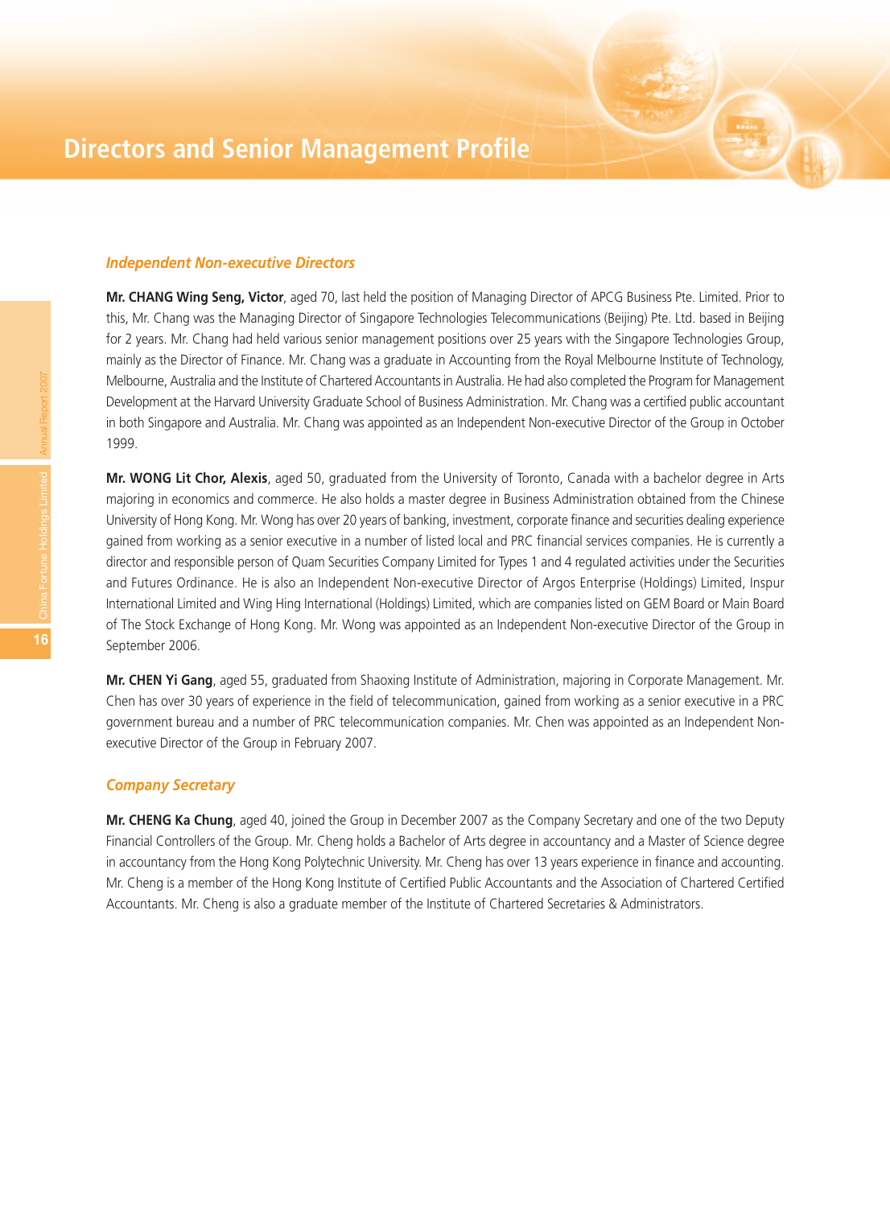# Directors and Senior Management Profile

### *Independent Non-executive Directors*

**Mr. CHANG Wing Seng, Victor**, aged 70, last held the position of Managing Director of APCG Business Pte. Limited. Prior to this, Mr. Chang was the Managing Director of Singapore Technologies Telecommunications (Beijing) Pte. Ltd. based in Beijing for 2 years. Mr. Chang had held various senior management positions over 25 years with the Singapore Technologies Group, mainly as the Director of Finance. Mr. Chang was a graduate in Accounting from the Royal Melbourne Institute of Technology, Melbourne, Australia and the Institute of Chartered Accountants in Australia. He had also completed the Program for Management Development at the Harvard University Graduate School of Business Administration. Mr. Chang was a certified public accountant in both Singapore and Australia. Mr. Chang was appointed as an Independent Non-executive Director of the Group in October 1999.

**Mr. WONG Lit Chor, Alexis**, aged 50, graduated from the University of Toronto, Canada with a bachelor degree in Arts majoring in economics and commerce. He also holds a master degree in Business Administration obtained from the Chinese University of Hong Kong. Mr. Wong has over 20 years of banking, investment, corporate finance and securities dealing experience gained from working as a senior executive in a number of listed local and PRC financial services companies. He is currently a director and responsible person of Quam Securities Company Limited for Types 1 and 4 regulated activities under the Securities and Futures Ordinance. He is also an Independent Non-executive Director of Argos Enterprise (Holdings) Limited, Inspur International Limited and Wing Hing International (Holdings) Limited, which are companies listed on GEM Board or Main Board of The Stock Exchange of Hong Kong. Mr. Wong was appointed as an Independent Non-executive Director of the Group in September 2006.

**Mr. CHEN Yi Gang**, aged 55, graduated from Shaoxing Institute of Administration, majoring in Corporate Management. Mr. Chen has over 30 years of experience in the field of telecommunication, gained from working as a senior executive in a PRC government bureau and a number of PRC telecommunication companies. Mr. Chen was appointed as an Independent Non-executive Director of the Group in February 2007.

### *Company Secretary*

**Mr. CHENG Ka Chung**, aged 40, joined the Group in December 2007 as the Company Secretary and one of the two Deputy Financial Controllers of the Group. Mr. Cheng holds a Bachelor of Arts degree in accountancy and a Master of Science degree in accountancy from the Hong Kong Polytechnic University. Mr. Cheng has over 13 years experience in finance and accounting. Mr. Cheng is a member of the Hong Kong Institute of Certified Public Accountants and the Association of Chartered Certified Accountants. Mr. Cheng is also a graduate member of the Institute of Chartered Secretaries & Administrators.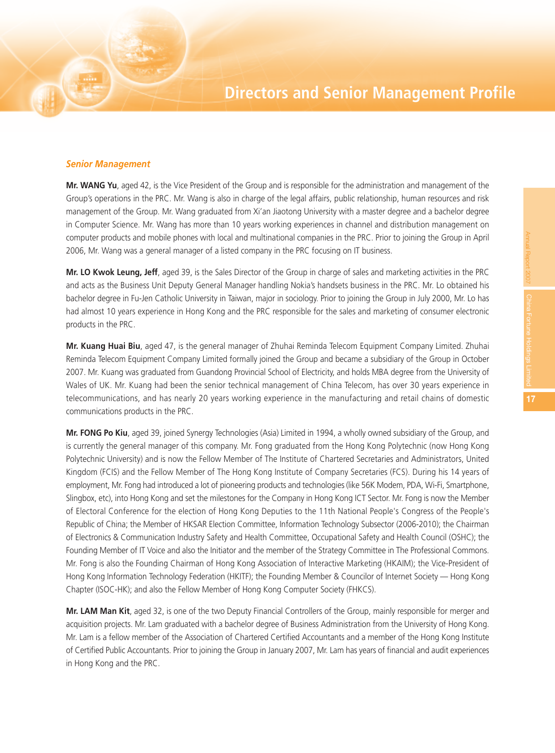# Directors and Senior Management Profile

### *Senior Management*

**Mr. WANG Yu**, aged 42, is the Vice President of the Group and is responsible for the administration and management of the Group's operations in the PRC. Mr. Wang is also in charge of the legal affairs, public relationship, human resources and risk management of the Group. Mr. Wang graduated from Xi'an Jiaotong University with a master degree and a bachelor degree in Computer Science. Mr. Wang has more than 10 years working experiences in channel and distribution management on computer products and mobile phones with local and multinational companies in the PRC. Prior to joining the Group in April 2006, Mr. Wang was a general manager of a listed company in the PRC focusing on IT business.

**Mr. LO Kwok Leung, Jeff**, aged 39, is the Sales Director of the Group in charge of sales and marketing activities in the PRC and acts as the Business Unit Deputy General Manager handling Nokia's handsets business in the PRC. Mr. Lo obtained his bachelor degree in Fu-Jen Catholic University in Taiwan, major in sociology. Prior to joining the Group in July 2000, Mr. Lo has had almost 10 years experience in Hong Kong and the PRC responsible for the sales and marketing of consumer electronic products in the PRC.

**Mr. Kuang Huai Biu**, aged 47, is the general manager of Zhuhai Reminda Telecom Equipment Company Limited. Zhuhai Reminda Telecom Equipment Company Limited formally joined the Group and became a subsidiary of the Group in October 2007. Mr. Kuang was graduated from Guandong Provincial School of Electricity, and holds MBA degree from the University of Wales of UK. Mr. Kuang had been the senior technical management of China Telecom, has over 30 years experience in telecommunications, and has nearly 20 years working experience in the manufacturing and retail chains of domestic communications products in the PRC.

**Mr. FONG Po Kiu**, aged 39, joined Synergy Technologies (Asia) Limited in 1994, a wholly owned subsidiary of the Group, and is currently the general manager of this company. Mr. Fong graduated from the Hong Kong Polytechnic (now Hong Kong Polytechnic University) and is now the Fellow Member of The Institute of Chartered Secretaries and Administrators, United Kingdom (FCIS) and the Fellow Member of The Hong Kong Institute of Company Secretaries (FCS). During his 14 years of employment, Mr. Fong had introduced a lot of pioneering products and technologies (like 56K Modem, PDA, Wi-Fi, Smartphone, Slingbox, etc), into Hong Kong and set the milestones for the Company in Hong Kong ICT Sector. Mr. Fong is now the Member of Electoral Conference for the election of Hong Kong Deputies to the 11th National People's Congress of the People's Republic of China; the Member of HKSAR Election Committee, Information Technology Subsector (2006-2010); the Chairman of Electronics & Communication Industry Safety and Health Committee, Occupational Safety and Health Council (OSHC); the Founding Member of IT Voice and also the Initiator and the member of the Strategy Committee in The Professional Commons. Mr. Fong is also the Founding Chairman of Hong Kong Association of Interactive Marketing (HKAIM); the Vice-President of Hong Kong Information Technology Federation (HKITF); the Founding Member & Councilor of Internet Society — Hong Kong Chapter (ISOC-HK); and also the Fellow Member of Hong Kong Computer Society (FHKCS).

**Mr. LAM Man Kit**, aged 32, is one of the two Deputy Financial Controllers of the Group, mainly responsible for merger and acquisition projects. Mr. Lam graduated with a bachelor degree of Business Administration from the University of Hong Kong. Mr. Lam is a fellow member of the Association of Chartered Certified Accountants and a member of the Hong Kong Institute of Certified Public Accountants. Prior to joining the Group in January 2007, Mr. Lam has years of financial and audit experiences in Hong Kong and the PRC.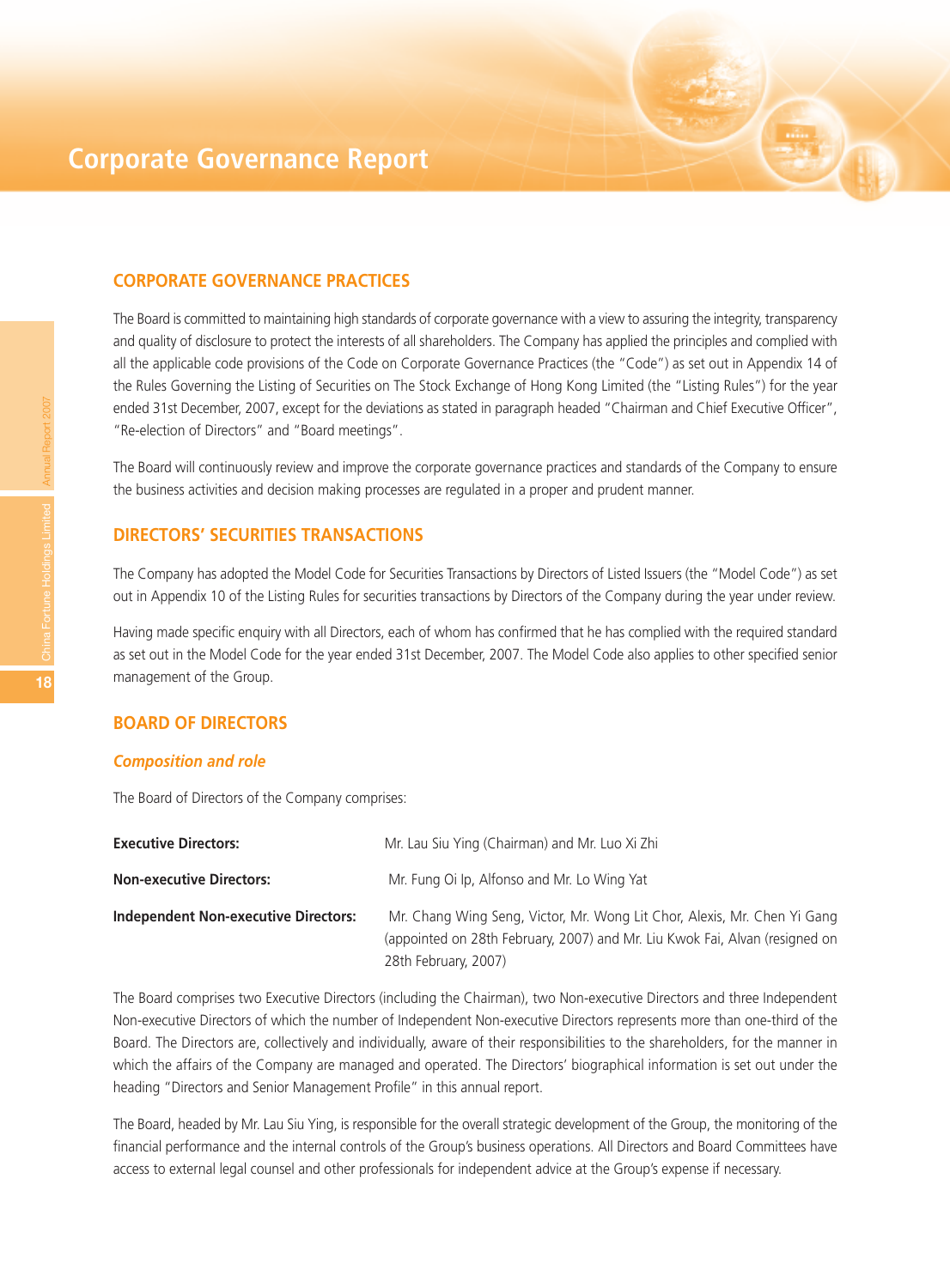# Corporate Governance Report

## CORPORATE GOVERNANCE PRACTICES

The Board is committed to maintaining high standards of corporate governance with a view to assuring the integrity, transparency and quality of disclosure to protect the interests of all shareholders. The Company has applied the principles and complied with all the applicable code provisions of the Code on Corporate Governance Practices (the "Code") as set out in Appendix 14 of the Rules Governing the Listing of Securities on The Stock Exchange of Hong Kong Limited (the "Listing Rules") for the year ended 31st December, 2007, except for the deviations as stated in paragraph headed "Chairman and Chief Executive Officer", "Re-election of Directors" and "Board meetings".

The Board will continuously review and improve the corporate governance practices and standards of the Company to ensure the business activities and decision making processes are regulated in a proper and prudent manner.

## DIRECTORS' SECURITIES TRANSACTIONS

The Company has adopted the Model Code for Securities Transactions by Directors of Listed Issuers (the "Model Code") as set out in Appendix 10 of the Listing Rules for securities transactions by Directors of the Company during the year under review.

Having made specific enquiry with all Directors, each of whom has confirmed that he has complied with the required standard as set out in the Model Code for the year ended 31st December, 2007. The Model Code also applies to other specified senior management of the Group.

## BOARD OF DIRECTORS

### *Composition and role*

The Board of Directors of the Company comprises:

| | |
|---|---|
| **Executive Directors:** | Mr. Lau Siu Ying (Chairman) and Mr. Luo Xi Zhi |
| **Non-executive Directors:** | Mr. Fung Oi Ip, Alfonso and Mr. Lo Wing Yat |
| **Independent Non-executive Directors:** | Mr. Chang Wing Seng, Victor, Mr. Wong Lit Chor, Alexis, Mr. Chen Yi Gang (appointed on 28th February, 2007) and Mr. Liu Kwok Fai, Alvan (resigned on 28th February, 2007) |

The Board comprises two Executive Directors (including the Chairman), two Non-executive Directors and three Independent Non-executive Directors of which the number of Independent Non-executive Directors represents more than one-third of the Board. The Directors are, collectively and individually, aware of their responsibilities to the shareholders, for the manner in which the affairs of the Company are managed and operated. The Directors' biographical information is set out under the heading "Directors and Senior Management Profile" in this annual report.

The Board, headed by Mr. Lau Siu Ying, is responsible for the overall strategic development of the Group, the monitoring of the financial performance and the internal controls of the Group's business operations. All Directors and Board Committees have access to external legal counsel and other professionals for independent advice at the Group's expense if necessary.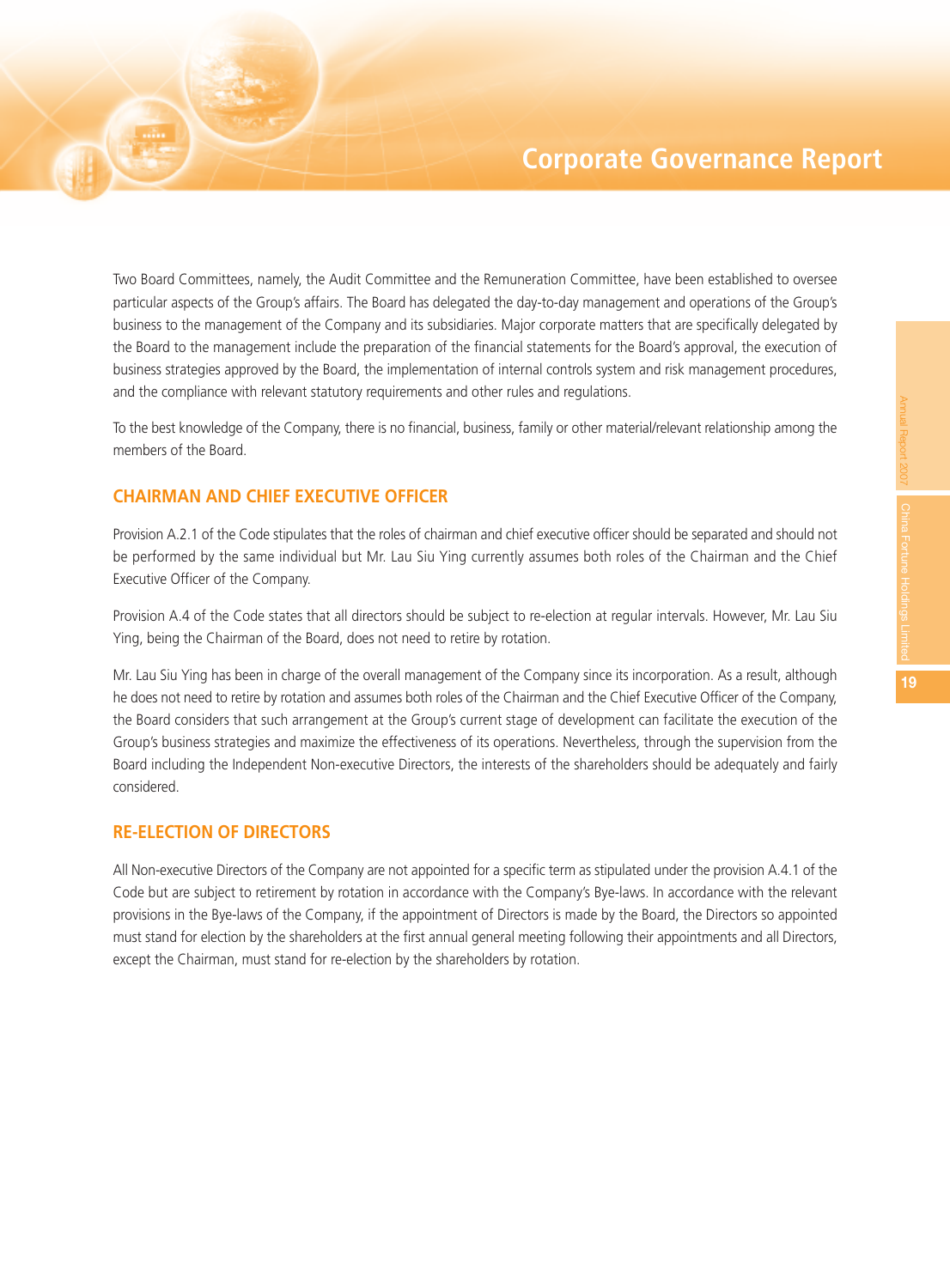Two Board Committees, namely, the Audit Committee and the Remuneration Committee, have been established to oversee particular aspects of the Group's affairs. The Board has delegated the day-to-day management and operations of the Group's business to the management of the Company and its subsidiaries. Major corporate matters that are specifically delegated by the Board to the management include the preparation of the financial statements for the Board's approval, the execution of business strategies approved by the Board, the implementation of internal controls system and risk management procedures, and the compliance with relevant statutory requirements and other rules and regulations.

To the best knowledge of the Company, there is no financial, business, family or other material/relevant relationship among the members of the Board.

## CHAIRMAN AND CHIEF EXECUTIVE OFFICER

Provision A.2.1 of the Code stipulates that the roles of chairman and chief executive officer should be separated and should not be performed by the same individual but Mr. Lau Siu Ying currently assumes both roles of the Chairman and the Chief Executive Officer of the Company.

Provision A.4 of the Code states that all directors should be subject to re-election at regular intervals. However, Mr. Lau Siu Ying, being the Chairman of the Board, does not need to retire by rotation.

Mr. Lau Siu Ying has been in charge of the overall management of the Company since its incorporation. As a result, although he does not need to retire by rotation and assumes both roles of the Chairman and the Chief Executive Officer of the Company, the Board considers that such arrangement at the Group's current stage of development can facilitate the execution of the Group's business strategies and maximize the effectiveness of its operations. Nevertheless, through the supervision from the Board including the Independent Non-executive Directors, the interests of the shareholders should be adequately and fairly considered.

## RE-ELECTION OF DIRECTORS

All Non-executive Directors of the Company are not appointed for a specific term as stipulated under the provision A.4.1 of the Code but are subject to retirement by rotation in accordance with the Company's Bye-laws. In accordance with the relevant provisions in the Bye-laws of the Company, if the appointment of Directors is made by the Board, the Directors so appointed must stand for election by the shareholders at the first annual general meeting following their appointments and all Directors, except the Chairman, must stand for re-election by the shareholders by rotation.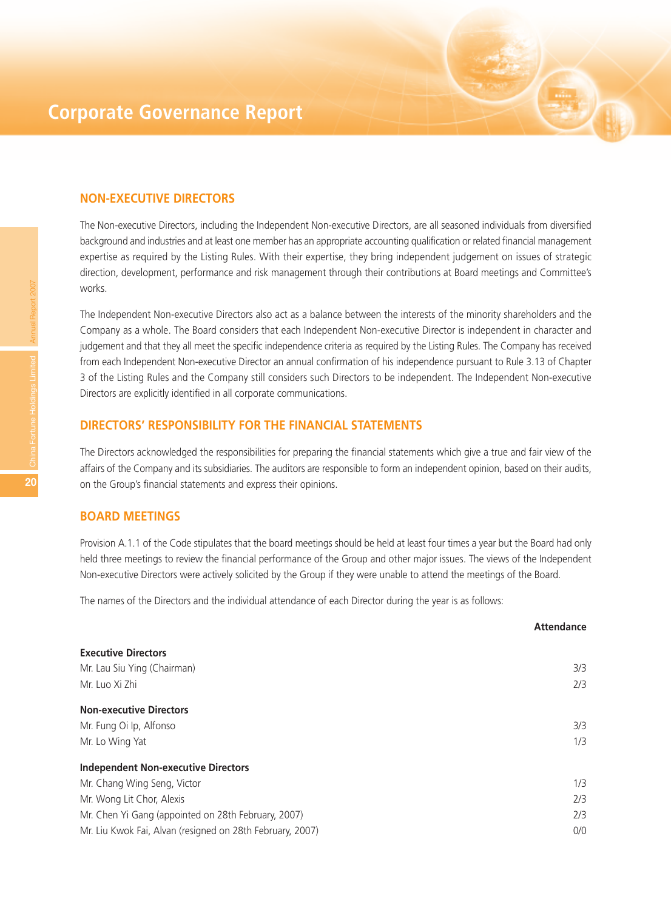# Corporate Governance Report

## NON-EXECUTIVE DIRECTORS

The Non-executive Directors, including the Independent Non-executive Directors, are all seasoned individuals from diversified background and industries and at least one member has an appropriate accounting qualification or related financial management expertise as required by the Listing Rules. With their expertise, they bring independent judgement on issues of strategic direction, development, performance and risk management through their contributions at Board meetings and Committee's works.

The Independent Non-executive Directors also act as a balance between the interests of the minority shareholders and the Company as a whole. The Board considers that each Independent Non-executive Director is independent in character and judgement and that they all meet the specific independence criteria as required by the Listing Rules. The Company has received from each Independent Non-executive Director an annual confirmation of his independence pursuant to Rule 3.13 of Chapter 3 of the Listing Rules and the Company still considers such Directors to be independent. The Independent Non-executive Directors are explicitly identified in all corporate communications.

## DIRECTORS' RESPONSIBILITY FOR THE FINANCIAL STATEMENTS

The Directors acknowledged the responsibilities for preparing the financial statements which give a true and fair view of the affairs of the Company and its subsidiaries. The auditors are responsible to form an independent opinion, based on their audits, on the Group's financial statements and express their opinions.

## BOARD MEETINGS

Provision A.1.1 of the Code stipulates that the board meetings should be held at least four times a year but the Board had only held three meetings to review the financial performance of the Group and other major issues. The views of the Independent Non-executive Directors were actively solicited by the Group if they were unable to attend the meetings of the Board.

The names of the Directors and the individual attendance of each Director during the year is as follows:

| | Attendance |
|---|---|
| **Executive Directors** | |
| Mr. Lau Siu Ying (Chairman) | 3/3 |
| Mr. Luo Xi Zhi | 2/3 |
| **Non-executive Directors** | |
| Mr. Fung Oi Ip, Alfonso | 3/3 |
| Mr. Lo Wing Yat | 1/3 |
| **Independent Non-executive Directors** | |
| Mr. Chang Wing Seng, Victor | 1/3 |
| Mr. Wong Lit Chor, Alexis | 2/3 |
| Mr. Chen Yi Gang (appointed on 28th February, 2007) | 2/3 |
| Mr. Liu Kwok Fai, Alvan (resigned on 28th February, 2007) | 0/0 |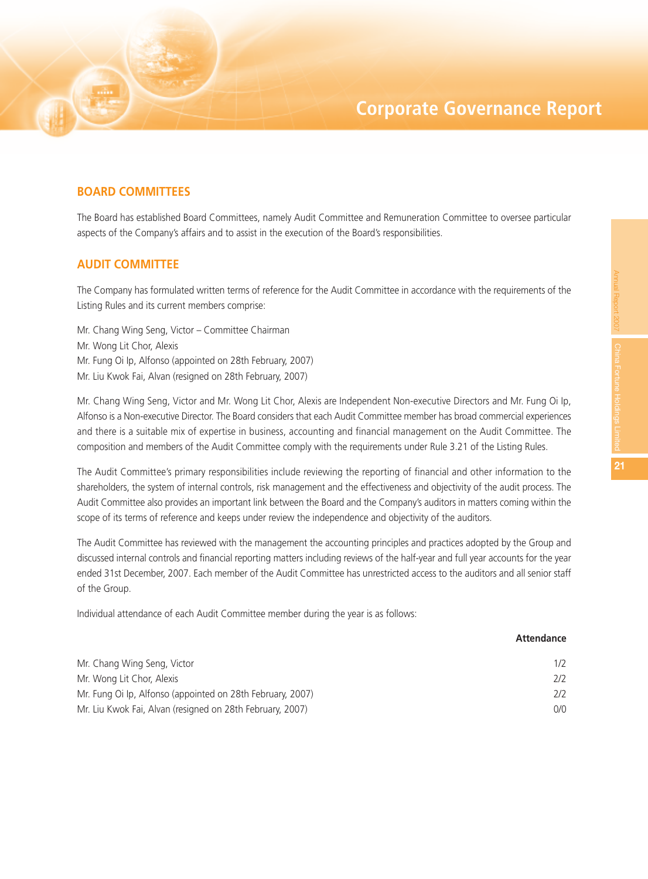## BOARD COMMITTEES

The Board has established Board Committees, namely Audit Committee and Remuneration Committee to oversee particular aspects of the Company's affairs and to assist in the execution of the Board's responsibilities.

## AUDIT COMMITTEE

The Company has formulated written terms of reference for the Audit Committee in accordance with the requirements of the Listing Rules and its current members comprise:

Mr. Chang Wing Seng, Victor – Committee Chairman
Mr. Wong Lit Chor, Alexis
Mr. Fung Oi Ip, Alfonso (appointed on 28th February, 2007)
Mr. Liu Kwok Fai, Alvan (resigned on 28th February, 2007)

Mr. Chang Wing Seng, Victor and Mr. Wong Lit Chor, Alexis are Independent Non-executive Directors and Mr. Fung Oi Ip, Alfonso is a Non-executive Director. The Board considers that each Audit Committee member has broad commercial experiences and there is a suitable mix of expertise in business, accounting and financial management on the Audit Committee. The composition and members of the Audit Committee comply with the requirements under Rule 3.21 of the Listing Rules.

The Audit Committee's primary responsibilities include reviewing the reporting of financial and other information to the shareholders, the system of internal controls, risk management and the effectiveness and objectivity of the audit process. The Audit Committee also provides an important link between the Board and the Company's auditors in matters coming within the scope of its terms of reference and keeps under review the independence and objectivity of the auditors.

The Audit Committee has reviewed with the management the accounting principles and practices adopted by the Group and discussed internal controls and financial reporting matters including reviews of the half-year and full year accounts for the year ended 31st December, 2007. Each member of the Audit Committee has unrestricted access to the auditors and all senior staff of the Group.

Individual attendance of each Audit Committee member during the year is as follows:

| | **Attendance** |
|---|---|
| Mr. Chang Wing Seng, Victor | 1/2 |
| Mr. Wong Lit Chor, Alexis | 2/2 |
| Mr. Fung Oi Ip, Alfonso (appointed on 28th February, 2007) | 2/2 |
| Mr. Liu Kwok Fai, Alvan (resigned on 28th February, 2007) | 0/0 |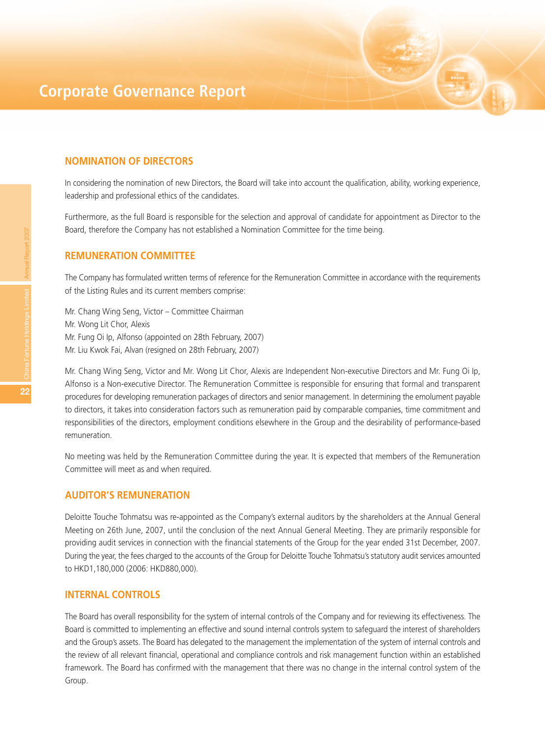# Corporate Governance Report

## NOMINATION OF DIRECTORS

In considering the nomination of new Directors, the Board will take into account the qualification, ability, working experience, leadership and professional ethics of the candidates.

Furthermore, as the full Board is responsible for the selection and approval of candidate for appointment as Director to the Board, therefore the Company has not established a Nomination Committee for the time being.

## REMUNERATION COMMITTEE

The Company has formulated written terms of reference for the Remuneration Committee in accordance with the requirements of the Listing Rules and its current members comprise:

Mr. Chang Wing Seng, Victor – Committee Chairman
Mr. Wong Lit Chor, Alexis
Mr. Fung Oi Ip, Alfonso (appointed on 28th February, 2007)
Mr. Liu Kwok Fai, Alvan (resigned on 28th February, 2007)

Mr. Chang Wing Seng, Victor and Mr. Wong Lit Chor, Alexis are Independent Non-executive Directors and Mr. Fung Oi Ip, Alfonso is a Non-executive Director. The Remuneration Committee is responsible for ensuring that formal and transparent procedures for developing remuneration packages of directors and senior management. In determining the emolument payable to directors, it takes into consideration factors such as remuneration paid by comparable companies, time commitment and responsibilities of the directors, employment conditions elsewhere in the Group and the desirability of performance-based remuneration.

No meeting was held by the Remuneration Committee during the year. It is expected that members of the Remuneration Committee will meet as and when required.

## AUDITOR'S REMUNERATION

Deloitte Touche Tohmatsu was re-appointed as the Company's external auditors by the shareholders at the Annual General Meeting on 26th June, 2007, until the conclusion of the next Annual General Meeting. They are primarily responsible for providing audit services in connection with the financial statements of the Group for the year ended 31st December, 2007. During the year, the fees charged to the accounts of the Group for Deloitte Touche Tohmatsu's statutory audit services amounted to HKD1,180,000 (2006: HKD880,000).

## INTERNAL CONTROLS

The Board has overall responsibility for the system of internal controls of the Company and for reviewing its effectiveness. The Board is committed to implementing an effective and sound internal controls system to safeguard the interest of shareholders and the Group's assets. The Board has delegated to the management the implementation of the system of internal controls and the review of all relevant financial, operational and compliance controls and risk management function within an established framework. The Board has confirmed with the management that there was no change in the internal control system of the Group.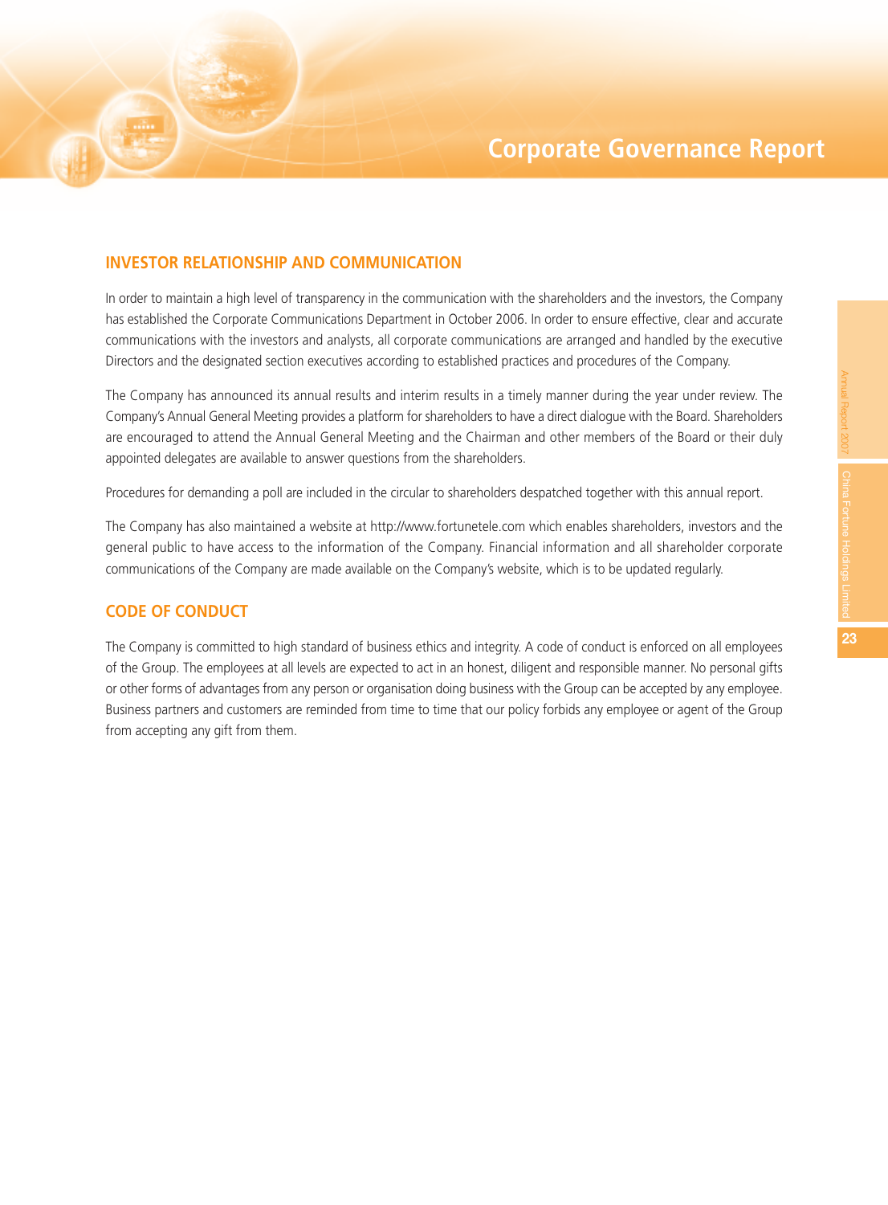# Corporate Governance Report

## INVESTOR RELATIONSHIP AND COMMUNICATION

In order to maintain a high level of transparency in the communication with the shareholders and the investors, the Company has established the Corporate Communications Department in October 2006. In order to ensure effective, clear and accurate communications with the investors and analysts, all corporate communications are arranged and handled by the executive Directors and the designated section executives according to established practices and procedures of the Company.

The Company has announced its annual results and interim results in a timely manner during the year under review. The Company's Annual General Meeting provides a platform for shareholders to have a direct dialogue with the Board. Shareholders are encouraged to attend the Annual General Meeting and the Chairman and other members of the Board or their duly appointed delegates are available to answer questions from the shareholders.

Procedures for demanding a poll are included in the circular to shareholders despatched together with this annual report.

The Company has also maintained a website at http://www.fortunetele.com which enables shareholders, investors and the general public to have access to the information of the Company. Financial information and all shareholder corporate communications of the Company are made available on the Company's website, which is to be updated regularly.

## CODE OF CONDUCT

The Company is committed to high standard of business ethics and integrity. A code of conduct is enforced on all employees of the Group. The employees at all levels are expected to act in an honest, diligent and responsible manner. No personal gifts or other forms of advantages from any person or organisation doing business with the Group can be accepted by any employee. Business partners and customers are reminded from time to time that our policy forbids any employee or agent of the Group from accepting any gift from them.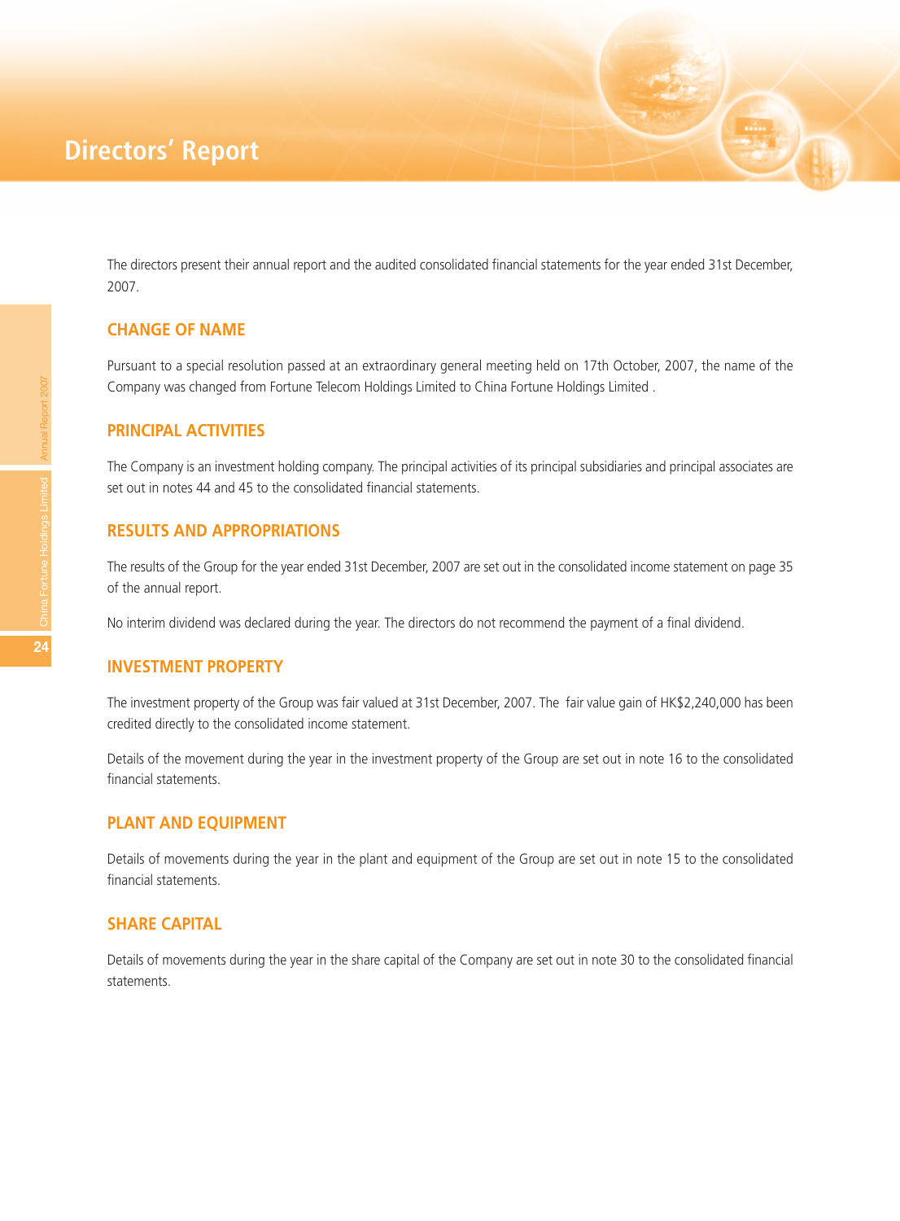# Directors' Report

The directors present their annual report and the audited consolidated financial statements for the year ended 31st December, 2007.

## CHANGE OF NAME

Pursuant to a special resolution passed at an extraordinary general meeting held on 17th October, 2007, the name of the Company was changed from Fortune Telecom Holdings Limited to China Fortune Holdings Limited .

## PRINCIPAL ACTIVITIES

The Company is an investment holding company. The principal activities of its principal subsidiaries and principal associates are set out in notes 44 and 45 to the consolidated financial statements.

## RESULTS AND APPROPRIATIONS

The results of the Group for the year ended 31st December, 2007 are set out in the consolidated income statement on page 35 of the annual report.

No interim dividend was declared during the year. The directors do not recommend the payment of a final dividend.

## INVESTMENT PROPERTY

The investment property of the Group was fair valued at 31st December, 2007. The fair value gain of HK$2,240,000 has been credited directly to the consolidated income statement.

Details of the movement during the year in the investment property of the Group are set out in note 16 to the consolidated financial statements.

## PLANT AND EQUIPMENT

Details of movements during the year in the plant and equipment of the Group are set out in note 15 to the consolidated financial statements.

## SHARE CAPITAL

Details of movements during the year in the share capital of the Company are set out in note 30 to the consolidated financial statements.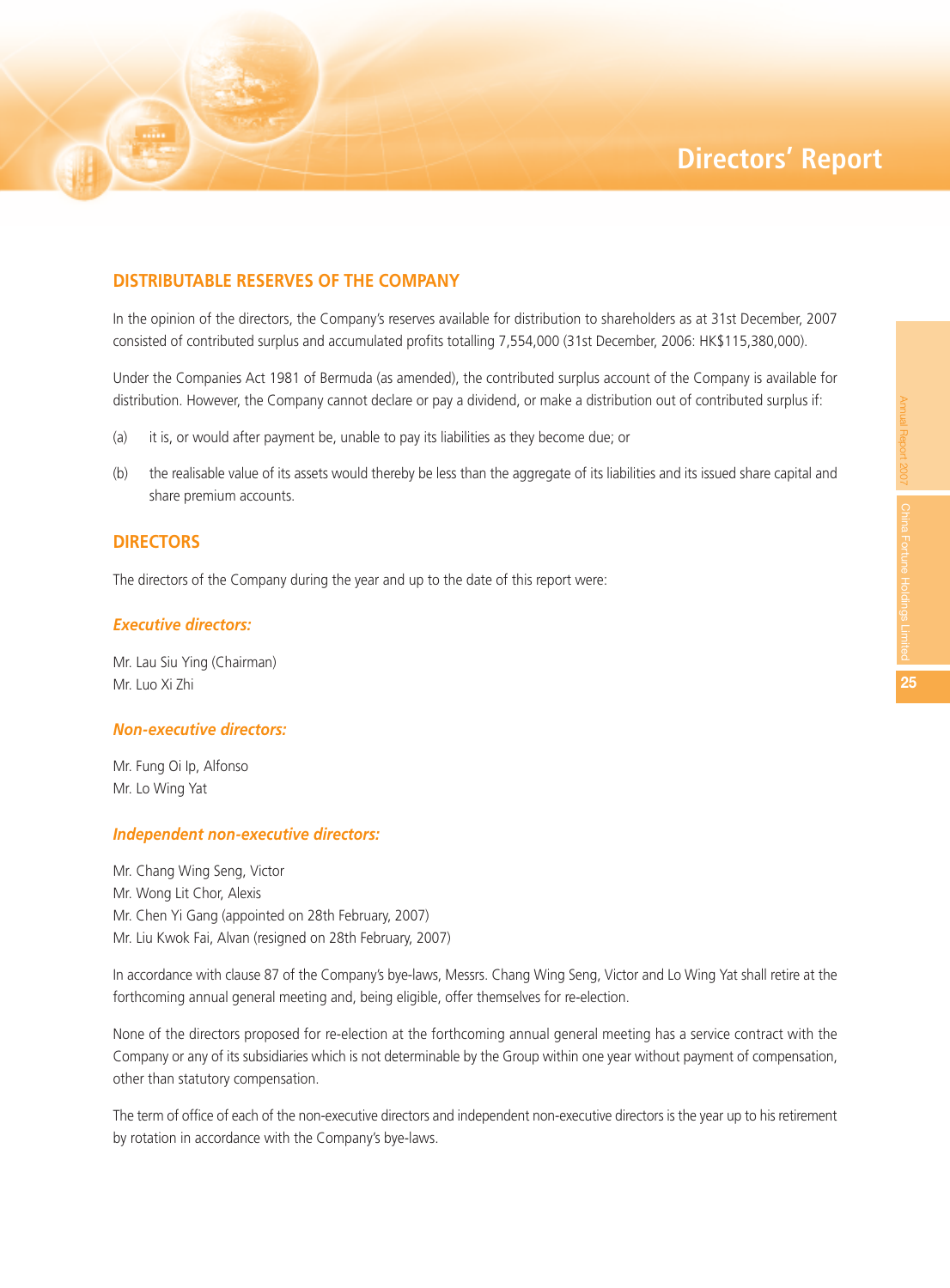# Directors' Report

## DISTRIBUTABLE RESERVES OF THE COMPANY

In the opinion of the directors, the Company's reserves available for distribution to shareholders as at 31st December, 2007 consisted of contributed surplus and accumulated profits totalling 7,554,000 (31st December, 2006: HK$115,380,000).

Under the Companies Act 1981 of Bermuda (as amended), the contributed surplus account of the Company is available for distribution. However, the Company cannot declare or pay a dividend, or make a distribution out of contributed surplus if:

(a) it is, or would after payment be, unable to pay its liabilities as they become due; or

(b) the realisable value of its assets would thereby be less than the aggregate of its liabilities and its issued share capital and share premium accounts.

## DIRECTORS

The directors of the Company during the year and up to the date of this report were:

### *Executive directors:*

Mr. Lau Siu Ying (Chairman)
Mr. Luo Xi Zhi

### *Non-executive directors:*

Mr. Fung Oi Ip, Alfonso
Mr. Lo Wing Yat

### *Independent non-executive directors:*

Mr. Chang Wing Seng, Victor
Mr. Wong Lit Chor, Alexis
Mr. Chen Yi Gang (appointed on 28th February, 2007)
Mr. Liu Kwok Fai, Alvan (resigned on 28th February, 2007)

In accordance with clause 87 of the Company's bye-laws, Messrs. Chang Wing Seng, Victor and Lo Wing Yat shall retire at the forthcoming annual general meeting and, being eligible, offer themselves for re-election.

None of the directors proposed for re-election at the forthcoming annual general meeting has a service contract with the Company or any of its subsidiaries which is not determinable by the Group within one year without payment of compensation, other than statutory compensation.

The term of office of each of the non-executive directors and independent non-executive directors is the year up to his retirement by rotation in accordance with the Company's bye-laws.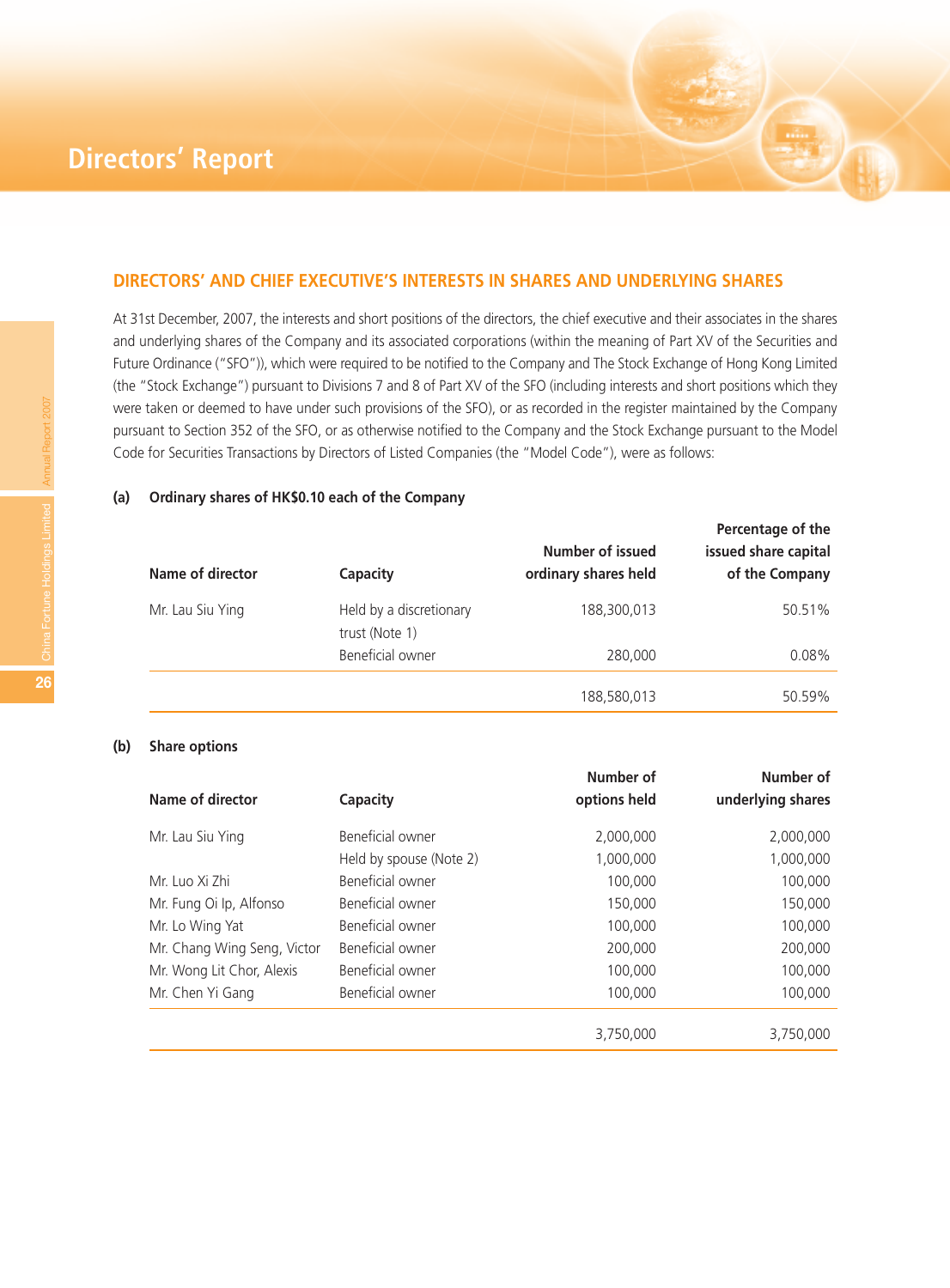# Directors' Report

## DIRECTORS' AND CHIEF EXECUTIVE'S INTERESTS IN SHARES AND UNDERLYING SHARES

At 31st December, 2007, the interests and short positions of the directors, the chief executive and their associates in the shares and underlying shares of the Company and its associated corporations (within the meaning of Part XV of the Securities and Future Ordinance ("SFO")), which were required to be notified to the Company and The Stock Exchange of Hong Kong Limited (the "Stock Exchange") pursuant to Divisions 7 and 8 of Part XV of the SFO (including interests and short positions which they were taken or deemed to have under such provisions of the SFO), or as recorded in the register maintained by the Company pursuant to Section 352 of the SFO, or as otherwise notified to the Company and the Stock Exchange pursuant to the Model Code for Securities Transactions by Directors of Listed Companies (the "Model Code"), were as follows:

### (a) Ordinary shares of HK$0.10 each of the Company

| Name of director | Capacity | Number of issued ordinary shares held | Percentage of the issued share capital of the Company |
|---|---|---|---|
| Mr. Lau Siu Ying | Held by a discretionary trust (Note 1) | 188,300,013 | 50.51% |
| | Beneficial owner | 280,000 | 0.08% |
| | | 188,580,013 | 50.59% |

### (b) Share options

| Name of director | Capacity | Number of options held | Number of underlying shares |
|---|---|---|---|
| Mr. Lau Siu Ying | Beneficial owner | 2,000,000 | 2,000,000 |
| | Held by spouse (Note 2) | 1,000,000 | 1,000,000 |
| Mr. Luo Xi Zhi | Beneficial owner | 100,000 | 100,000 |
| Mr. Fung Oi Ip, Alfonso | Beneficial owner | 150,000 | 150,000 |
| Mr. Lo Wing Yat | Beneficial owner | 100,000 | 100,000 |
| Mr. Chang Wing Seng, Victor | Beneficial owner | 200,000 | 200,000 |
| Mr. Wong Lit Chor, Alexis | Beneficial owner | 100,000 | 100,000 |
| Mr. Chen Yi Gang | Beneficial owner | 100,000 | 100,000 |
| | | 3,750,000 | 3,750,000 |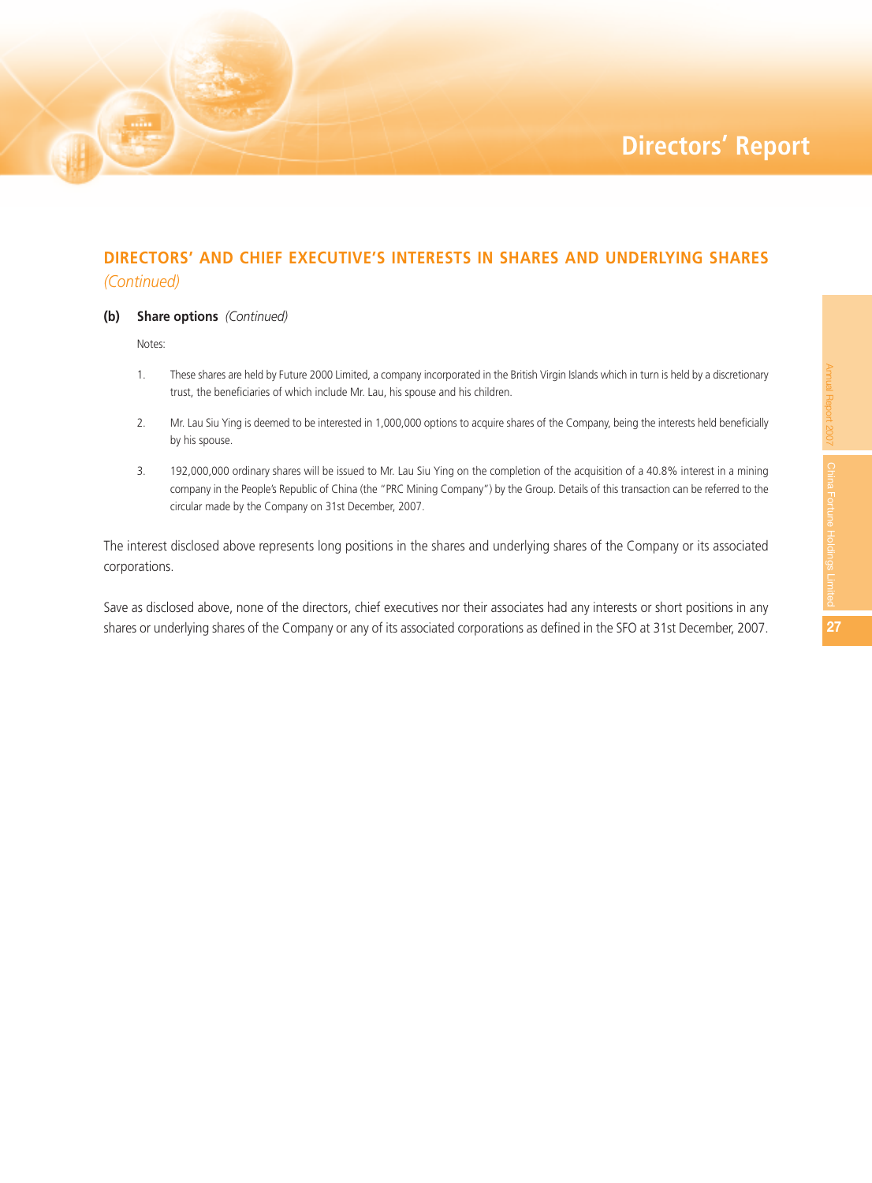## DIRECTORS' AND CHIEF EXECUTIVE'S INTERESTS IN SHARES AND UNDERLYING SHARES *(Continued)*

### (b) Share options *(Continued)*

Notes:

1. These shares are held by Future 2000 Limited, a company incorporated in the British Virgin Islands which in turn is held by a discretionary trust, the beneficiaries of which include Mr. Lau, his spouse and his children.

2. Mr. Lau Siu Ying is deemed to be interested in 1,000,000 options to acquire shares of the Company, being the interests held beneficially by his spouse.

3. 192,000,000 ordinary shares will be issued to Mr. Lau Siu Ying on the completion of the acquisition of a 40.8% interest in a mining company in the People's Republic of China (the "PRC Mining Company") by the Group. Details of this transaction can be referred to the circular made by the Company on 31st December, 2007.

The interest disclosed above represents long positions in the shares and underlying shares of the Company or its associated corporations.

Save as disclosed above, none of the directors, chief executives nor their associates had any interests or short positions in any shares or underlying shares of the Company or any of its associated corporations as defined in the SFO at 31st December, 2007.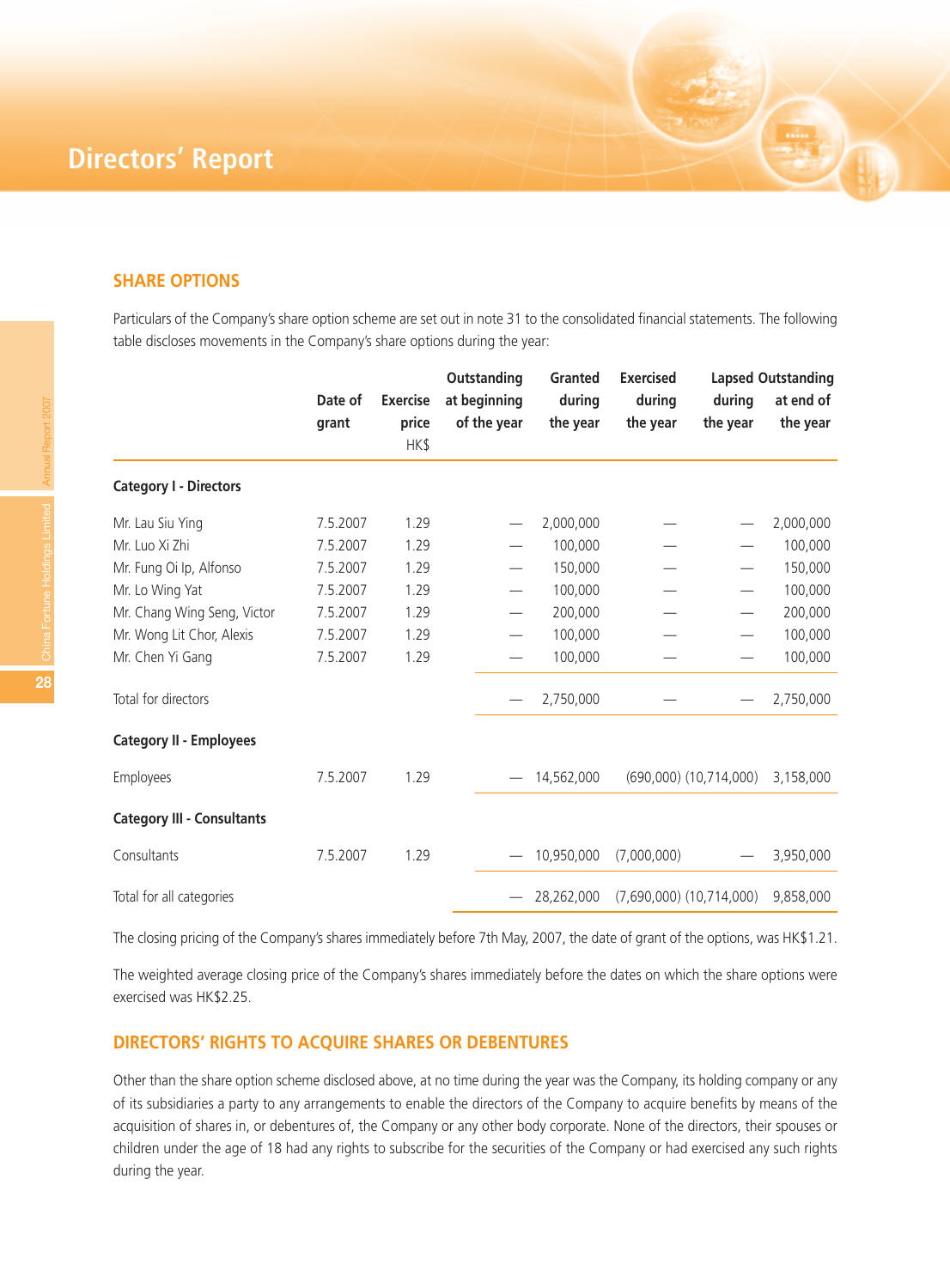# Directors' Report

## SHARE OPTIONS

Particulars of the Company's share option scheme are set out in note 31 to the consolidated financial statements. The following table discloses movements in the Company's share options during the year:

| | Date of grant | Exercise price HK$ | Outstanding at beginning of the year | Granted during the year | Exercised during the year | Lapsed during the year | Outstanding at end of the year |
|---|---|---|---|---|---|---|---|
| **Category I - Directors** | | | | | | | |
| Mr. Lau Siu Ying | 7.5.2007 | 1.29 | — | 2,000,000 | — | — | 2,000,000 |
| Mr. Luo Xi Zhi | 7.5.2007 | 1.29 | — | 100,000 | — | — | 100,000 |
| Mr. Fung Oi Ip, Alfonso | 7.5.2007 | 1.29 | — | 150,000 | — | — | 150,000 |
| Mr. Lo Wing Yat | 7.5.2007 | 1.29 | — | 100,000 | — | — | 100,000 |
| Mr. Chang Wing Seng, Victor | 7.5.2007 | 1.29 | — | 200,000 | — | — | 200,000 |
| Mr. Wong Lit Chor, Alexis | 7.5.2007 | 1.29 | — | 100,000 | — | — | 100,000 |
| Mr. Chen Yi Gang | 7.5.2007 | 1.29 | — | 100,000 | — | — | 100,000 |
| Total for directors | | | — | 2,750,000 | — | — | 2,750,000 |
| **Category II - Employees** | | | | | | | |
| Employees | 7.5.2007 | 1.29 | — | 14,562,000 | (690,000) | (10,714,000) | 3,158,000 |
| **Category III - Consultants** | | | | | | | |
| Consultants | 7.5.2007 | 1.29 | — | 10,950,000 | (7,000,000) | — | 3,950,000 |
| Total for all categories | | | — | 28,262,000 | (7,690,000) | (10,714,000) | 9,858,000 |

The closing pricing of the Company's shares immediately before 7th May, 2007, the date of grant of the options, was HK$1.21.

The weighted average closing price of the Company's shares immediately before the dates on which the share options were exercised was HK$2.25.

## DIRECTORS' RIGHTS TO ACQUIRE SHARES OR DEBENTURES

Other than the share option scheme disclosed above, at no time during the year was the Company, its holding company or any of its subsidiaries a party to any arrangements to enable the directors of the Company to acquire benefits by means of the acquisition of shares in, or debentures of, the Company or any other body corporate. None of the directors, their spouses or children under the age of 18 had any rights to subscribe for the securities of the Company or had exercised any such rights during the year.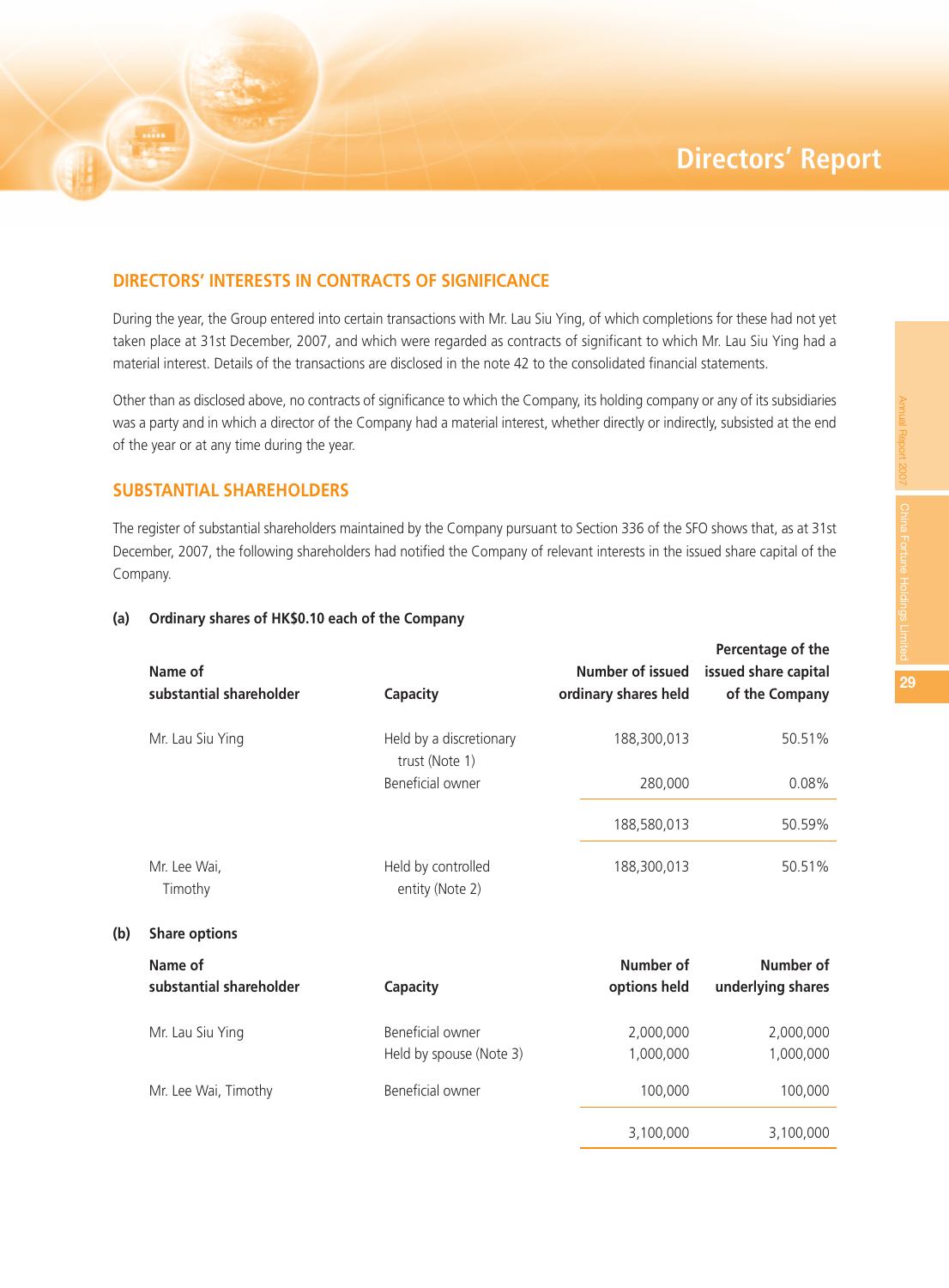## DIRECTORS' INTERESTS IN CONTRACTS OF SIGNIFICANCE

During the year, the Group entered into certain transactions with Mr. Lau Siu Ying, of which completions for these had not yet taken place at 31st December, 2007, and which were regarded as contracts of significant to which Mr. Lau Siu Ying had a material interest. Details of the transactions are disclosed in the note 42 to the consolidated financial statements.

Other than as disclosed above, no contracts of significance to which the Company, its holding company or any of its subsidiaries was a party and in which a director of the Company had a material interest, whether directly or indirectly, subsisted at the end of the year or at any time during the year.

## SUBSTANTIAL SHAREHOLDERS

The register of substantial shareholders maintained by the Company pursuant to Section 336 of the SFO shows that, as at 31st December, 2007, the following shareholders had notified the Company of relevant interests in the issued share capital of the Company.

**(a) Ordinary shares of HK$0.10 each of the Company**

| Name of substantial shareholder | Capacity | Number of issued ordinary shares held | Percentage of the issued share capital of the Company |
|---|---|---|---|
| Mr. Lau Siu Ying | Held by a discretionary trust (Note 1) | 188,300,013 | 50.51% |
| | Beneficial owner | 280,000 | 0.08% |
| | | 188,580,013 | 50.59% |
| Mr. Lee Wai, Timothy | Held by controlled entity (Note 2) | 188,300,013 | 50.51% |

**(b) Share options**

| Name of substantial shareholder | Capacity | Number of options held | Number of underlying shares |
|---|---|---|---|
| Mr. Lau Siu Ying | Beneficial owner | 2,000,000 | 2,000,000 |
| | Held by spouse (Note 3) | 1,000,000 | 1,000,000 |
| Mr. Lee Wai, Timothy | Beneficial owner | 100,000 | 100,000 |
| | | 3,100,000 | 3,100,000 |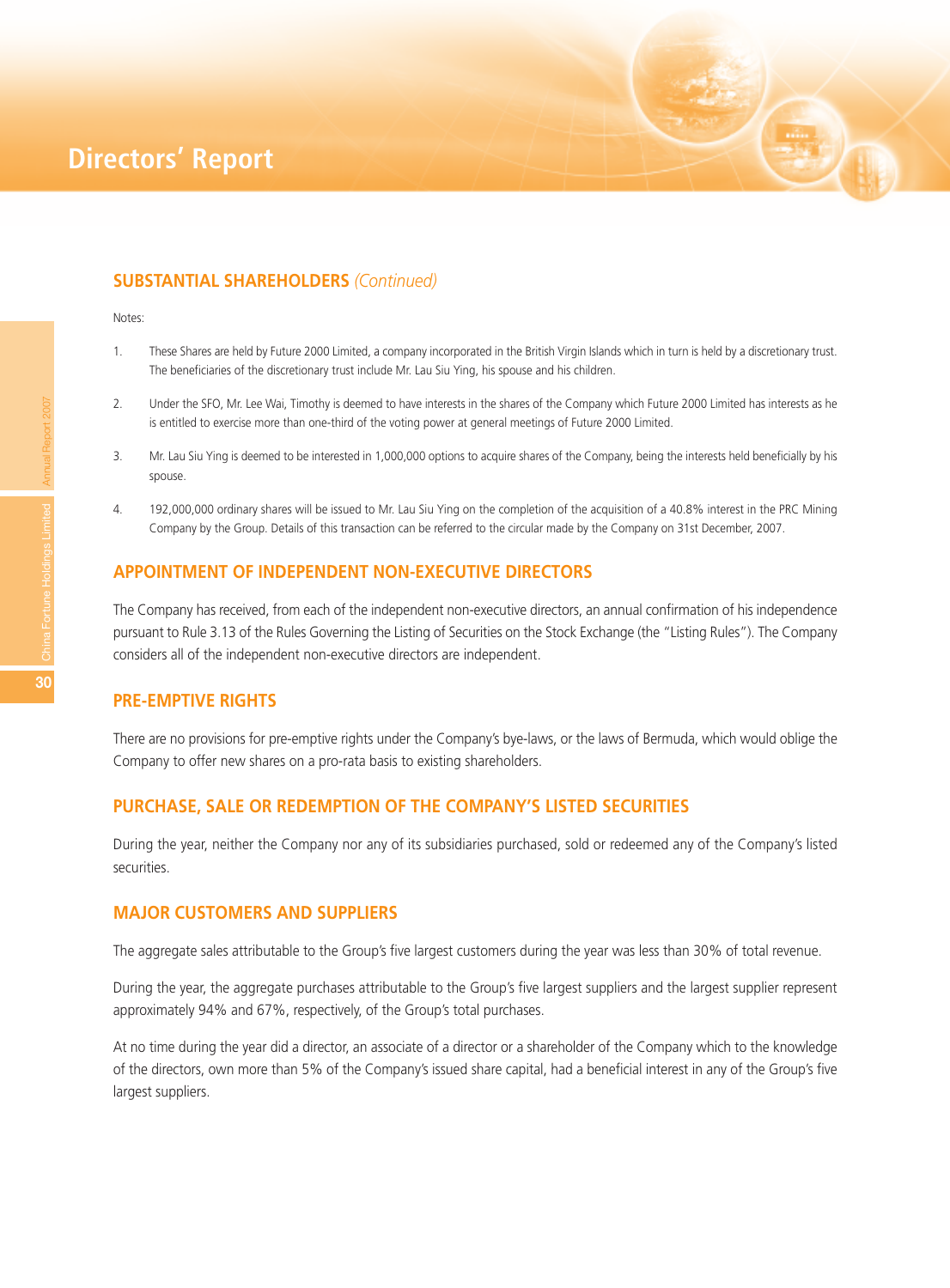## SUBSTANTIAL SHAREHOLDERS *(Continued)*

Notes:

1. These Shares are held by Future 2000 Limited, a company incorporated in the British Virgin Islands which in turn is held by a discretionary trust. The beneficiaries of the discretionary trust include Mr. Lau Siu Ying, his spouse and his children.

2. Under the SFO, Mr. Lee Wai, Timothy is deemed to have interests in the shares of the Company which Future 2000 Limited has interests as he is entitled to exercise more than one-third of the voting power at general meetings of Future 2000 Limited.

3. Mr. Lau Siu Ying is deemed to be interested in 1,000,000 options to acquire shares of the Company, being the interests held beneficially by his spouse.

4. 192,000,000 ordinary shares will be issued to Mr. Lau Siu Ying on the completion of the acquisition of a 40.8% interest in the PRC Mining Company by the Group. Details of this transaction can be referred to the circular made by the Company on 31st December, 2007.

## APPOINTMENT OF INDEPENDENT NON-EXECUTIVE DIRECTORS

The Company has received, from each of the independent non-executive directors, an annual confirmation of his independence pursuant to Rule 3.13 of the Rules Governing the Listing of Securities on the Stock Exchange (the "Listing Rules"). The Company considers all of the independent non-executive directors are independent.

## PRE-EMPTIVE RIGHTS

There are no provisions for pre-emptive rights under the Company's bye-laws, or the laws of Bermuda, which would oblige the Company to offer new shares on a pro-rata basis to existing shareholders.

## PURCHASE, SALE OR REDEMPTION OF THE COMPANY'S LISTED SECURITIES

During the year, neither the Company nor any of its subsidiaries purchased, sold or redeemed any of the Company's listed securities.

## MAJOR CUSTOMERS AND SUPPLIERS

The aggregate sales attributable to the Group's five largest customers during the year was less than 30% of total revenue.

During the year, the aggregate purchases attributable to the Group's five largest suppliers and the largest supplier represent approximately 94% and 67%, respectively, of the Group's total purchases.

At no time during the year did a director, an associate of a director or a shareholder of the Company which to the knowledge of the directors, own more than 5% of the Company's issued share capital, had a beneficial interest in any of the Group's five largest suppliers.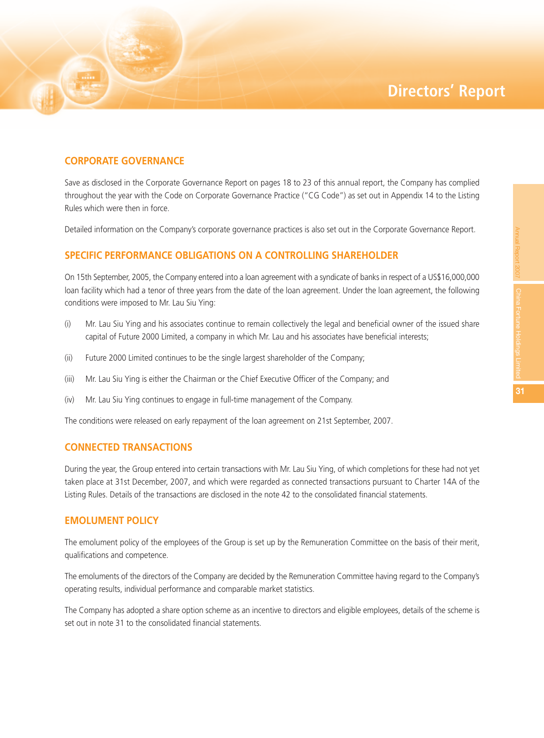## CORPORATE GOVERNANCE

Save as disclosed in the Corporate Governance Report on pages 18 to 23 of this annual report, the Company has complied throughout the year with the Code on Corporate Governance Practice ("CG Code") as set out in Appendix 14 to the Listing Rules which were then in force.

Detailed information on the Company's corporate governance practices is also set out in the Corporate Governance Report.

## SPECIFIC PERFORMANCE OBLIGATIONS ON A CONTROLLING SHAREHOLDER

On 15th September, 2005, the Company entered into a loan agreement with a syndicate of banks in respect of a US$16,000,000 loan facility which had a tenor of three years from the date of the loan agreement. Under the loan agreement, the following conditions were imposed to Mr. Lau Siu Ying:

(i) Mr. Lau Siu Ying and his associates continue to remain collectively the legal and beneficial owner of the issued share capital of Future 2000 Limited, a company in which Mr. Lau and his associates have beneficial interests;

(ii) Future 2000 Limited continues to be the single largest shareholder of the Company;

(iii) Mr. Lau Siu Ying is either the Chairman or the Chief Executive Officer of the Company; and

(iv) Mr. Lau Siu Ying continues to engage in full-time management of the Company.

The conditions were released on early repayment of the loan agreement on 21st September, 2007.

## CONNECTED TRANSACTIONS

During the year, the Group entered into certain transactions with Mr. Lau Siu Ying, of which completions for these had not yet taken place at 31st December, 2007, and which were regarded as connected transactions pursuant to Charter 14A of the Listing Rules. Details of the transactions are disclosed in the note 42 to the consolidated financial statements.

## EMOLUMENT POLICY

The emolument policy of the employees of the Group is set up by the Remuneration Committee on the basis of their merit, qualifications and competence.

The emoluments of the directors of the Company are decided by the Remuneration Committee having regard to the Company's operating results, individual performance and comparable market statistics.

The Company has adopted a share option scheme as an incentive to directors and eligible employees, details of the scheme is set out in note 31 to the consolidated financial statements.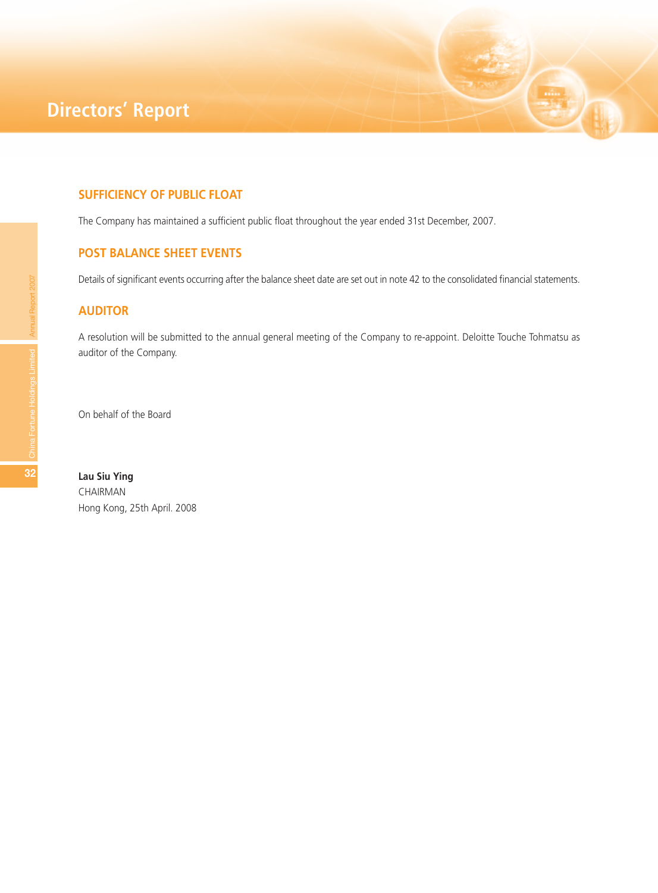# Directors' Report

## SUFFICIENCY OF PUBLIC FLOAT

The Company has maintained a sufficient public float throughout the year ended 31st December, 2007.

## POST BALANCE SHEET EVENTS

Details of significant events occurring after the balance sheet date are set out in note 42 to the consolidated financial statements.

## AUDITOR

A resolution will be submitted to the annual general meeting of the Company to re-appoint. Deloitte Touche Tohmatsu as auditor of the Company.

On behalf of the Board

**Lau Siu Ying**
CHAIRMAN
Hong Kong, 25th April. 2008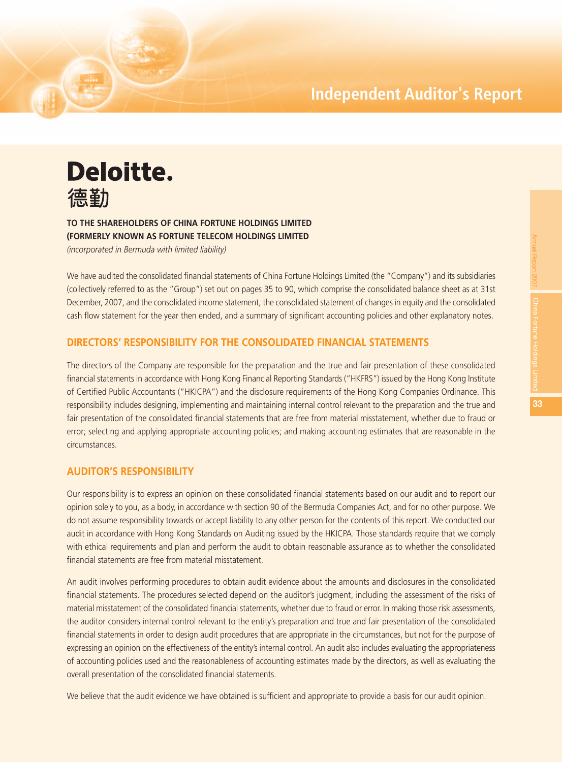# Independent Auditor's Report

**Deloitte.**
**德勤**

**TO THE SHAREHOLDERS OF CHINA FORTUNE HOLDINGS LIMITED**
**(FORMERLY KNOWN AS FORTUNE TELECOM HOLDINGS LIMITED**
*(incorporated in Bermuda with limited liability)*

We have audited the consolidated financial statements of China Fortune Holdings Limited (the "Company") and its subsidiaries (collectively referred to as the "Group") set out on pages 35 to 90, which comprise the consolidated balance sheet as at 31st December, 2007, and the consolidated income statement, the consolidated statement of changes in equity and the consolidated cash flow statement for the year then ended, and a summary of significant accounting policies and other explanatory notes.

## DIRECTORS' RESPONSIBILITY FOR THE CONSOLIDATED FINANCIAL STATEMENTS

The directors of the Company are responsible for the preparation and the true and fair presentation of these consolidated financial statements in accordance with Hong Kong Financial Reporting Standards ("HKFRS") issued by the Hong Kong Institute of Certified Public Accountants ("HKICPA") and the disclosure requirements of the Hong Kong Companies Ordinance. This responsibility includes designing, implementing and maintaining internal control relevant to the preparation and the true and fair presentation of the consolidated financial statements that are free from material misstatement, whether due to fraud or error; selecting and applying appropriate accounting policies; and making accounting estimates that are reasonable in the circumstances.

## AUDITOR'S RESPONSIBILITY

Our responsibility is to express an opinion on these consolidated financial statements based on our audit and to report our opinion solely to you, as a body, in accordance with section 90 of the Bermuda Companies Act, and for no other purpose. We do not assume responsibility towards or accept liability to any other person for the contents of this report. We conducted our audit in accordance with Hong Kong Standards on Auditing issued by the HKICPA. Those standards require that we comply with ethical requirements and plan and perform the audit to obtain reasonable assurance as to whether the consolidated financial statements are free from material misstatement.

An audit involves performing procedures to obtain audit evidence about the amounts and disclosures in the consolidated financial statements. The procedures selected depend on the auditor's judgment, including the assessment of the risks of material misstatement of the consolidated financial statements, whether due to fraud or error. In making those risk assessments, the auditor considers internal control relevant to the entity's preparation and true and fair presentation of the consolidated financial statements in order to design audit procedures that are appropriate in the circumstances, but not for the purpose of expressing an opinion on the effectiveness of the entity's internal control. An audit also includes evaluating the appropriateness of accounting policies used and the reasonableness of accounting estimates made by the directors, as well as evaluating the overall presentation of the consolidated financial statements.

We believe that the audit evidence we have obtained is sufficient and appropriate to provide a basis for our audit opinion.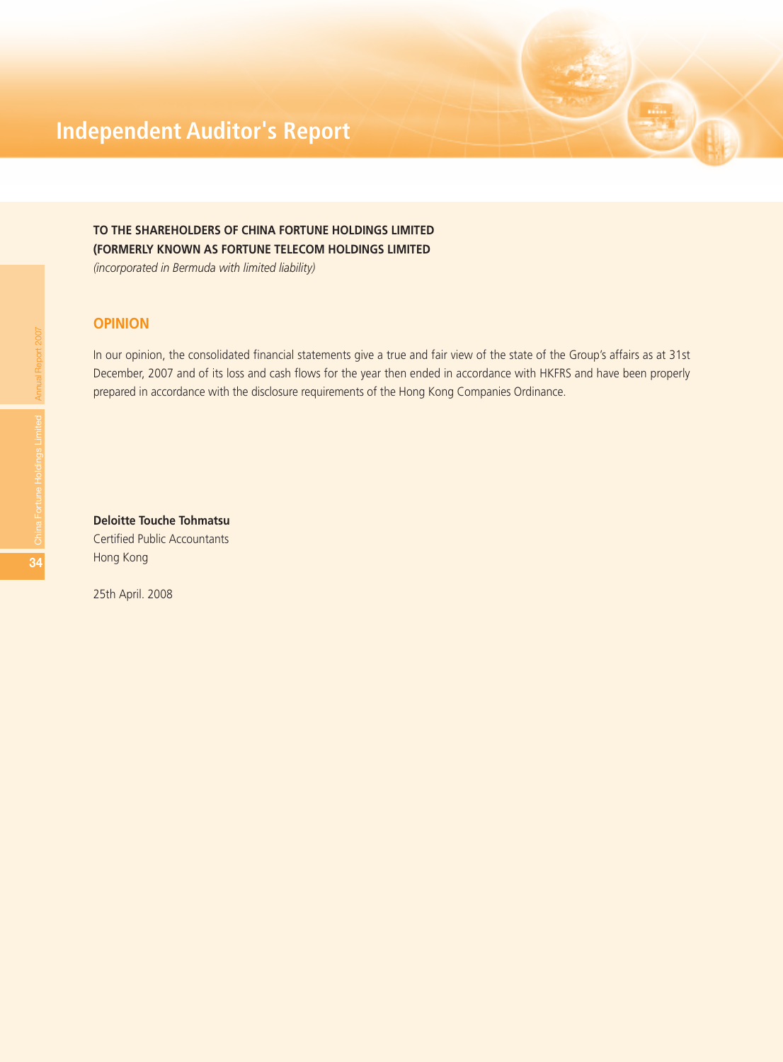# Independent Auditor's Report

**TO THE SHAREHOLDERS OF CHINA FORTUNE HOLDINGS LIMITED**
**(FORMERLY KNOWN AS FORTUNE TELECOM HOLDINGS LIMITED**
*(incorporated in Bermuda with limited liability)*

## OPINION

In our opinion, the consolidated financial statements give a true and fair view of the state of the Group's affairs as at 31st December, 2007 and of its loss and cash flows for the year then ended in accordance with HKFRS and have been properly prepared in accordance with the disclosure requirements of the Hong Kong Companies Ordinance.

**Deloitte Touche Tohmatsu**
Certified Public Accountants
Hong Kong

25th April. 2008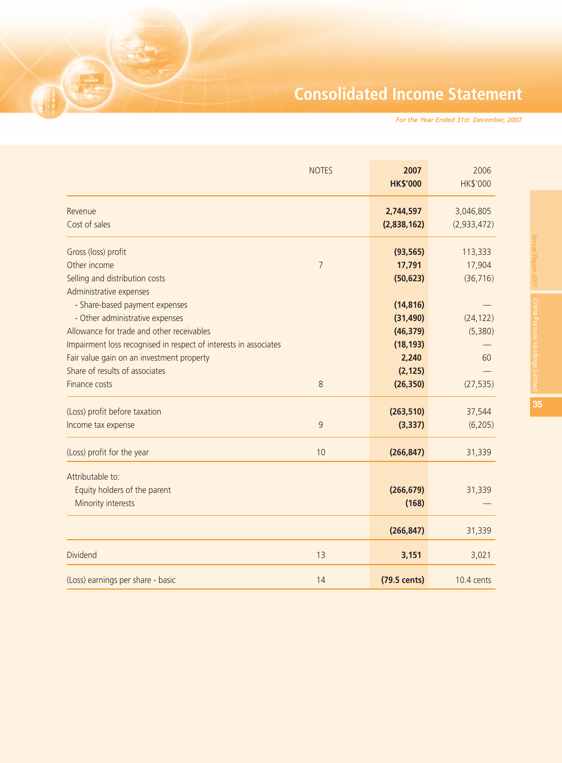# Consolidated Income Statement

*For the Year Ended 31st December, 2007*

| | NOTES | 2007 HK$'000 | 2006 HK$'000 |
|---|---|---|---|
| Revenue | | **2,744,597** | 3,046,805 |
| Cost of sales | | **(2,838,162)** | (2,933,472) |
| Gross (loss) profit | | **(93,565)** | 113,333 |
| Other income | 7 | **17,791** | 17,904 |
| Selling and distribution costs | | **(50,623)** | (36,716) |
| Administrative expenses | | | |
| - Share-based payment expenses | | **(14,816)** | — |
| - Other administrative expenses | | **(31,490)** | (24,122) |
| Allowance for trade and other receivables | | **(46,379)** | (5,380) |
| Impairment loss recognised in respect of interests in associates | | **(18,193)** | — |
| Fair value gain on an investment property | | **2,240** | 60 |
| Share of results of associates | | **(2,125)** | — |
| Finance costs | 8 | **(26,350)** | (27,535) |
| (Loss) profit before taxation | | **(263,510)** | 37,544 |
| Income tax expense | 9 | **(3,337)** | (6,205) |
| (Loss) profit for the year | 10 | **(266,847)** | 31,339 |
| Attributable to: | | | |
| Equity holders of the parent | | **(266,679)** | 31,339 |
| Minority interests | | **(168)** | — |
| | | **(266,847)** | 31,339 |
| Dividend | 13 | **3,151** | 3,021 |
| (Loss) earnings per share - basic | 14 | **(79.5 cents)** | 10.4 cents |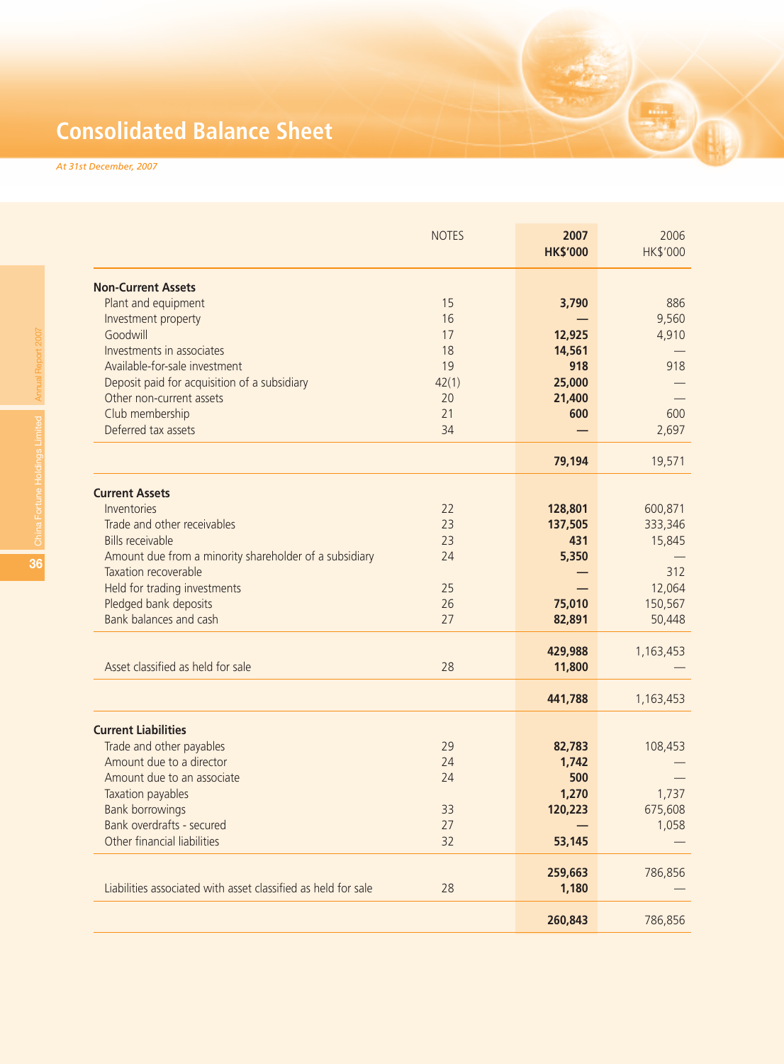# Consolidated Balance Sheet

*At 31st December, 2007*

| | NOTES | 2007 HK$'000 | 2006 HK$'000 |
|---|---|---|---|
| **Non-Current Assets** | | | |
| Plant and equipment | 15 | **3,790** | 886 |
| Investment property | 16 | **—** | 9,560 |
| Goodwill | 17 | **12,925** | 4,910 |
| Investments in associates | 18 | **14,561** | — |
| Available-for-sale investment | 19 | **918** | 918 |
| Deposit paid for acquisition of a subsidiary | 42(1) | **25,000** | — |
| Other non-current assets | 20 | **21,400** | — |
| Club membership | 21 | **600** | 600 |
| Deferred tax assets | 34 | **—** | 2,697 |
| | | **79,194** | 19,571 |
| **Current Assets** | | | |
| Inventories | 22 | **128,801** | 600,871 |
| Trade and other receivables | 23 | **137,505** | 333,346 |
| Bills receivable | 23 | **431** | 15,845 |
| Amount due from a minority shareholder of a subsidiary | 24 | **5,350** | — |
| Taxation recoverable | | **—** | 312 |
| Held for trading investments | 25 | **—** | 12,064 |
| Pledged bank deposits | 26 | **75,010** | 150,567 |
| Bank balances and cash | 27 | **82,891** | 50,448 |
| | | **429,988** | 1,163,453 |
| Asset classified as held for sale | 28 | **11,800** | — |
| | | **441,788** | 1,163,453 |
| **Current Liabilities** | | | |
| Trade and other payables | 29 | **82,783** | 108,453 |
| Amount due to a director | 24 | **1,742** | — |
| Amount due to an associate | 24 | **500** | — |
| Taxation payables | | **1,270** | 1,737 |
| Bank borrowings | 33 | **120,223** | 675,608 |
| Bank overdrafts - secured | 27 | **—** | 1,058 |
| Other financial liabilities | 32 | **53,145** | — |
| | | **259,663** | 786,856 |
| Liabilities associated with asset classified as held for sale | 28 | **1,180** | — |
| | | **260,843** | 786,856 |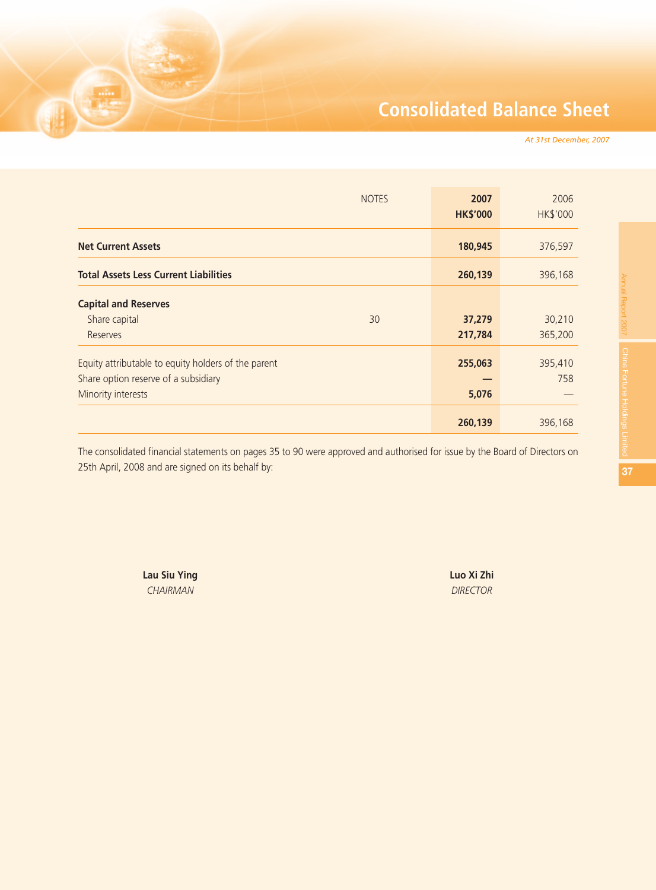# Consolidated Balance Sheet

*At 31st December, 2007*

| | NOTES | 2007<br>**HK$'000** | 2006<br>HK$'000 |
|---|---|---|---|
| **Net Current Assets** | | **180,945** | 376,597 |
| **Total Assets Less Current Liabilities** | | **260,139** | 396,168 |
| **Capital and Reserves** | | | |
| Share capital | 30 | **37,279** | 30,210 |
| Reserves | | **217,784** | 365,200 |
| Equity attributable to equity holders of the parent | | **255,063** | 395,410 |
| Share option reserve of a subsidiary | | **—** | 758 |
| Minority interests | | **5,076** | — |
| | | **260,139** | 396,168 |

The consolidated financial statements on pages 35 to 90 were approved and authorised for issue by the Board of Directors on 25th April, 2008 and are signed on its behalf by:

**Lau Siu Ying**
*CHAIRMAN*

**Luo Xi Zhi**
*DIRECTOR*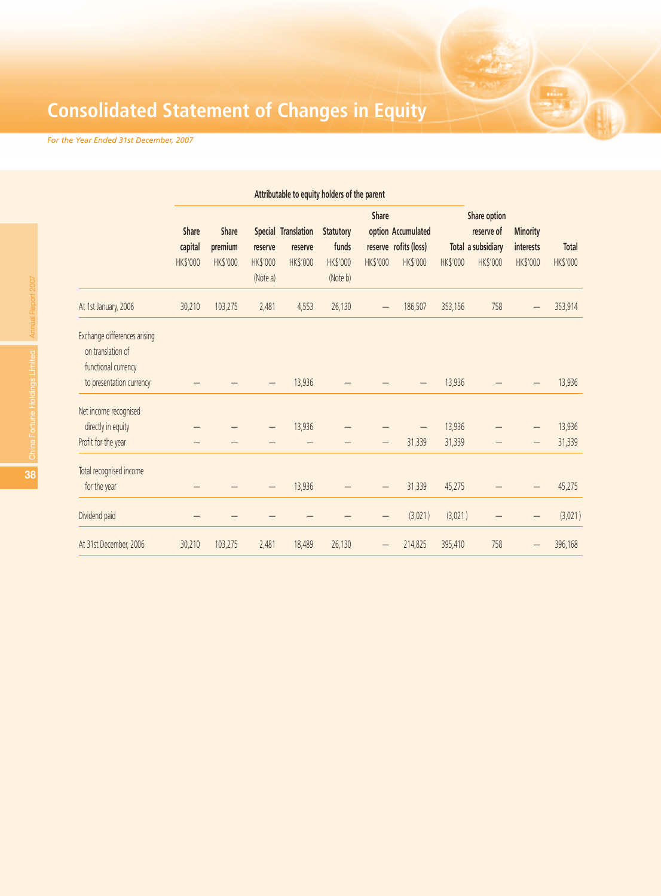# Consolidated Statement of Changes in Equity

*For the Year Ended 31st December, 2007*

| | Attributable to equity holders of the parent | | | | | | | | | | |
|---|---|---|---|---|---|---|---|---|---|---|---|
| | Share capital | Share premium | Special reserve | Translation reserve | Statutory funds | Share option reserve | Accumulated rofits (loss) | Total | Share option reserve of a subsidiary | Minority interests | Total |
| | HK$'000 | HK$'000 | HK$'000 (Note a) | HK$'000 | HK$'000 (Note b) | HK$'000 | HK$'000 | HK$'000 | HK$'000 | HK$'000 | HK$'000 |
| At 1st January, 2006 | 30,210 | 103,275 | 2,481 | 4,553 | 26,130 | — | 186,507 | 353,156 | 758 | — | 353,914 |
| Exchange differences arising on translation of functional currency to presentation currency | — | — | — | 13,936 | — | — | — | 13,936 | — | — | 13,936 |
| Net income recognised directly in equity | — | — | — | 13,936 | — | — | — | 13,936 | — | — | 13,936 |
| Profit for the year | — | — | — | — | — | — | 31,339 | 31,339 | — | — | 31,339 |
| Total recognised income for the year | — | — | — | 13,936 | — | — | 31,339 | 45,275 | — | — | 45,275 |
| Dividend paid | — | — | — | — | — | — | (3,021) | (3,021) | — | — | (3,021) |
| At 31st December, 2006 | 30,210 | 103,275 | 2,481 | 18,489 | 26,130 | — | 214,825 | 395,410 | 758 | — | 396,168 |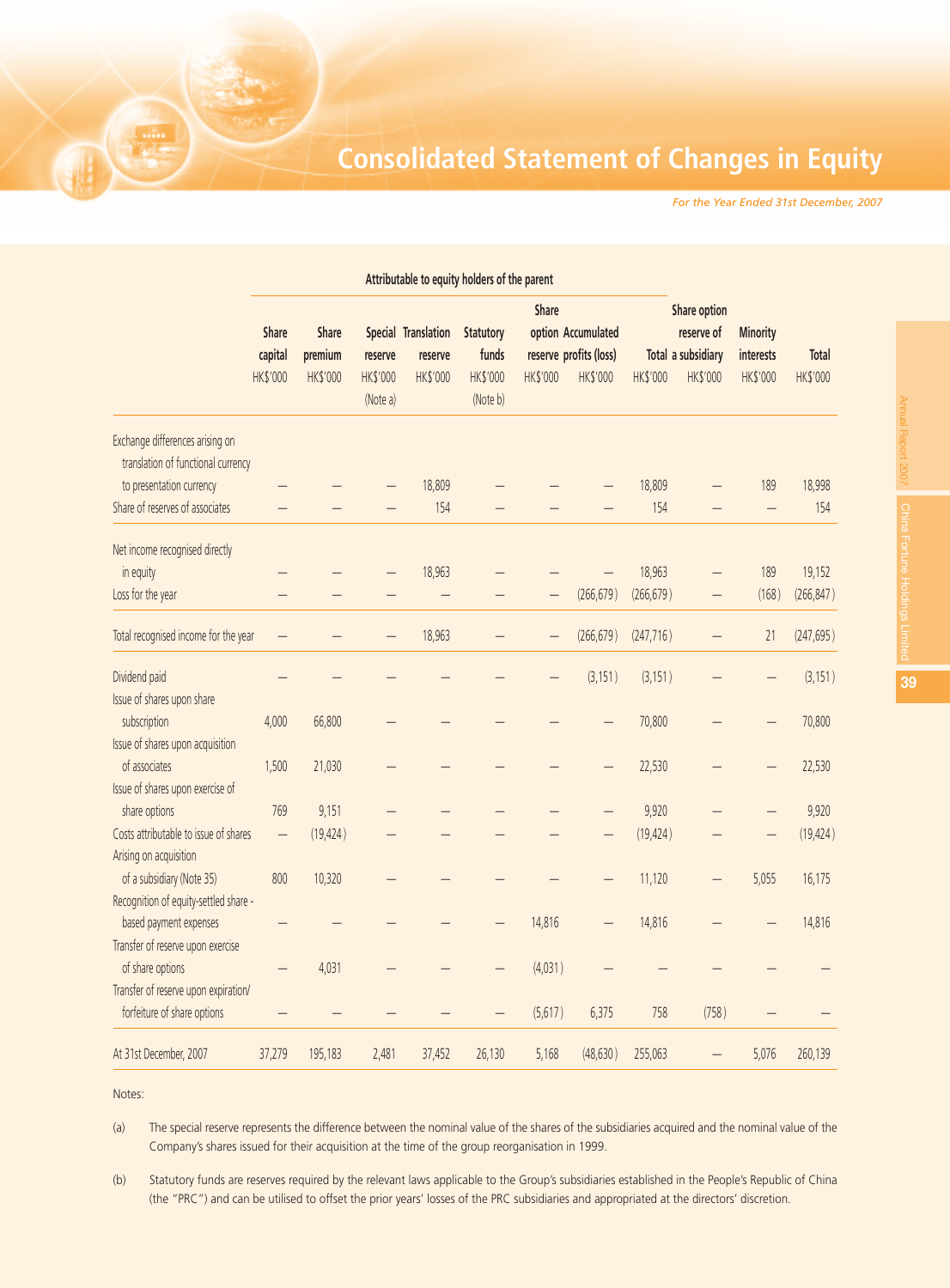# Consolidated Statement of Changes in Equity

*For the Year Ended 31st December, 2007*

| | Attributable to equity holders of the parent | | | | | | | | | | |
|---|---|---|---|---|---|---|---|---|---|---|---|
| | Share capital | Share premium | Special reserve | Translation reserve | Statutory funds | Share option reserve | Accumulated profits (loss) | Total | Share option reserve of a subsidiary | Minority interests | Total |
| | HK$'000 | HK$'000 | HK$'000 (Note a) | HK$'000 | HK$'000 (Note b) | HK$'000 | HK$'000 | HK$'000 | HK$'000 | HK$'000 | HK$'000 |
| Exchange differences arising on translation of functional currency to presentation currency | – | – | – | 18,809 | – | – | – | 18,809 | – | 189 | 18,998 |
| Share of reserves of associates | – | – | – | 154 | – | – | – | 154 | – | – | 154 |
| Net income recognised directly in equity | – | – | – | 18,963 | – | – | – | 18,963 | – | 189 | 19,152 |
| Loss for the year | – | – | – | – | – | – | (266,679) | (266,679) | – | (168) | (266,847) |
| Total recognised income for the year | – | – | – | 18,963 | – | – | (266,679) | (247,716) | – | 21 | (247,695) |
| Dividend paid | – | – | – | – | – | – | (3,151) | (3,151) | – | – | (3,151) |
| Issue of shares upon share subscription | 4,000 | 66,800 | – | – | – | – | – | 70,800 | – | – | 70,800 |
| Issue of shares upon acquisition of associates | 1,500 | 21,030 | – | – | – | – | – | 22,530 | – | – | 22,530 |
| Issue of shares upon exercise of share options | 769 | 9,151 | – | – | – | – | – | 9,920 | – | – | 9,920 |
| Costs attributable to issue of shares | – | (19,424) | – | – | – | – | – | (19,424) | – | – | (19,424) |
| Arising on acquisition of a subsidiary (Note 35) | 800 | 10,320 | – | – | – | – | – | 11,120 | – | 5,055 | 16,175 |
| Recognition of equity-settled share - based payment expenses | – | – | – | – | – | 14,816 | – | 14,816 | – | – | 14,816 |
| Transfer of reserve upon exercise of share options | – | 4,031 | – | – | – | (4,031) | – | – | – | – | – |
| Transfer of reserve upon expiration/ forfeiture of share options | – | – | – | – | – | (5,617) | 6,375 | 758 | (758) | – | – |
| At 31st December, 2007 | 37,279 | 195,183 | 2,481 | 37,452 | 26,130 | 5,168 | (48,630) | 255,063 | – | 5,076 | 260,139 |

Notes:

(a) The special reserve represents the difference between the nominal value of the shares of the subsidiaries acquired and the nominal value of the Company's shares issued for their acquisition at the time of the group reorganisation in 1999.

(b) Statutory funds are reserves required by the relevant laws applicable to the Group's subsidiaries established in the People's Republic of China (the "PRC") and can be utilised to offset the prior years' losses of the PRC subsidiaries and appropriated at the directors' discretion.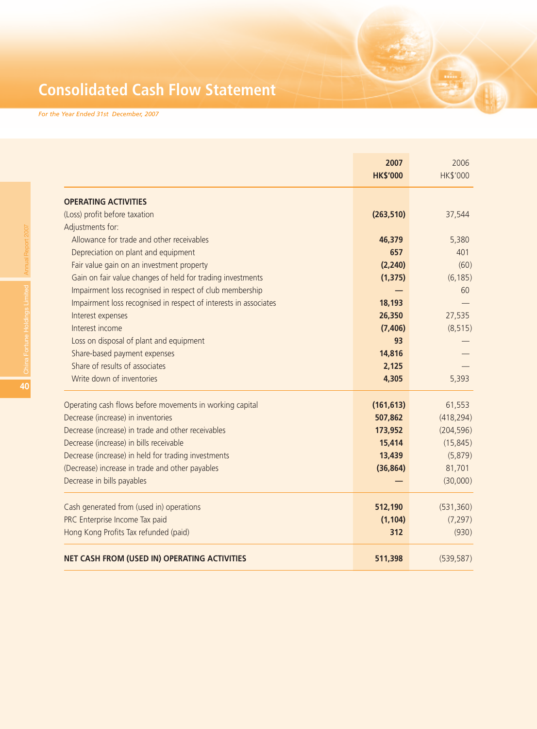# Consolidated Cash Flow Statement

*For the Year Ended 31st December, 2007*

| | 2007<br>HK$'000 | 2006<br>HK$'000 |
|---|---|---|
| **OPERATING ACTIVITIES** | | |
| (Loss) profit before taxation | **(263,510)** | 37,544 |
| Adjustments for: | | |
| Allowance for trade and other receivables | **46,379** | 5,380 |
| Depreciation on plant and equipment | **657** | 401 |
| Fair value gain on an investment property | **(2,240)** | (60) |
| Gain on fair value changes of held for trading investments | **(1,375)** | (6,185) |
| Impairment loss recognised in respect of club membership | **—** | 60 |
| Impairment loss recognised in respect of interests in associates | **18,193** | — |
| Interest expenses | **26,350** | 27,535 |
| Interest income | **(7,406)** | (8,515) |
| Loss on disposal of plant and equipment | **93** | — |
| Share-based payment expenses | **14,816** | — |
| Share of results of associates | **2,125** | — |
| Write down of inventories | **4,305** | 5,393 |
| Operating cash flows before movements in working capital | **(161,613)** | 61,553 |
| Decrease (increase) in inventories | **507,862** | (418,294) |
| Decrease (increase) in trade and other receivables | **173,952** | (204,596) |
| Decrease (increase) in bills receivable | **15,414** | (15,845) |
| Decrease (increase) in held for trading investments | **13,439** | (5,879) |
| (Decrease) increase in trade and other payables | **(36,864)** | 81,701 |
| Decrease in bills payables | **—** | (30,000) |
| Cash generated from (used in) operations | **512,190** | (531,360) |
| PRC Enterprise Income Tax paid | **(1,104)** | (7,297) |
| Hong Kong Profits Tax refunded (paid) | **312** | (930) |
| **NET CASH FROM (USED IN) OPERATING ACTIVITIES** | **511,398** | (539,587) |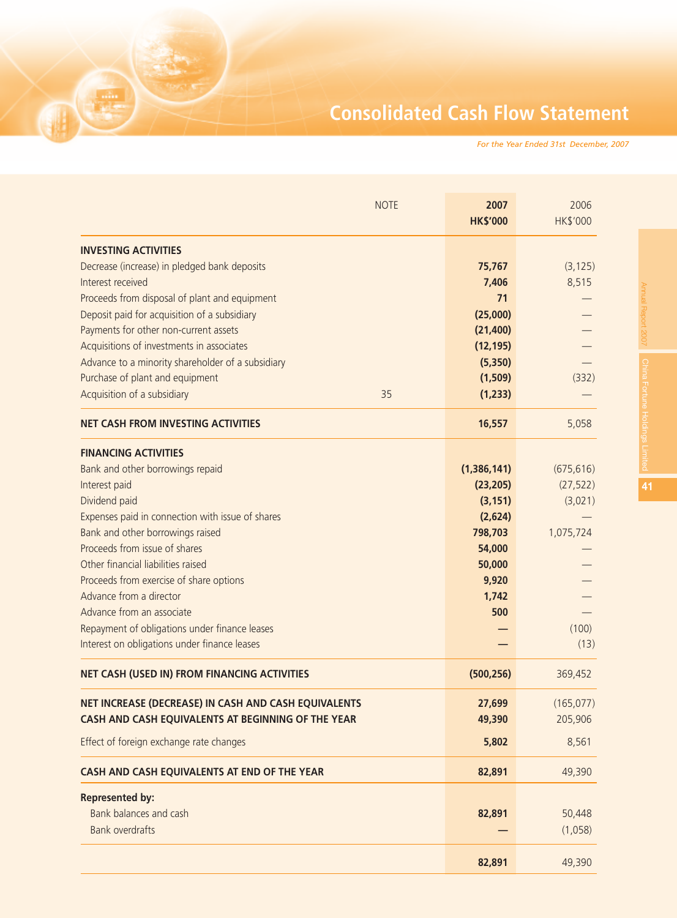# Consolidated Cash Flow Statement

*For the Year Ended 31st December, 2007*

| | NOTE | 2007 HK$'000 | 2006 HK$'000 |
|---|---|---|---|
| **INVESTING ACTIVITIES** | | | |
| Decrease (increase) in pledged bank deposits | | **75,767** | (3,125) |
| Interest received | | **7,406** | 8,515 |
| Proceeds from disposal of plant and equipment | | **71** | — |
| Deposit paid for acquisition of a subsidiary | | **(25,000)** | — |
| Payments for other non-current assets | | **(21,400)** | — |
| Acquisitions of investments in associates | | **(12,195)** | — |
| Advance to a minority shareholder of a subsidiary | | **(5,350)** | — |
| Purchase of plant and equipment | | **(1,509)** | (332) |
| Acquisition of a subsidiary | 35 | **(1,233)** | — |
| **NET CASH FROM INVESTING ACTIVITIES** | | **16,557** | 5,058 |
| **FINANCING ACTIVITIES** | | | |
| Bank and other borrowings repaid | | **(1,386,141)** | (675,616) |
| Interest paid | | **(23,205)** | (27,522) |
| Dividend paid | | **(3,151)** | (3,021) |
| Expenses paid in connection with issue of shares | | **(2,624)** | — |
| Bank and other borrowings raised | | **798,703** | 1,075,724 |
| Proceeds from issue of shares | | **54,000** | — |
| Other financial liabilities raised | | **50,000** | — |
| Proceeds from exercise of share options | | **9,920** | — |
| Advance from a director | | **1,742** | — |
| Advance from an associate | | **500** | — |
| Repayment of obligations under finance leases | | **—** | (100) |
| Interest on obligations under finance leases | | **—** | (13) |
| **NET CASH (USED IN) FROM FINANCING ACTIVITIES** | | **(500,256)** | 369,452 |
| **NET INCREASE (DECREASE) IN CASH AND CASH EQUIVALENTS** | | **27,699** | (165,077) |
| **CASH AND CASH EQUIVALENTS AT BEGINNING OF THE YEAR** | | **49,390** | 205,906 |
| Effect of foreign exchange rate changes | | **5,802** | 8,561 |
| **CASH AND CASH EQUIVALENTS AT END OF THE YEAR** | | **82,891** | 49,390 |
| **Represented by:** | | | |
| Bank balances and cash | | **82,891** | 50,448 |
| Bank overdrafts | | **—** | (1,058) |
| | | **82,891** | 49,390 |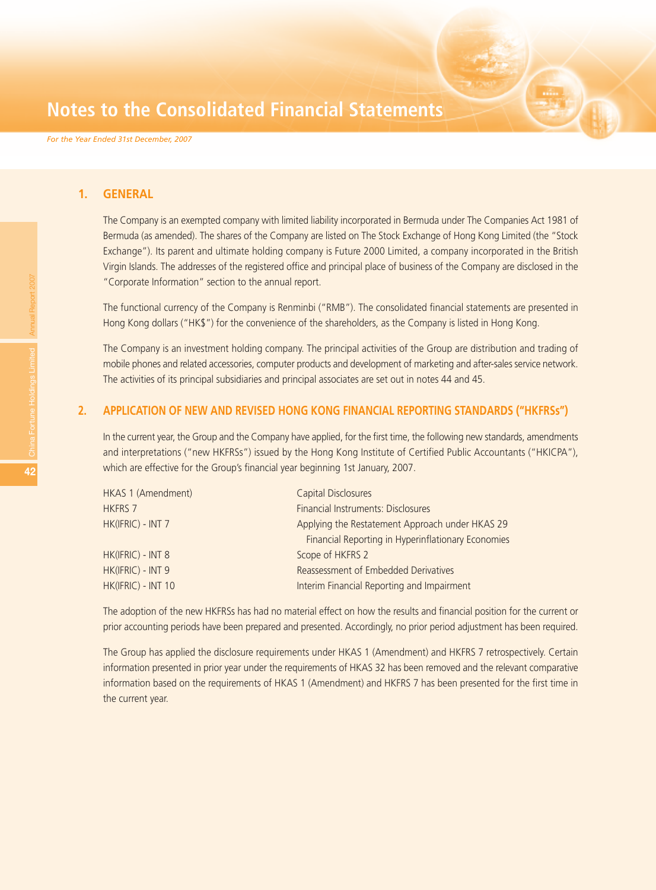# Notes to the Consolidated Financial Statements

*For the Year Ended 31st December, 2007*

## 1. GENERAL

The Company is an exempted company with limited liability incorporated in Bermuda under The Companies Act 1981 of Bermuda (as amended). The shares of the Company are listed on The Stock Exchange of Hong Kong Limited (the "Stock Exchange"). Its parent and ultimate holding company is Future 2000 Limited, a company incorporated in the British Virgin Islands. The addresses of the registered office and principal place of business of the Company are disclosed in the "Corporate Information" section to the annual report.

The functional currency of the Company is Renminbi ("RMB"). The consolidated financial statements are presented in Hong Kong dollars ("HK$") for the convenience of the shareholders, as the Company is listed in Hong Kong.

The Company is an investment holding company. The principal activities of the Group are distribution and trading of mobile phones and related accessories, computer products and development of marketing and after-sales service network. The activities of its principal subsidiaries and principal associates are set out in notes 44 and 45.

## 2. APPLICATION OF NEW AND REVISED HONG KONG FINANCIAL REPORTING STANDARDS ("HKFRSs")

In the current year, the Group and the Company have applied, for the first time, the following new standards, amendments and interpretations ("new HKFRSs") issued by the Hong Kong Institute of Certified Public Accountants ("HKICPA"), which are effective for the Group's financial year beginning 1st January, 2007.

| | |
|---|---|
| HKAS 1 (Amendment) | Capital Disclosures |
| HKFRS 7 | Financial Instruments: Disclosures |
| HK(IFRIC) - INT 7 | Applying the Restatement Approach under HKAS 29 Financial Reporting in Hyperinflationary Economies |
| HK(IFRIC) - INT 8 | Scope of HKFRS 2 |
| HK(IFRIC) - INT 9 | Reassessment of Embedded Derivatives |
| HK(IFRIC) - INT 10 | Interim Financial Reporting and Impairment |

The adoption of the new HKFRSs has had no material effect on how the results and financial position for the current or prior accounting periods have been prepared and presented. Accordingly, no prior period adjustment has been required.

The Group has applied the disclosure requirements under HKAS 1 (Amendment) and HKFRS 7 retrospectively. Certain information presented in prior year under the requirements of HKAS 32 has been removed and the relevant comparative information based on the requirements of HKAS 1 (Amendment) and HKFRS 7 has been presented for the first time in the current year.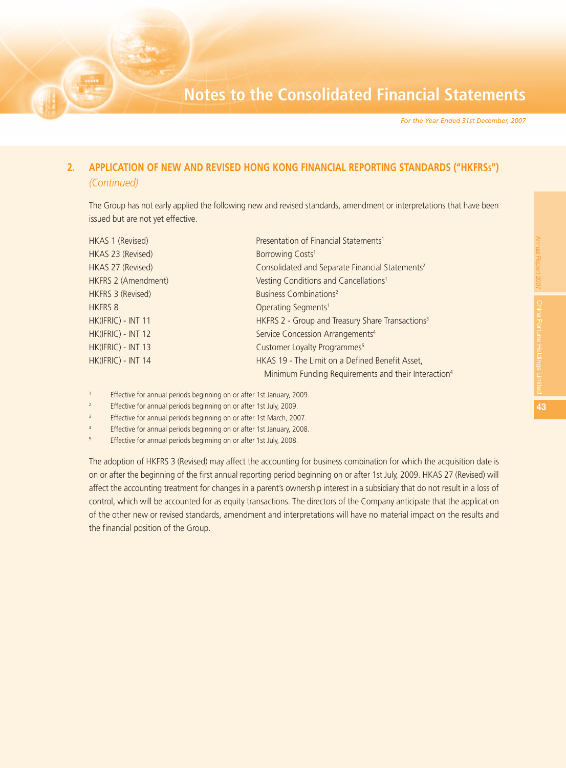## 2. APPLICATION OF NEW AND REVISED HONG KONG FINANCIAL REPORTING STANDARDS ("HKFRSs") *(Continued)*

The Group has not early applied the following new and revised standards, amendment or interpretations that have been issued but are not yet effective.

| | |
|---|---|
| HKAS 1 (Revised) | Presentation of Financial Statements[1] |
| HKAS 23 (Revised) | Borrowing Costs[1] |
| HKAS 27 (Revised) | Consolidated and Separate Financial Statements[2] |
| HKFRS 2 (Amendment) | Vesting Conditions and Cancellations[1] |
| HKFRS 3 (Revised) | Business Combinations[2] |
| HKFRS 8 | Operating Segments[1] |
| HK(IFRIC) - INT 11 | HKFRS 2 - Group and Treasury Share Transactions[3] |
| HK(IFRIC) - INT 12 | Service Concession Arrangements[4] |
| HK(IFRIC) - INT 13 | Customer Loyalty Programmes[5] |
| HK(IFRIC) - INT 14 | HKAS 19 - The Limit on a Defined Benefit Asset, Minimum Funding Requirements and their Interaction[4] |

[1] Effective for annual periods beginning on or after 1st January, 2009.

[2] Effective for annual periods beginning on or after 1st July, 2009.

[3] Effective for annual periods beginning on or after 1st March, 2007.

[4] Effective for annual periods beginning on or after 1st January, 2008.

[5] Effective for annual periods beginning on or after 1st July, 2008.

The adoption of HKFRS 3 (Revised) may affect the accounting for business combination for which the acquisition date is on or after the beginning of the first annual reporting period beginning on or after 1st July, 2009. HKAS 27 (Revised) will affect the accounting treatment for changes in a parent's ownership interest in a subsidiary that do not result in a loss of control, which will be accounted for as equity transactions. The directors of the Company anticipate that the application of the other new or revised standards, amendment and interpretations will have no material impact on the results and the financial position of the Group.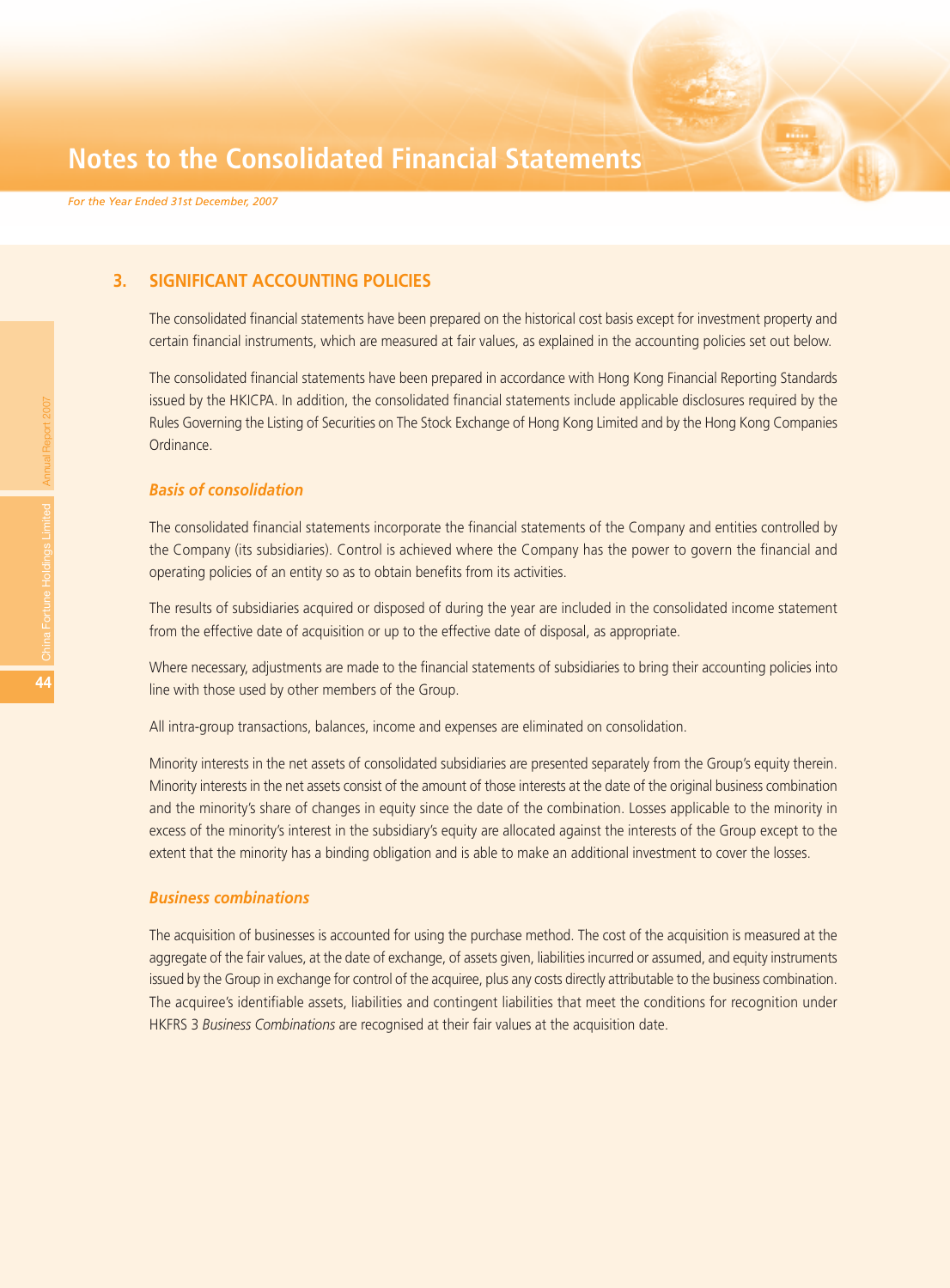## 3. SIGNIFICANT ACCOUNTING POLICIES

The consolidated financial statements have been prepared on the historical cost basis except for investment property and certain financial instruments, which are measured at fair values, as explained in the accounting policies set out below.

The consolidated financial statements have been prepared in accordance with Hong Kong Financial Reporting Standards issued by the HKICPA. In addition, the consolidated financial statements include applicable disclosures required by the Rules Governing the Listing of Securities on The Stock Exchange of Hong Kong Limited and by the Hong Kong Companies Ordinance.

### *Basis of consolidation*

The consolidated financial statements incorporate the financial statements of the Company and entities controlled by the Company (its subsidiaries). Control is achieved where the Company has the power to govern the financial and operating policies of an entity so as to obtain benefits from its activities.

The results of subsidiaries acquired or disposed of during the year are included in the consolidated income statement from the effective date of acquisition or up to the effective date of disposal, as appropriate.

Where necessary, adjustments are made to the financial statements of subsidiaries to bring their accounting policies into line with those used by other members of the Group.

All intra-group transactions, balances, income and expenses are eliminated on consolidation.

Minority interests in the net assets of consolidated subsidiaries are presented separately from the Group's equity therein. Minority interests in the net assets consist of the amount of those interests at the date of the original business combination and the minority's share of changes in equity since the date of the combination. Losses applicable to the minority in excess of the minority's interest in the subsidiary's equity are allocated against the interests of the Group except to the extent that the minority has a binding obligation and is able to make an additional investment to cover the losses.

### *Business combinations*

The acquisition of businesses is accounted for using the purchase method. The cost of the acquisition is measured at the aggregate of the fair values, at the date of exchange, of assets given, liabilities incurred or assumed, and equity instruments issued by the Group in exchange for control of the acquiree, plus any costs directly attributable to the business combination. The acquiree's identifiable assets, liabilities and contingent liabilities that meet the conditions for recognition under HKFRS 3 *Business Combinations* are recognised at their fair values at the acquisition date.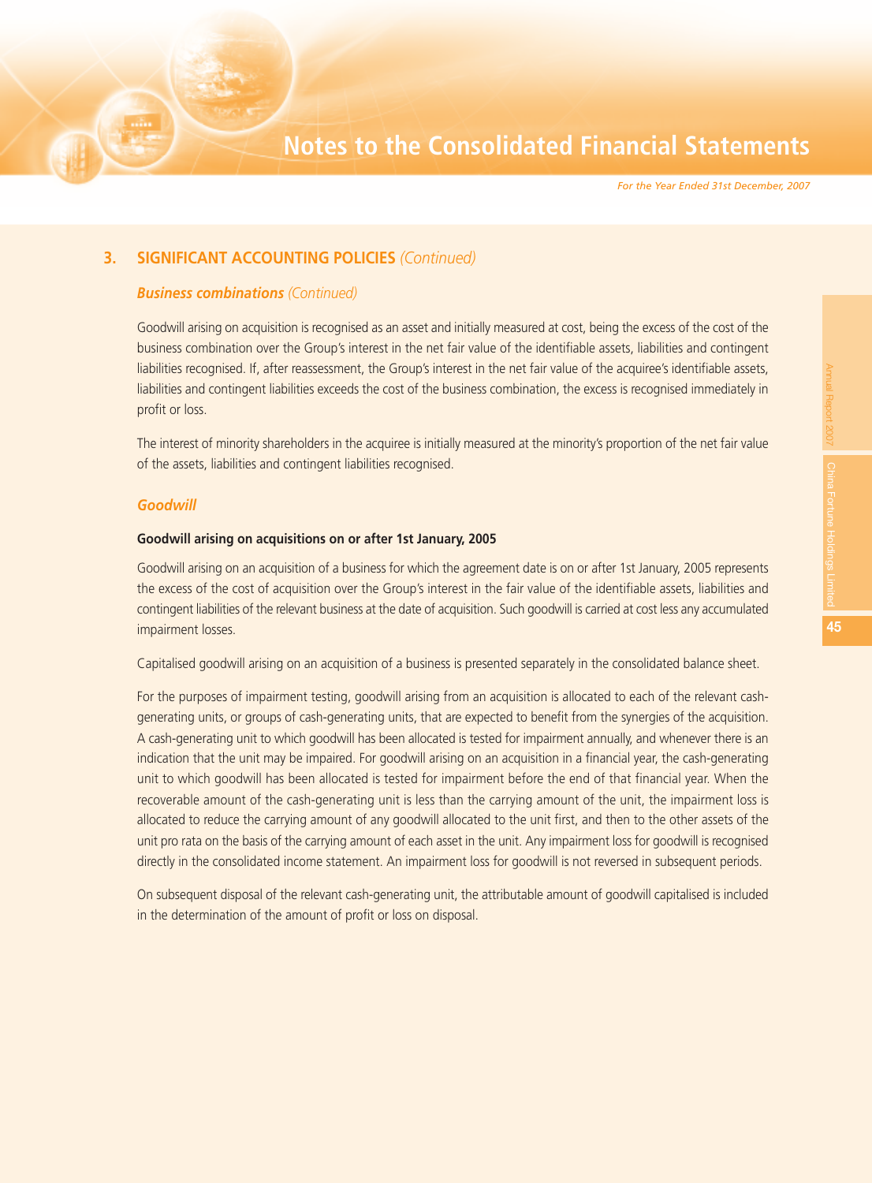## 3. SIGNIFICANT ACCOUNTING POLICIES *(Continued)*

### *Business combinations (Continued)*

Goodwill arising on acquisition is recognised as an asset and initially measured at cost, being the excess of the cost of the business combination over the Group's interest in the net fair value of the identifiable assets, liabilities and contingent liabilities recognised. If, after reassessment, the Group's interest in the net fair value of the acquiree's identifiable assets, liabilities and contingent liabilities exceeds the cost of the business combination, the excess is recognised immediately in profit or loss.

The interest of minority shareholders in the acquiree is initially measured at the minority's proportion of the net fair value of the assets, liabilities and contingent liabilities recognised.

### *Goodwill*

**Goodwill arising on acquisitions on or after 1st January, 2005**

Goodwill arising on an acquisition of a business for which the agreement date is on or after 1st January, 2005 represents the excess of the cost of acquisition over the Group's interest in the fair value of the identifiable assets, liabilities and contingent liabilities of the relevant business at the date of acquisition. Such goodwill is carried at cost less any accumulated impairment losses.

Capitalised goodwill arising on an acquisition of a business is presented separately in the consolidated balance sheet.

For the purposes of impairment testing, goodwill arising from an acquisition is allocated to each of the relevant cash-generating units, or groups of cash-generating units, that are expected to benefit from the synergies of the acquisition. A cash-generating unit to which goodwill has been allocated is tested for impairment annually, and whenever there is an indication that the unit may be impaired. For goodwill arising on an acquisition in a financial year, the cash-generating unit to which goodwill has been allocated is tested for impairment before the end of that financial year. When the recoverable amount of the cash-generating unit is less than the carrying amount of the unit, the impairment loss is allocated to reduce the carrying amount of any goodwill allocated to the unit first, and then to the other assets of the unit pro rata on the basis of the carrying amount of each asset in the unit. Any impairment loss for goodwill is recognised directly in the consolidated income statement. An impairment loss for goodwill is not reversed in subsequent periods.

On subsequent disposal of the relevant cash-generating unit, the attributable amount of goodwill capitalised is included in the determination of the amount of profit or loss on disposal.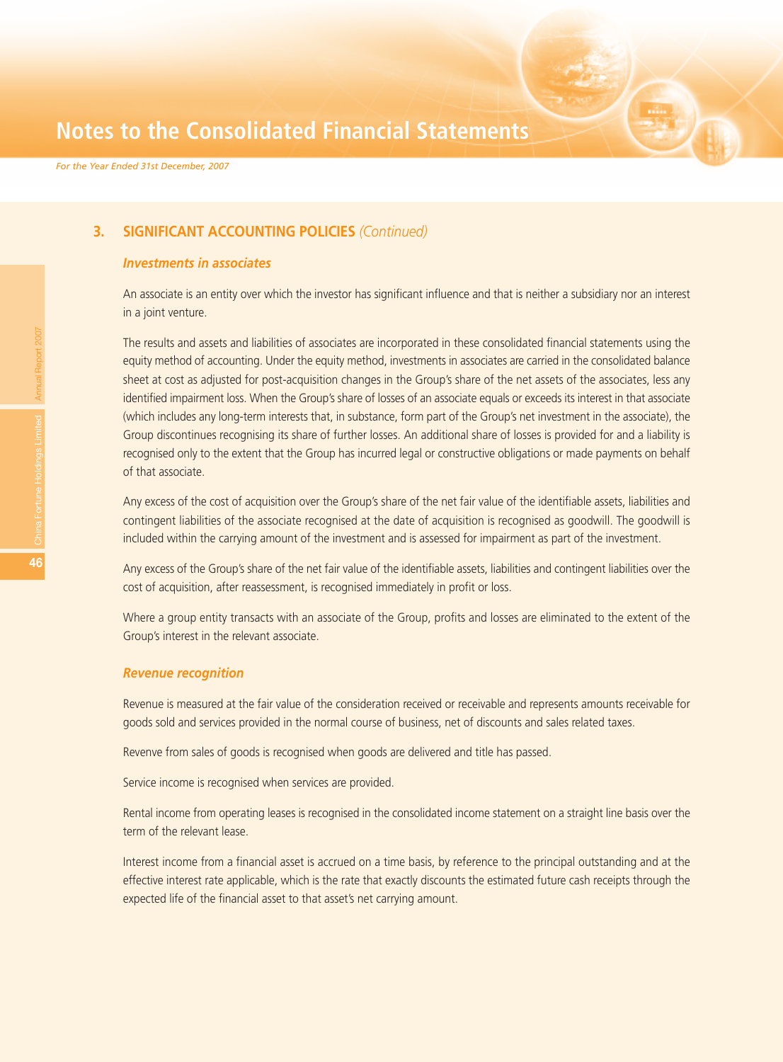## 3. SIGNIFICANT ACCOUNTING POLICIES *(Continued)*

### *Investments in associates*

An associate is an entity over which the investor has significant influence and that is neither a subsidiary nor an interest in a joint venture.

The results and assets and liabilities of associates are incorporated in these consolidated financial statements using the equity method of accounting. Under the equity method, investments in associates are carried in the consolidated balance sheet at cost as adjusted for post-acquisition changes in the Group's share of the net assets of the associates, less any identified impairment loss. When the Group's share of losses of an associate equals or exceeds its interest in that associate (which includes any long-term interests that, in substance, form part of the Group's net investment in the associate), the Group discontinues recognising its share of further losses. An additional share of losses is provided for and a liability is recognised only to the extent that the Group has incurred legal or constructive obligations or made payments on behalf of that associate.

Any excess of the cost of acquisition over the Group's share of the net fair value of the identifiable assets, liabilities and contingent liabilities of the associate recognised at the date of acquisition is recognised as goodwill. The goodwill is included within the carrying amount of the investment and is assessed for impairment as part of the investment.

Any excess of the Group's share of the net fair value of the identifiable assets, liabilities and contingent liabilities over the cost of acquisition, after reassessment, is recognised immediately in profit or loss.

Where a group entity transacts with an associate of the Group, profits and losses are eliminated to the extent of the Group's interest in the relevant associate.

### *Revenue recognition*

Revenue is measured at the fair value of the consideration received or receivable and represents amounts receivable for goods sold and services provided in the normal course of business, net of discounts and sales related taxes.

Revevne from sales of goods is recognised when goods are delivered and title has passed.

Service income is recognised when services are provided.

Rental income from operating leases is recognised in the consolidated income statement on a straight line basis over the term of the relevant lease.

Interest income from a financial asset is accrued on a time basis, by reference to the principal outstanding and at the effective interest rate applicable, which is the rate that exactly discounts the estimated future cash receipts through the expected life of the financial asset to that asset's net carrying amount.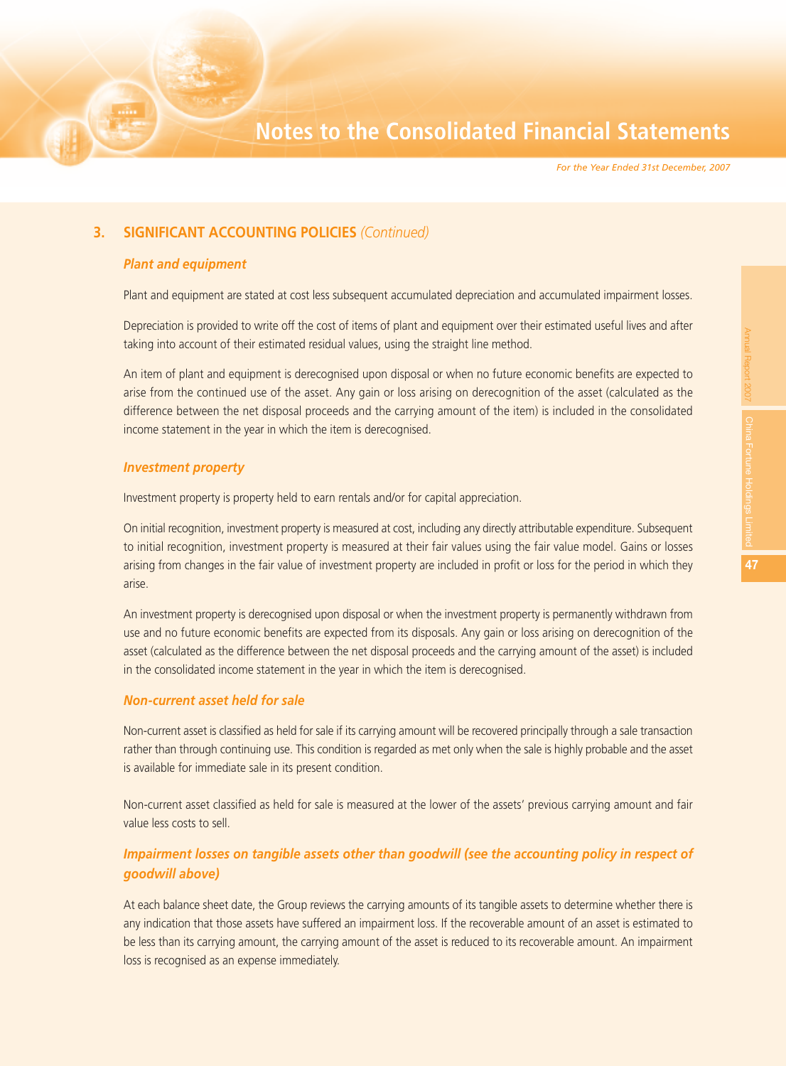## 3. SIGNIFICANT ACCOUNTING POLICIES *(Continued)*

### *Plant and equipment*

Plant and equipment are stated at cost less subsequent accumulated depreciation and accumulated impairment losses.

Depreciation is provided to write off the cost of items of plant and equipment over their estimated useful lives and after taking into account of their estimated residual values, using the straight line method.

An item of plant and equipment is derecognised upon disposal or when no future economic benefits are expected to arise from the continued use of the asset. Any gain or loss arising on derecognition of the asset (calculated as the difference between the net disposal proceeds and the carrying amount of the item) is included in the consolidated income statement in the year in which the item is derecognised.

### *Investment property*

Investment property is property held to earn rentals and/or for capital appreciation.

On initial recognition, investment property is measured at cost, including any directly attributable expenditure. Subsequent to initial recognition, investment property is measured at their fair values using the fair value model. Gains or losses arising from changes in the fair value of investment property are included in profit or loss for the period in which they arise.

An investment property is derecognised upon disposal or when the investment property is permanently withdrawn from use and no future economic benefits are expected from its disposals. Any gain or loss arising on derecognition of the asset (calculated as the difference between the net disposal proceeds and the carrying amount of the asset) is included in the consolidated income statement in the year in which the item is derecognised.

### *Non-current asset held for sale*

Non-current asset is classified as held for sale if its carrying amount will be recovered principally through a sale transaction rather than through continuing use. This condition is regarded as met only when the sale is highly probable and the asset is available for immediate sale in its present condition.

Non-current asset classified as held for sale is measured at the lower of the assets' previous carrying amount and fair value less costs to sell.

### *Impairment losses on tangible assets other than goodwill (see the accounting policy in respect of goodwill above)*

At each balance sheet date, the Group reviews the carrying amounts of its tangible assets to determine whether there is any indication that those assets have suffered an impairment loss. If the recoverable amount of an asset is estimated to be less than its carrying amount, the carrying amount of the asset is reduced to its recoverable amount. An impairment loss is recognised as an expense immediately.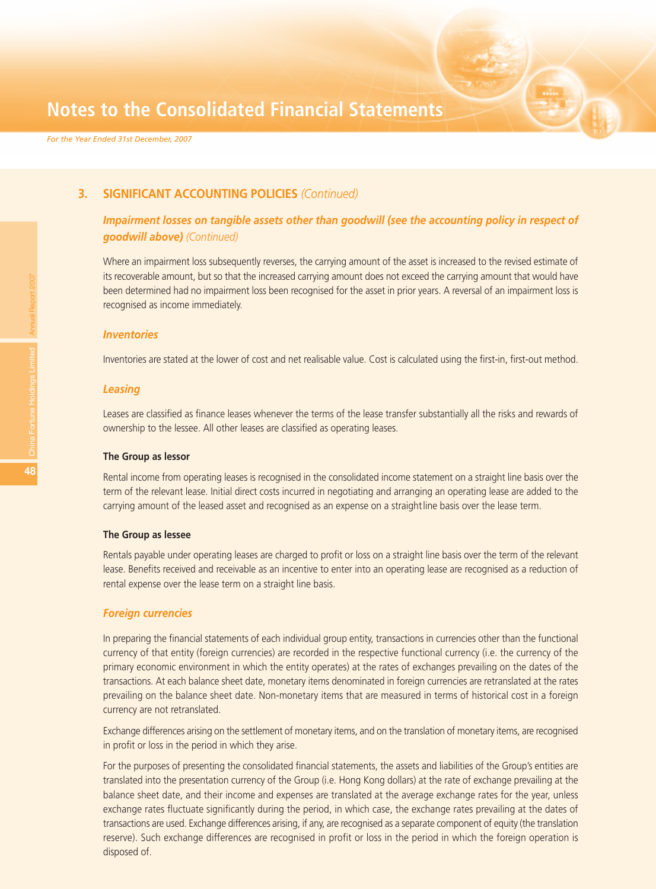## 3. SIGNIFICANT ACCOUNTING POLICIES *(Continued)*

### *Impairment losses on tangible assets other than goodwill (see the accounting policy in respect of goodwill above) (Continued)*

Where an impairment loss subsequently reverses, the carrying amount of the asset is increased to the revised estimate of its recoverable amount, but so that the increased carrying amount does not exceed the carrying amount that would have been determined had no impairment loss been recognised for the asset in prior years. A reversal of an impairment loss is recognised as income immediately.

### *Inventories*

Inventories are stated at the lower of cost and net realisable value. Cost is calculated using the first-in, first-out method.

### *Leasing*

Leases are classified as finance leases whenever the terms of the lease transfer substantially all the risks and rewards of ownership to the lessee. All other leases are classified as operating leases.

**The Group as lessor**

Rental income from operating leases is recognised in the consolidated income statement on a straight line basis over the term of the relevant lease. Initial direct costs incurred in negotiating and arranging an operating lease are added to the carrying amount of the leased asset and recognised as an expense on a straight line basis over the lease term.

**The Group as lessee**

Rentals payable under operating leases are charged to profit or loss on a straight line basis over the term of the relevant lease. Benefits received and receivable as an incentive to enter into an operating lease are recognised as a reduction of rental expense over the lease term on a straight line basis.

### *Foreign currencies*

In preparing the financial statements of each individual group entity, transactions in currencies other than the functional currency of that entity (foreign currencies) are recorded in the respective functional currency (i.e. the currency of the primary economic environment in which the entity operates) at the rates of exchanges prevailing on the dates of the transactions. At each balance sheet date, monetary items denominated in foreign currencies are retranslated at the rates prevailing on the balance sheet date. Non-monetary items that are measured in terms of historical cost in a foreign currency are not retranslated.

Exchange differences arising on the settlement of monetary items, and on the translation of monetary items, are recognised in profit or loss in the period in which they arise.

For the purposes of presenting the consolidated financial statements, the assets and liabilities of the Group's entities are translated into the presentation currency of the Group (i.e. Hong Kong dollars) at the rate of exchange prevailing at the balance sheet date, and their income and expenses are translated at the average exchange rates for the year, unless exchange rates fluctuate significantly during the period, in which case, the exchange rates prevailing at the dates of transactions are used. Exchange differences arising, if any, are recognised as a separate component of equity (the translation reserve). Such exchange differences are recognised in profit or loss in the period in which the foreign operation is disposed of.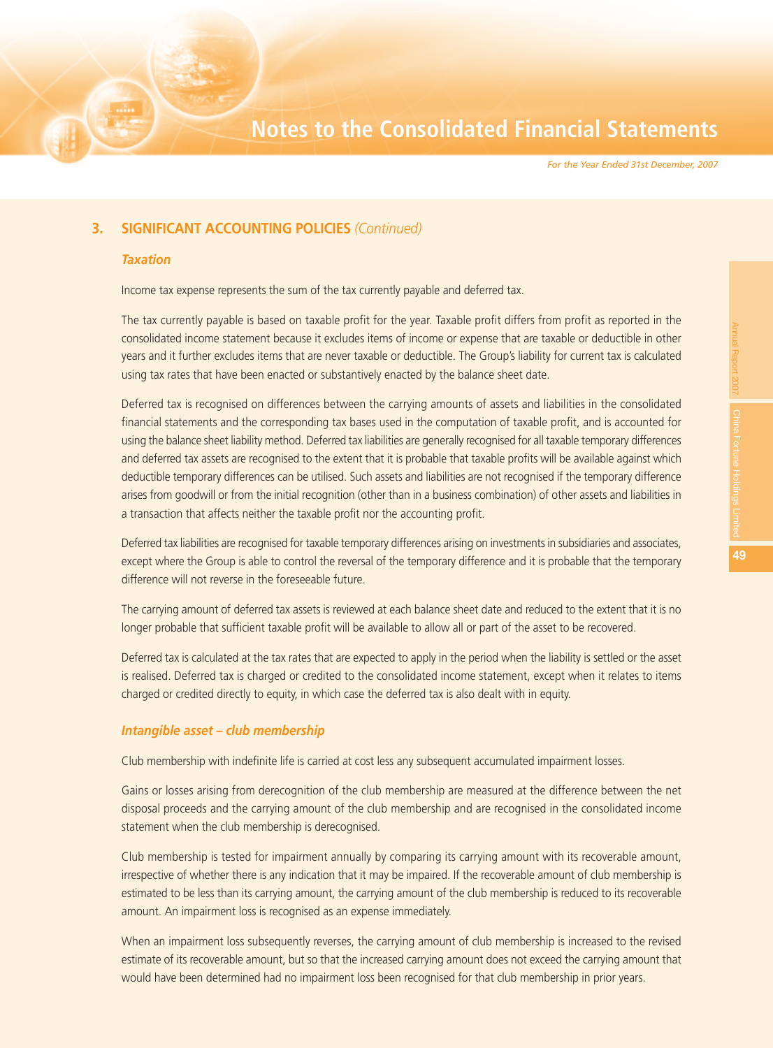## 3. SIGNIFICANT ACCOUNTING POLICIES *(Continued)*

### *Taxation*

Income tax expense represents the sum of the tax currently payable and deferred tax.

The tax currently payable is based on taxable profit for the year. Taxable profit differs from profit as reported in the consolidated income statement because it excludes items of income or expense that are taxable or deductible in other years and it further excludes items that are never taxable or deductible. The Group's liability for current tax is calculated using tax rates that have been enacted or substantively enacted by the balance sheet date.

Deferred tax is recognised on differences between the carrying amounts of assets and liabilities in the consolidated financial statements and the corresponding tax bases used in the computation of taxable profit, and is accounted for using the balance sheet liability method. Deferred tax liabilities are generally recognised for all taxable temporary differences and deferred tax assets are recognised to the extent that it is probable that taxable profits will be available against which deductible temporary differences can be utilised. Such assets and liabilities are not recognised if the temporary difference arises from goodwill or from the initial recognition (other than in a business combination) of other assets and liabilities in a transaction that affects neither the taxable profit nor the accounting profit.

Deferred tax liabilities are recognised for taxable temporary differences arising on investments in subsidiaries and associates, except where the Group is able to control the reversal of the temporary difference and it is probable that the temporary difference will not reverse in the foreseeable future.

The carrying amount of deferred tax assets is reviewed at each balance sheet date and reduced to the extent that it is no longer probable that sufficient taxable profit will be available to allow all or part of the asset to be recovered.

Deferred tax is calculated at the tax rates that are expected to apply in the period when the liability is settled or the asset is realised. Deferred tax is charged or credited to the consolidated income statement, except when it relates to items charged or credited directly to equity, in which case the deferred tax is also dealt with in equity.

### *Intangible asset – club membership*

Club membership with indefinite life is carried at cost less any subsequent accumulated impairment losses.

Gains or losses arising from derecognition of the club membership are measured at the difference between the net disposal proceeds and the carrying amount of the club membership and are recognised in the consolidated income statement when the club membership is derecognised.

Club membership is tested for impairment annually by comparing its carrying amount with its recoverable amount, irrespective of whether there is any indication that it may be impaired. If the recoverable amount of club membership is estimated to be less than its carrying amount, the carrying amount of the club membership is reduced to its recoverable amount. An impairment loss is recognised as an expense immediately.

When an impairment loss subsequently reverses, the carrying amount of club membership is increased to the revised estimate of its recoverable amount, but so that the increased carrying amount does not exceed the carrying amount that would have been determined had no impairment loss been recognised for that club membership in prior years.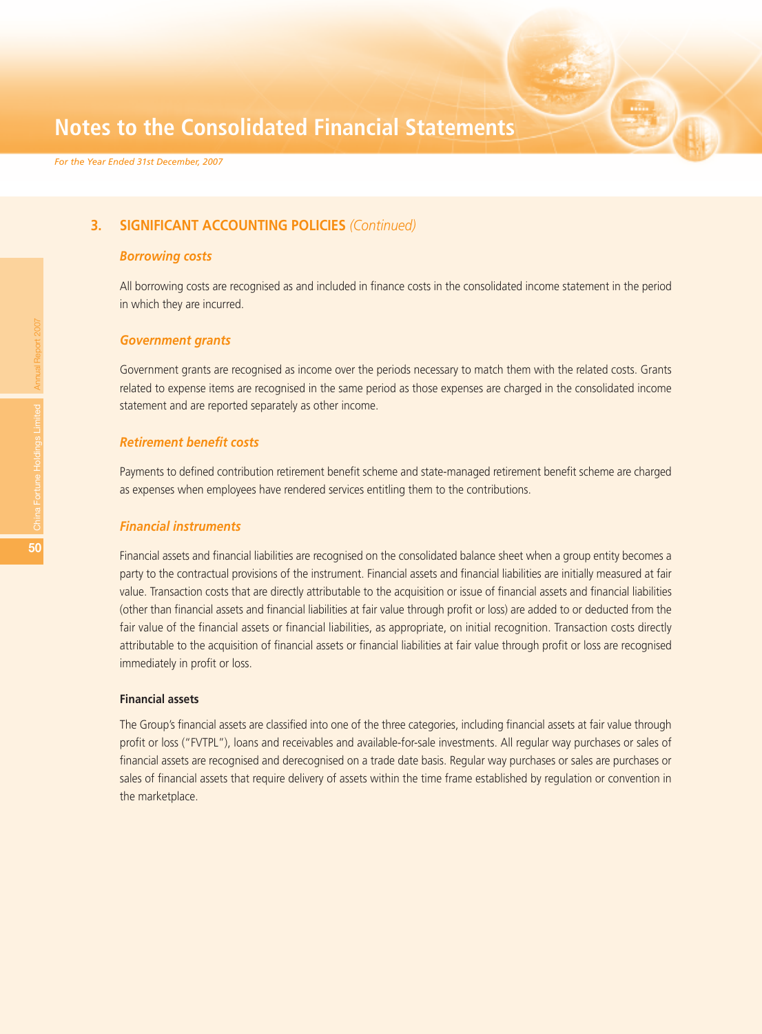# Notes to the Consolidated Financial Statements

*For the Year Ended 31st December, 2007*

## 3. SIGNIFICANT ACCOUNTING POLICIES *(Continued)*

### *Borrowing costs*

All borrowing costs are recognised as and included in finance costs in the consolidated income statement in the period in which they are incurred.

### *Government grants*

Government grants are recognised as income over the periods necessary to match them with the related costs. Grants related to expense items are recognised in the same period as those expenses are charged in the consolidated income statement and are reported separately as other income.

### *Retirement benefit costs*

Payments to defined contribution retirement benefit scheme and state-managed retirement benefit scheme are charged as expenses when employees have rendered services entitling them to the contributions.

### *Financial instruments*

Financial assets and financial liabilities are recognised on the consolidated balance sheet when a group entity becomes a party to the contractual provisions of the instrument. Financial assets and financial liabilities are initially measured at fair value. Transaction costs that are directly attributable to the acquisition or issue of financial assets and financial liabilities (other than financial assets and financial liabilities at fair value through profit or loss) are added to or deducted from the fair value of the financial assets or financial liabilities, as appropriate, on initial recognition. Transaction costs directly attributable to the acquisition of financial assets or financial liabilities at fair value through profit or loss are recognised immediately in profit or loss.

**Financial assets**

The Group's financial assets are classified into one of the three categories, including financial assets at fair value through profit or loss ("FVTPL"), loans and receivables and available-for-sale investments. All regular way purchases or sales of financial assets are recognised and derecognised on a trade date basis. Regular way purchases or sales are purchases or sales of financial assets that require delivery of assets within the time frame established by regulation or convention in the marketplace.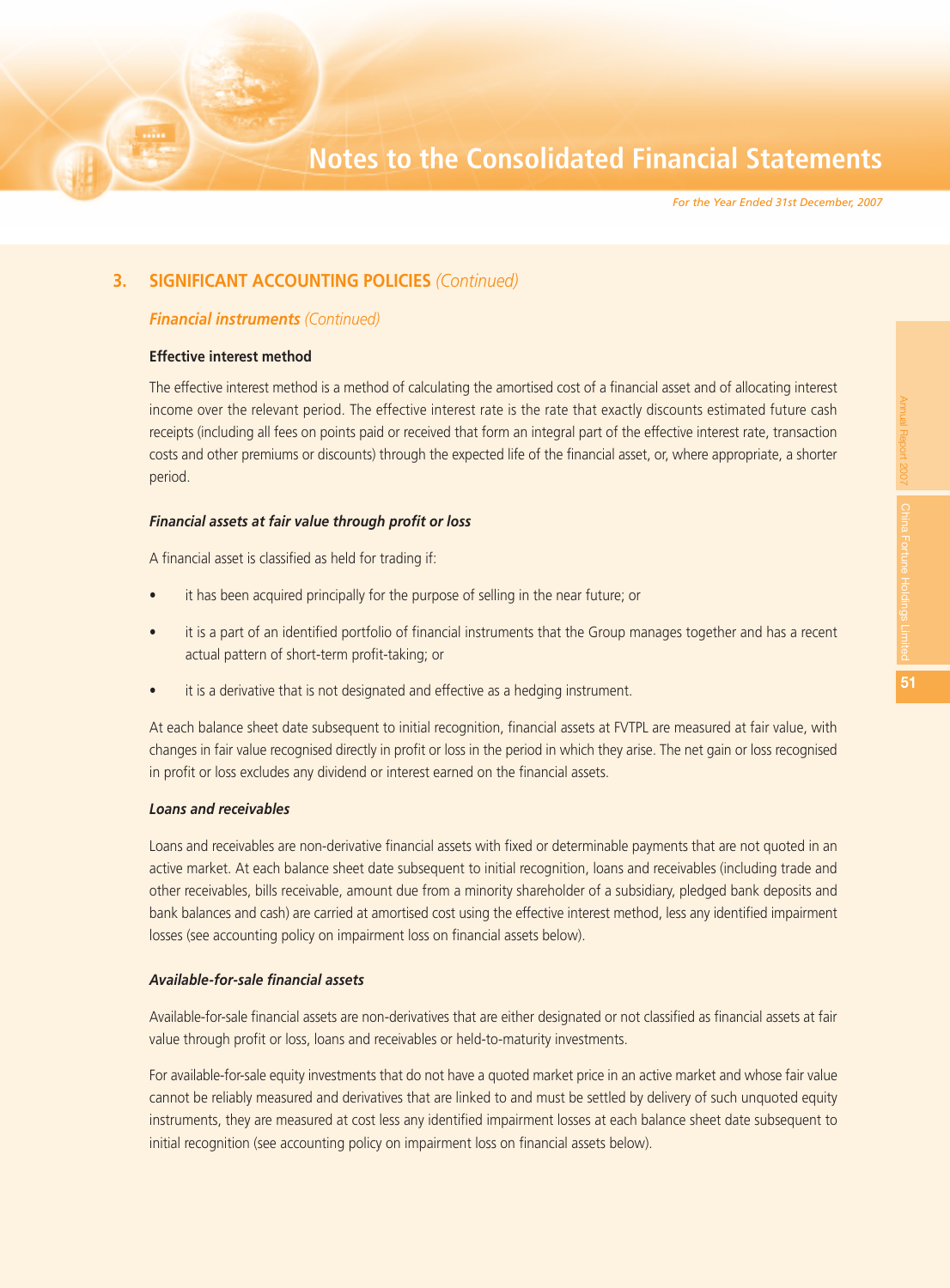## 3. SIGNIFICANT ACCOUNTING POLICIES *(Continued)*

### *Financial instruments* *(Continued)*

**Effective interest method**

The effective interest method is a method of calculating the amortised cost of a financial asset and of allocating interest income over the relevant period. The effective interest rate is the rate that exactly discounts estimated future cash receipts (including all fees on points paid or received that form an integral part of the effective interest rate, transaction costs and other premiums or discounts) through the expected life of the financial asset, or, where appropriate, a shorter period.

***Financial assets at fair value through profit or loss***

A financial asset is classified as held for trading if:

- it has been acquired principally for the purpose of selling in the near future; or
- it is a part of an identified portfolio of financial instruments that the Group manages together and has a recent actual pattern of short-term profit-taking; or
- it is a derivative that is not designated and effective as a hedging instrument.

At each balance sheet date subsequent to initial recognition, financial assets at FVTPL are measured at fair value, with changes in fair value recognised directly in profit or loss in the period in which they arise. The net gain or loss recognised in profit or loss excludes any dividend or interest earned on the financial assets.

***Loans and receivables***

Loans and receivables are non-derivative financial assets with fixed or determinable payments that are not quoted in an active market. At each balance sheet date subsequent to initial recognition, loans and receivables (including trade and other receivables, bills receivable, amount due from a minority shareholder of a subsidiary, pledged bank deposits and bank balances and cash) are carried at amortised cost using the effective interest method, less any identified impairment losses (see accounting policy on impairment loss on financial assets below).

***Available-for-sale financial assets***

Available-for-sale financial assets are non-derivatives that are either designated or not classified as financial assets at fair value through profit or loss, loans and receivables or held-to-maturity investments.

For available-for-sale equity investments that do not have a quoted market price in an active market and whose fair value cannot be reliably measured and derivatives that are linked to and must be settled by delivery of such unquoted equity instruments, they are measured at cost less any identified impairment losses at each balance sheet date subsequent to initial recognition (see accounting policy on impairment loss on financial assets below).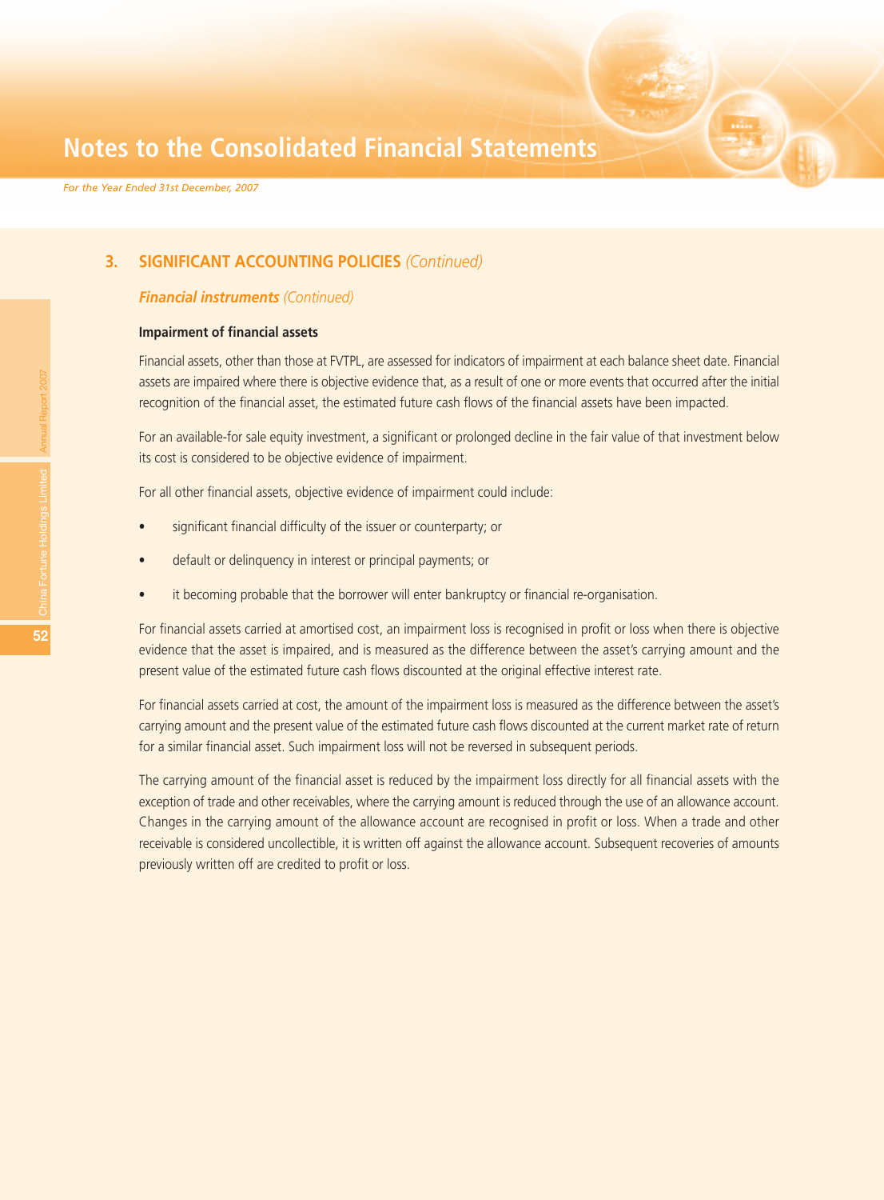## 3. SIGNIFICANT ACCOUNTING POLICIES *(Continued)*

### *Financial instruments (Continued)*

**Impairment of financial assets**

Financial assets, other than those at FVTPL, are assessed for indicators of impairment at each balance sheet date. Financial assets are impaired where there is objective evidence that, as a result of one or more events that occurred after the initial recognition of the financial asset, the estimated future cash flows of the financial assets have been impacted.

For an available-for sale equity investment, a significant or prolonged decline in the fair value of that investment below its cost is considered to be objective evidence of impairment.

For all other financial assets, objective evidence of impairment could include:

- significant financial difficulty of the issuer or counterparty; or
- default or delinquency in interest or principal payments; or
- it becoming probable that the borrower will enter bankruptcy or financial re-organisation.

For financial assets carried at amortised cost, an impairment loss is recognised in profit or loss when there is objective evidence that the asset is impaired, and is measured as the difference between the asset's carrying amount and the present value of the estimated future cash flows discounted at the original effective interest rate.

For financial assets carried at cost, the amount of the impairment loss is measured as the difference between the asset's carrying amount and the present value of the estimated future cash flows discounted at the current market rate of return for a similar financial asset. Such impairment loss will not be reversed in subsequent periods.

The carrying amount of the financial asset is reduced by the impairment loss directly for all financial assets with the exception of trade and other receivables, where the carrying amount is reduced through the use of an allowance account. Changes in the carrying amount of the allowance account are recognised in profit or loss. When a trade and other receivable is considered uncollectible, it is written off against the allowance account. Subsequent recoveries of amounts previously written off are credited to profit or loss.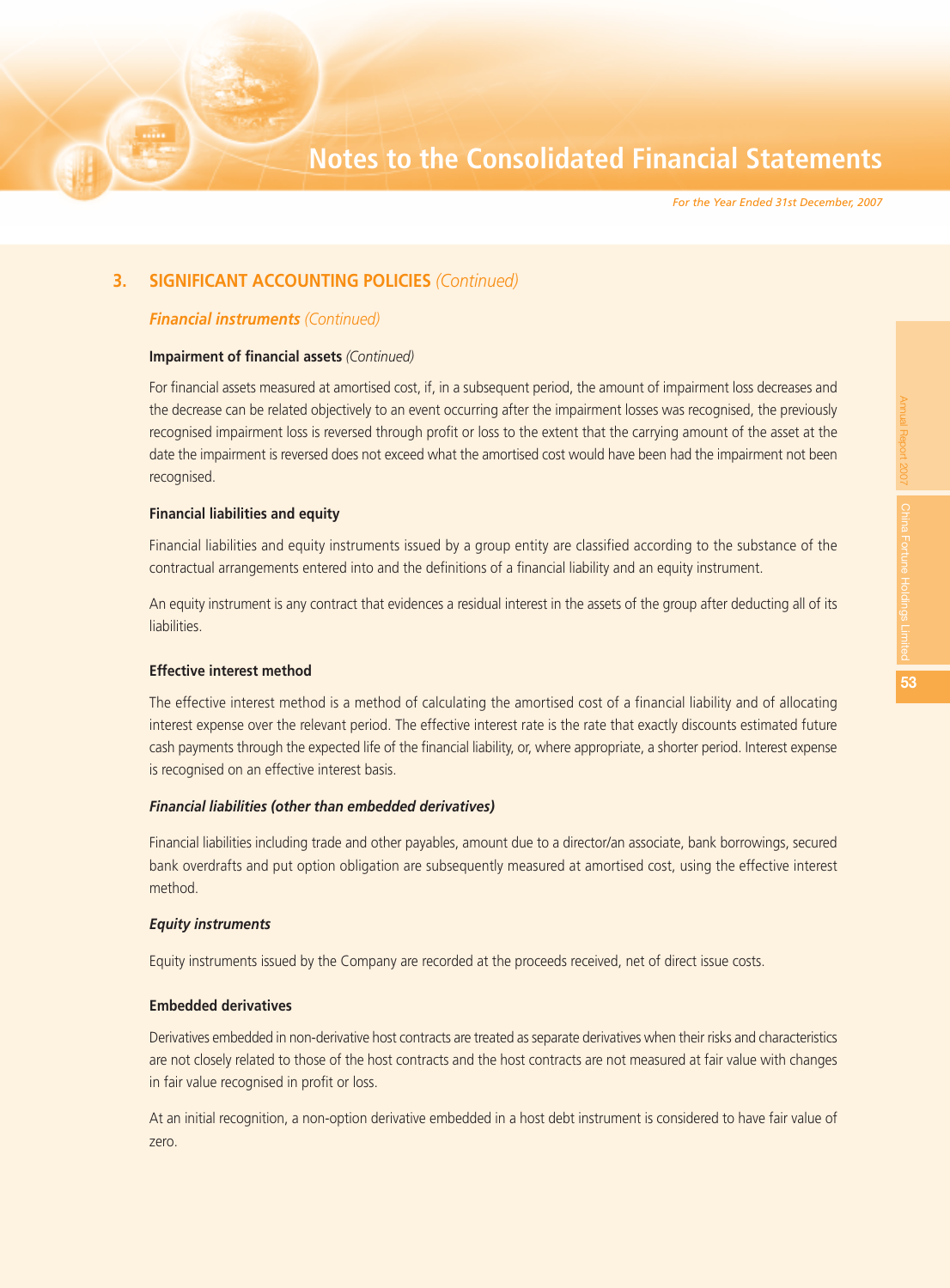## 3. SIGNIFICANT ACCOUNTING POLICIES *(Continued)*

### *Financial instruments (Continued)*

**Impairment of financial assets** *(Continued)*

For financial assets measured at amortised cost, if, in a subsequent period, the amount of impairment loss decreases and the decrease can be related objectively to an event occurring after the impairment losses was recognised, the previously recognised impairment loss is reversed through profit or loss to the extent that the carrying amount of the asset at the date the impairment is reversed does not exceed what the amortised cost would have been had the impairment not been recognised.

**Financial liabilities and equity**

Financial liabilities and equity instruments issued by a group entity are classified according to the substance of the contractual arrangements entered into and the definitions of a financial liability and an equity instrument.

An equity instrument is any contract that evidences a residual interest in the assets of the group after deducting all of its liabilities.

**Effective interest method**

The effective interest method is a method of calculating the amortised cost of a financial liability and of allocating interest expense over the relevant period. The effective interest rate is the rate that exactly discounts estimated future cash payments through the expected life of the financial liability, or, where appropriate, a shorter period. Interest expense is recognised on an effective interest basis.

***Financial liabilities (other than embedded derivatives)***

Financial liabilities including trade and other payables, amount due to a director/an associate, bank borrowings, secured bank overdrafts and put option obligation are subsequently measured at amortised cost, using the effective interest method.

***Equity instruments***

Equity instruments issued by the Company are recorded at the proceeds received, net of direct issue costs.

**Embedded derivatives**

Derivatives embedded in non-derivative host contracts are treated as separate derivatives when their risks and characteristics are not closely related to those of the host contracts and the host contracts are not measured at fair value with changes in fair value recognised in profit or loss.

At an initial recognition, a non-option derivative embedded in a host debt instrument is considered to have fair value of zero.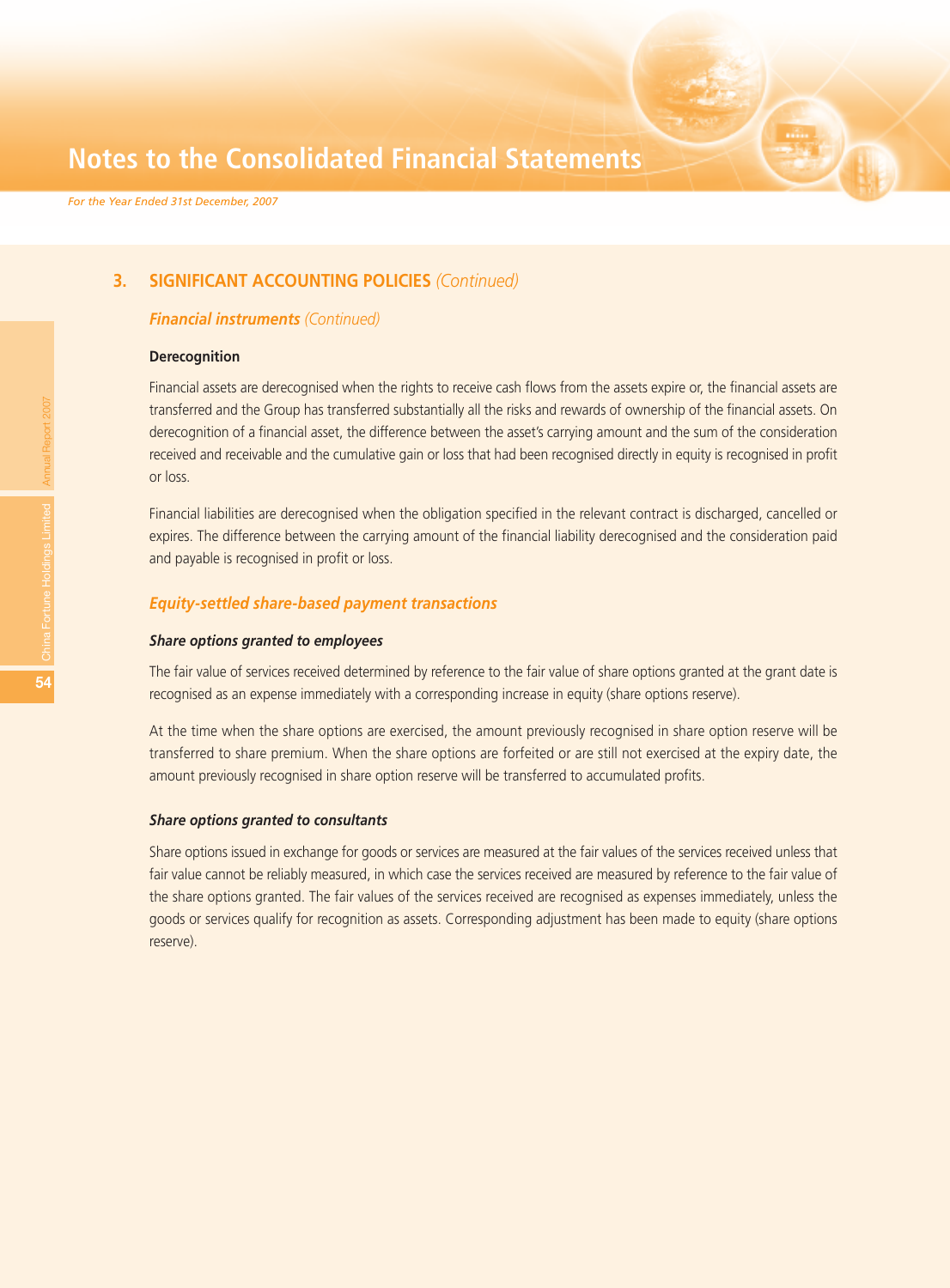## 3. SIGNIFICANT ACCOUNTING POLICIES *(Continued)*

### ***Financial instruments*** *(Continued)*

**Derecognition**

Financial assets are derecognised when the rights to receive cash flows from the assets expire or, the financial assets are transferred and the Group has transferred substantially all the risks and rewards of ownership of the financial assets. On derecognition of a financial asset, the difference between the asset's carrying amount and the sum of the consideration received and receivable and the cumulative gain or loss that had been recognised directly in equity is recognised in profit or loss.

Financial liabilities are derecognised when the obligation specified in the relevant contract is discharged, cancelled or expires. The difference between the carrying amount of the financial liability derecognised and the consideration paid and payable is recognised in profit or loss.

### ***Equity-settled share-based payment transactions***

***Share options granted to employees***

The fair value of services received determined by reference to the fair value of share options granted at the grant date is recognised as an expense immediately with a corresponding increase in equity (share options reserve).

At the time when the share options are exercised, the amount previously recognised in share option reserve will be transferred to share premium. When the share options are forfeited or are still not exercised at the expiry date, the amount previously recognised in share option reserve will be transferred to accumulated profits.

***Share options granted to consultants***

Share options issued in exchange for goods or services are measured at the fair values of the services received unless that fair value cannot be reliably measured, in which case the services received are measured by reference to the fair value of the share options granted. The fair values of the services received are recognised as expenses immediately, unless the goods or services qualify for recognition as assets. Corresponding adjustment has been made to equity (share options reserve).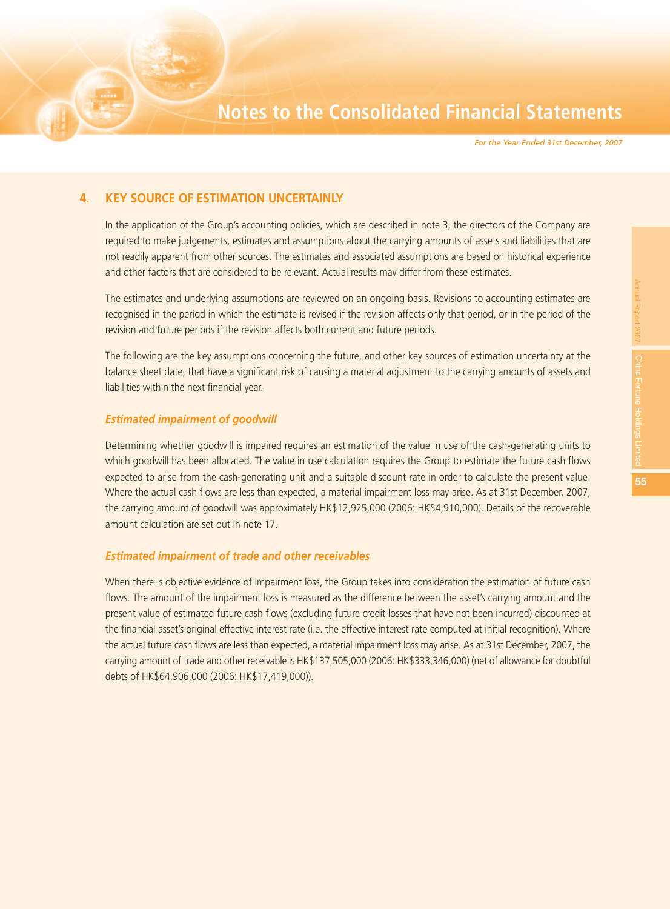## 4. KEY SOURCE OF ESTIMATION UNCERTAINLY

In the application of the Group's accounting policies, which are described in note 3, the directors of the Company are required to make judgements, estimates and assumptions about the carrying amounts of assets and liabilities that are not readily apparent from other sources. The estimates and associated assumptions are based on historical experience and other factors that are considered to be relevant. Actual results may differ from these estimates.

The estimates and underlying assumptions are reviewed on an ongoing basis. Revisions to accounting estimates are recognised in the period in which the estimate is revised if the revision affects only that period, or in the period of the revision and future periods if the revision affects both current and future periods.

The following are the key assumptions concerning the future, and other key sources of estimation uncertainty at the balance sheet date, that have a significant risk of causing a material adjustment to the carrying amounts of assets and liabilities within the next financial year.

### *Estimated impairment of goodwill*

Determining whether goodwill is impaired requires an estimation of the value in use of the cash-generating units to which goodwill has been allocated. The value in use calculation requires the Group to estimate the future cash flows expected to arise from the cash-generating unit and a suitable discount rate in order to calculate the present value. Where the actual cash flows are less than expected, a material impairment loss may arise. As at 31st December, 2007, the carrying amount of goodwill was approximately HK$12,925,000 (2006: HK$4,910,000). Details of the recoverable amount calculation are set out in note 17.

### *Estimated impairment of trade and other receivables*

When there is objective evidence of impairment loss, the Group takes into consideration the estimation of future cash flows. The amount of the impairment loss is measured as the difference between the asset's carrying amount and the present value of estimated future cash flows (excluding future credit losses that have not been incurred) discounted at the financial asset's original effective interest rate (i.e. the effective interest rate computed at initial recognition). Where the actual future cash flows are less than expected, a material impairment loss may arise. As at 31st December, 2007, the carrying amount of trade and other receivable is HK$137,505,000 (2006: HK$333,346,000) (net of allowance for doubtful debts of HK$64,906,000 (2006: HK$17,419,000)).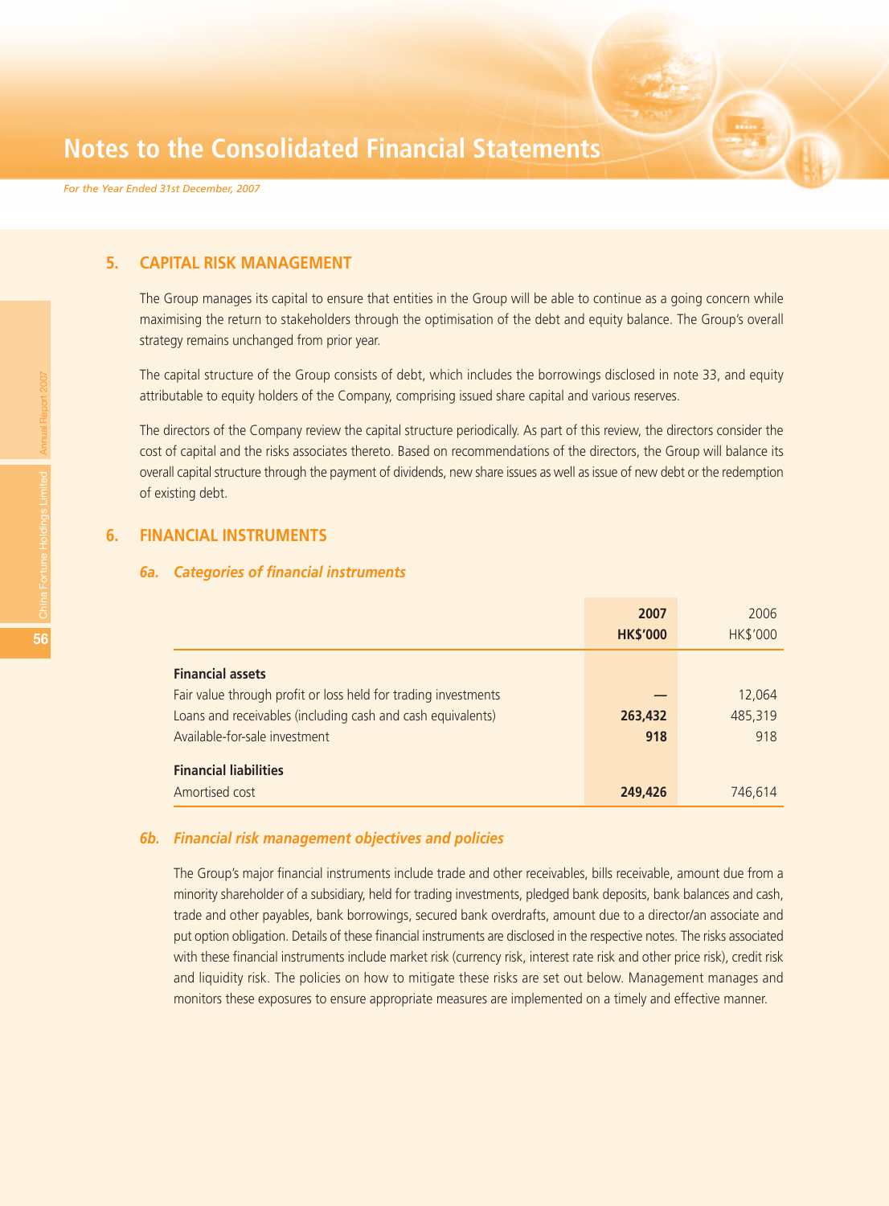## 5. CAPITAL RISK MANAGEMENT

The Group manages its capital to ensure that entities in the Group will be able to continue as a going concern while maximising the return to stakeholders through the optimisation of the debt and equity balance. The Group's overall strategy remains unchanged from prior year.

The capital structure of the Group consists of debt, which includes the borrowings disclosed in note 33, and equity attributable to equity holders of the Company, comprising issued share capital and various reserves.

The directors of the Company review the capital structure periodically. As part of this review, the directors consider the cost of capital and the risks associates thereto. Based on recommendations of the directors, the Group will balance its overall capital structure through the payment of dividends, new share issues as well as issue of new debt or the redemption of existing debt.

## 6. FINANCIAL INSTRUMENTS

### *6a. Categories of financial instruments*

| | **2007 HK$'000** | 2006 HK$'000 |
|---|---|---|
| **Financial assets** | | |
| Fair value through profit or loss held for trading investments | **—** | 12,064 |
| Loans and receivables (including cash and cash equivalents) | **263,432** | 485,319 |
| Available-for-sale investment | **918** | 918 |
| **Financial liabilities** | | |
| Amortised cost | **249,426** | 746,614 |

### *6b. Financial risk management objectives and policies*

The Group's major financial instruments include trade and other receivables, bills receivable, amount due from a minority shareholder of a subsidiary, held for trading investments, pledged bank deposits, bank balances and cash, trade and other payables, bank borrowings, secured bank overdrafts, amount due to a director/an associate and put option obligation. Details of these financial instruments are disclosed in the respective notes. The risks associated with these financial instruments include market risk (currency risk, interest rate risk and other price risk), credit risk and liquidity risk. The policies on how to mitigate these risks are set out below. Management manages and monitors these exposures to ensure appropriate measures are implemented on a timely and effective manner.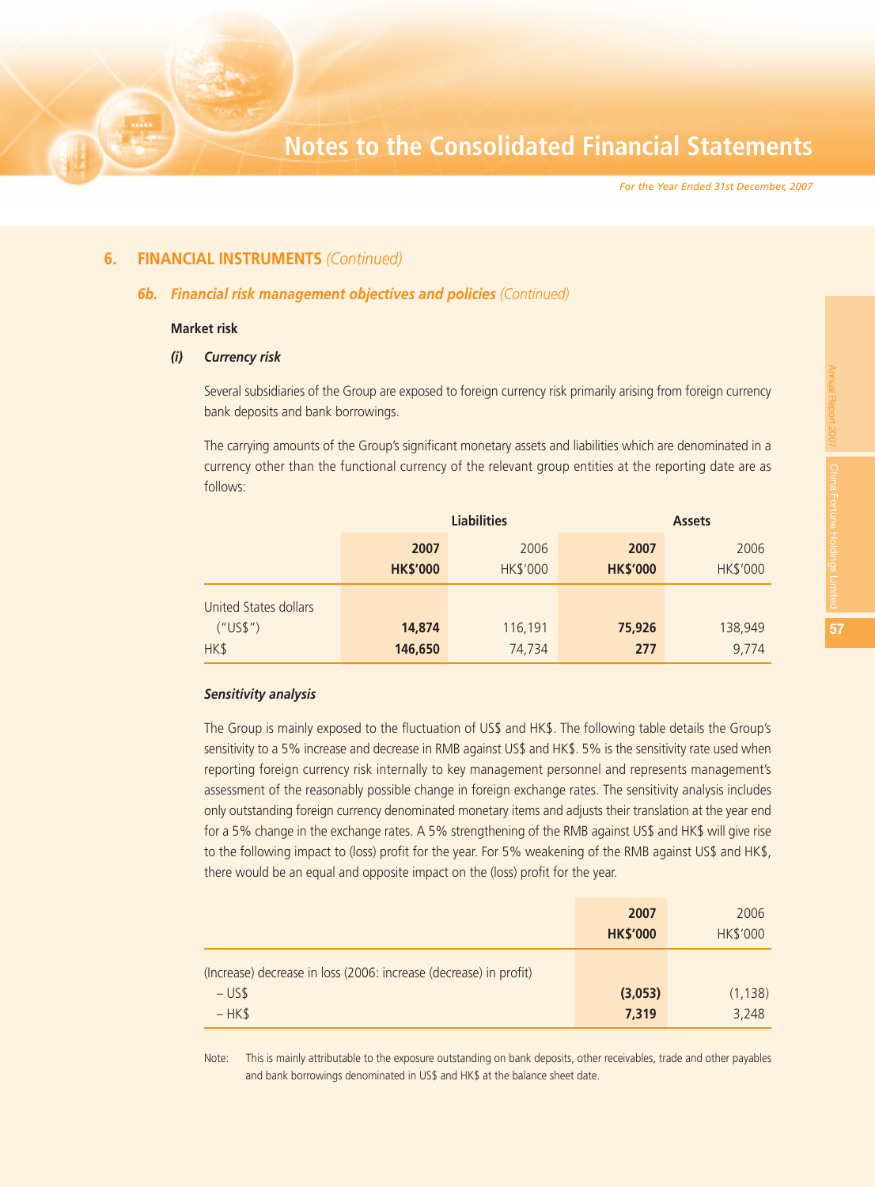## 6. FINANCIAL INSTRUMENTS *(Continued)*

### 6b. *Financial risk management objectives and policies (Continued)*

**Market risk**

***(i) Currency risk***

Several subsidiaries of the Group are exposed to foreign currency risk primarily arising from foreign currency bank deposits and bank borrowings.

The carrying amounts of the Group's significant monetary assets and liabilities which are denominated in a currency other than the functional currency of the relevant group entities at the reporting date are as follows:

| | Liabilities | | Assets | |
|---|---|---|---|---|
| | **2007** **HK$'000** | 2006 HK$'000 | **2007** **HK$'000** | 2006 HK$'000 |
| United States dollars ("US$") | **14,874** | 116,191 | **75,926** | 138,949 |
| HK$ | **146,650** | 74,734 | **277** | 9,774 |

***Sensitivity analysis***

The Group is mainly exposed to the fluctuation of US$ and HK$. The following table details the Group's sensitivity to a 5% increase and decrease in RMB against US$ and HK$. 5% is the sensitivity rate used when reporting foreign currency risk internally to key management personnel and represents management's assessment of the reasonably possible change in foreign exchange rates. The sensitivity analysis includes only outstanding foreign currency denominated monetary items and adjusts their translation at the year end for a 5% change in the exchange rates. A 5% strengthening of the RMB against US$ and HK$ will give rise to the following impact to (loss) profit for the year. For 5% weakening of the RMB against US$ and HK$, there would be an equal and opposite impact on the (loss) profit for the year.

| | **2007** **HK$'000** | 2006 HK$'000 |
|---|---|---|
| (Increase) decrease in loss (2006: increase (decrease) in profit) | | |
| – US$ | **(3,053)** | (1,138) |
| – HK$ | **7,319** | 3,248 |

Note: This is mainly attributable to the exposure outstanding on bank deposits, other receivables, trade and other payables and bank borrowings denominated in US$ and HK$ at the balance sheet date.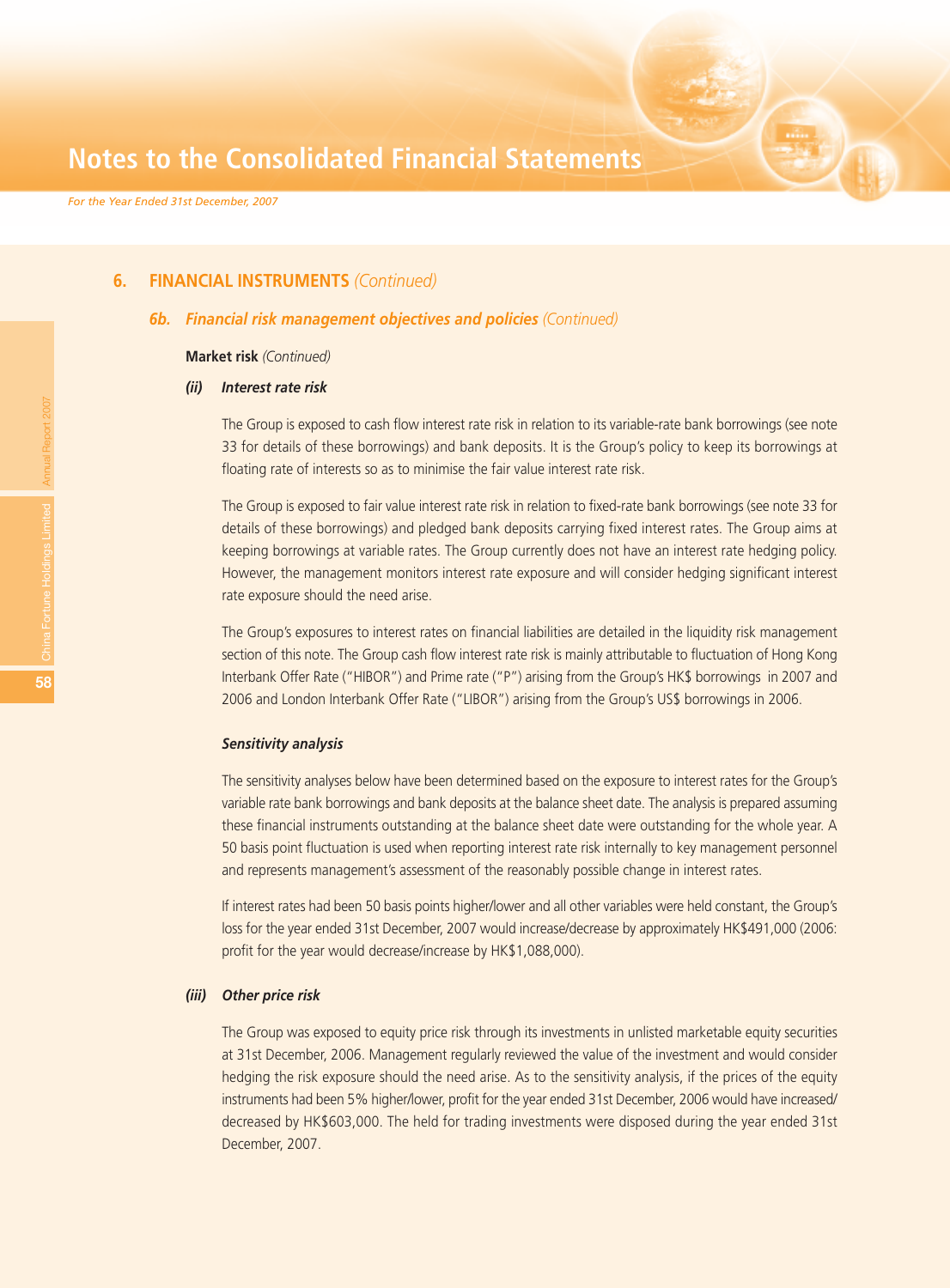## 6. FINANCIAL INSTRUMENTS *(Continued)*

### *6b. Financial risk management objectives and policies (Continued)*

**Market risk** *(Continued)*

***(ii) Interest rate risk***

The Group is exposed to cash flow interest rate risk in relation to its variable-rate bank borrowings (see note 33 for details of these borrowings) and bank deposits. It is the Group's policy to keep its borrowings at floating rate of interests so as to minimise the fair value interest rate risk.

The Group is exposed to fair value interest rate risk in relation to fixed-rate bank borrowings (see note 33 for details of these borrowings) and pledged bank deposits carrying fixed interest rates. The Group aims at keeping borrowings at variable rates. The Group currently does not have an interest rate hedging policy. However, the management monitors interest rate exposure and will consider hedging significant interest rate exposure should the need arise.

The Group's exposures to interest rates on financial liabilities are detailed in the liquidity risk management section of this note. The Group cash flow interest rate risk is mainly attributable to fluctuation of Hong Kong Interbank Offer Rate ("HIBOR") and Prime rate ("P") arising from the Group's HK$ borrowings in 2007 and 2006 and London Interbank Offer Rate ("LIBOR") arising from the Group's US$ borrowings in 2006.

***Sensitivity analysis***

The sensitivity analyses below have been determined based on the exposure to interest rates for the Group's variable rate bank borrowings and bank deposits at the balance sheet date. The analysis is prepared assuming these financial instruments outstanding at the balance sheet date were outstanding for the whole year. A 50 basis point fluctuation is used when reporting interest rate risk internally to key management personnel and represents management's assessment of the reasonably possible change in interest rates.

If interest rates had been 50 basis points higher/lower and all other variables were held constant, the Group's loss for the year ended 31st December, 2007 would increase/decrease by approximately HK$491,000 (2006: profit for the year would decrease/increase by HK$1,088,000).

***(iii) Other price risk***

The Group was exposed to equity price risk through its investments in unlisted marketable equity securities at 31st December, 2006. Management regularly reviewed the value of the investment and would consider hedging the risk exposure should the need arise. As to the sensitivity analysis, if the prices of the equity instruments had been 5% higher/lower, profit for the year ended 31st December, 2006 would have increased/decreased by HK$603,000. The held for trading investments were disposed during the year ended 31st December, 2007.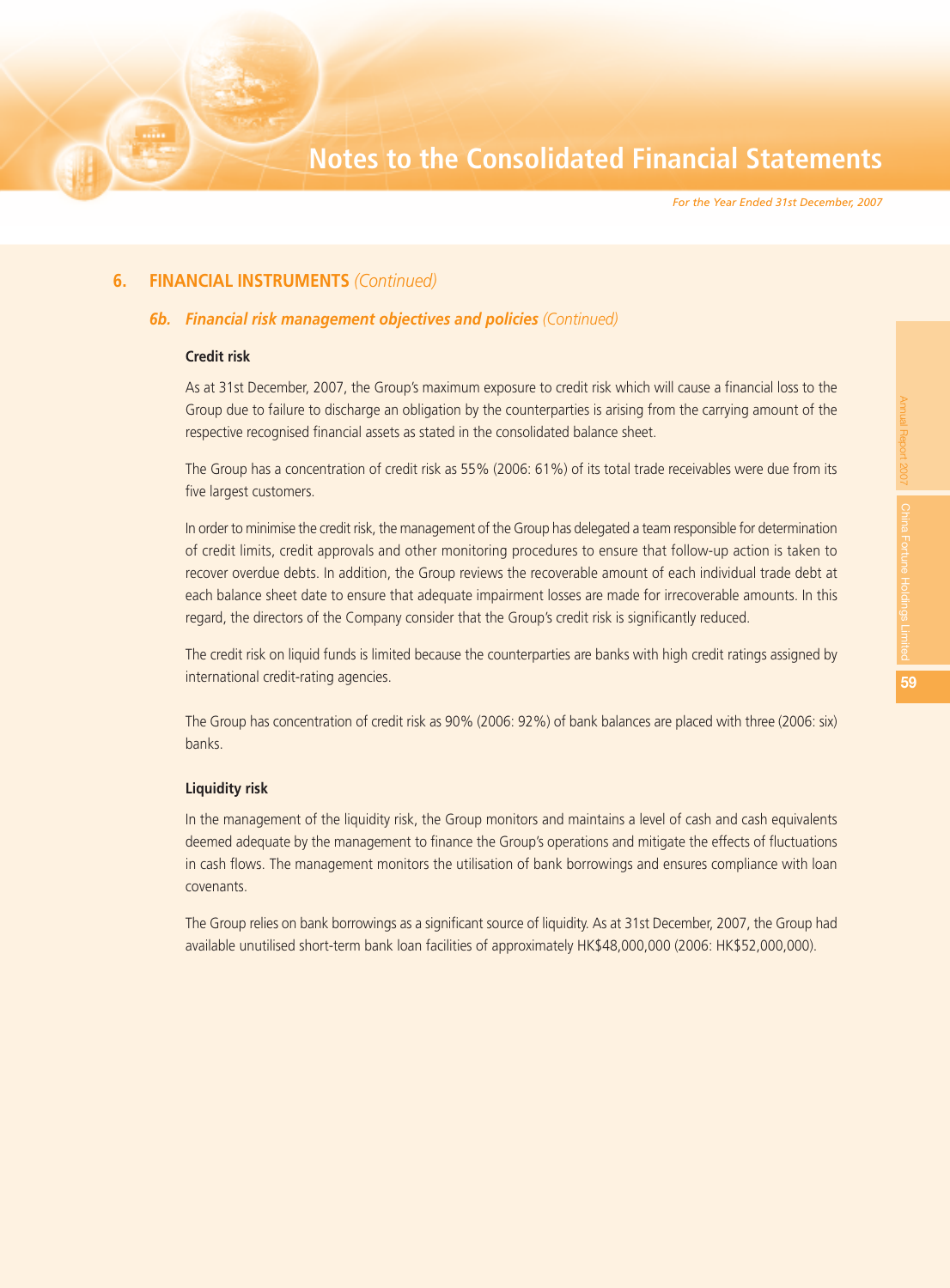## 6. FINANCIAL INSTRUMENTS *(Continued)*

### *6b. Financial risk management objectives and policies (Continued)*

**Credit risk**

As at 31st December, 2007, the Group's maximum exposure to credit risk which will cause a financial loss to the Group due to failure to discharge an obligation by the counterparties is arising from the carrying amount of the respective recognised financial assets as stated in the consolidated balance sheet.

The Group has a concentration of credit risk as 55% (2006: 61%) of its total trade receivables were due from its five largest customers.

In order to minimise the credit risk, the management of the Group has delegated a team responsible for determination of credit limits, credit approvals and other monitoring procedures to ensure that follow-up action is taken to recover overdue debts. In addition, the Group reviews the recoverable amount of each individual trade debt at each balance sheet date to ensure that adequate impairment losses are made for irrecoverable amounts. In this regard, the directors of the Company consider that the Group's credit risk is significantly reduced.

The credit risk on liquid funds is limited because the counterparties are banks with high credit ratings assigned by international credit-rating agencies.

The Group has concentration of credit risk as 90% (2006: 92%) of bank balances are placed with three (2006: six) banks.

**Liquidity risk**

In the management of the liquidity risk, the Group monitors and maintains a level of cash and cash equivalents deemed adequate by the management to finance the Group's operations and mitigate the effects of fluctuations in cash flows. The management monitors the utilisation of bank borrowings and ensures compliance with loan covenants.

The Group relies on bank borrowings as a significant source of liquidity. As at 31st December, 2007, the Group had available unutilised short-term bank loan facilities of approximately HK$48,000,000 (2006: HK$52,000,000).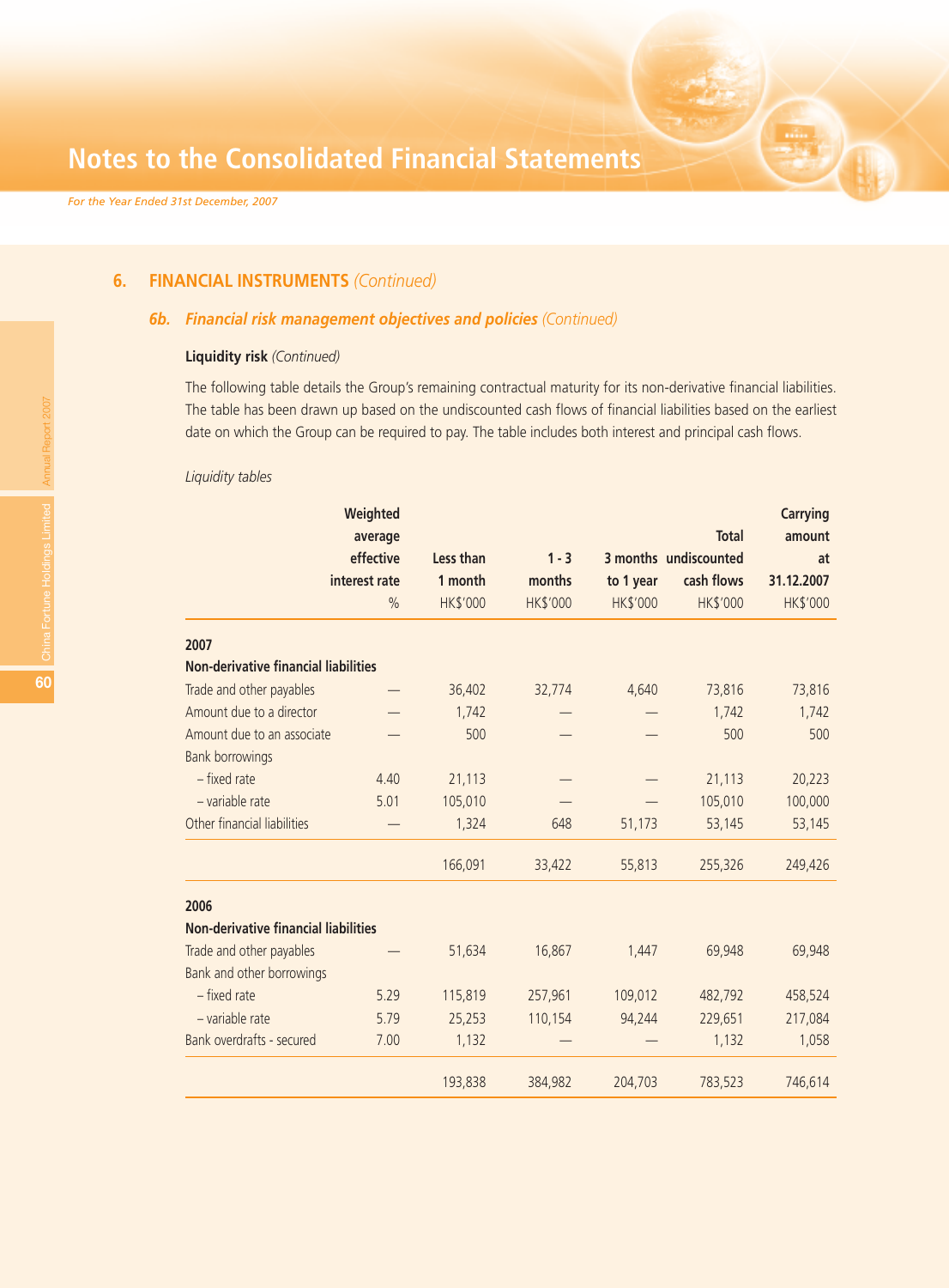## 6. FINANCIAL INSTRUMENTS *(Continued)*

### 6b. *Financial risk management objectives and policies (Continued)*

**Liquidity risk** *(Continued)*

The following table details the Group's remaining contractual maturity for its non-derivative financial liabilities. The table has been drawn up based on the undiscounted cash flows of financial liabilities based on the earliest date on which the Group can be required to pay. The table includes both interest and principal cash flows.

*Liquidity tables*

| | Weighted average effective interest rate | Less than 1 month | 1 - 3 months | 3 months to 1 year | Total undiscounted cash flows | Carrying amount at 31.12.2007 |
|---|---|---|---|---|---|---|
| | % | HK$'000 | HK$'000 | HK$'000 | HK$'000 | HK$'000 |
| **2007** | | | | | | |
| **Non-derivative financial liabilities** | | | | | | |
| Trade and other payables | — | 36,402 | 32,774 | 4,640 | 73,816 | 73,816 |
| Amount due to a director | — | 1,742 | — | — | 1,742 | 1,742 |
| Amount due to an associate | — | 500 | — | — | 500 | 500 |
| Bank borrowings | | | | | | |
| – fixed rate | 4.40 | 21,113 | — | — | 21,113 | 20,223 |
| – variable rate | 5.01 | 105,010 | — | — | 105,010 | 100,000 |
| Other financial liabilities | — | 1,324 | 648 | 51,173 | 53,145 | 53,145 |
| | | 166,091 | 33,422 | 55,813 | 255,326 | 249,426 |
| **2006** | | | | | | |
| **Non-derivative financial liabilities** | | | | | | |
| Trade and other payables | — | 51,634 | 16,867 | 1,447 | 69,948 | 69,948 |
| Bank and other borrowings | | | | | | |
| – fixed rate | 5.29 | 115,819 | 257,961 | 109,012 | 482,792 | 458,524 |
| – variable rate | 5.79 | 25,253 | 110,154 | 94,244 | 229,651 | 217,084 |
| Bank overdrafts - secured | 7.00 | 1,132 | — | — | 1,132 | 1,058 |
| | | 193,838 | 384,982 | 204,703 | 783,523 | 746,614 |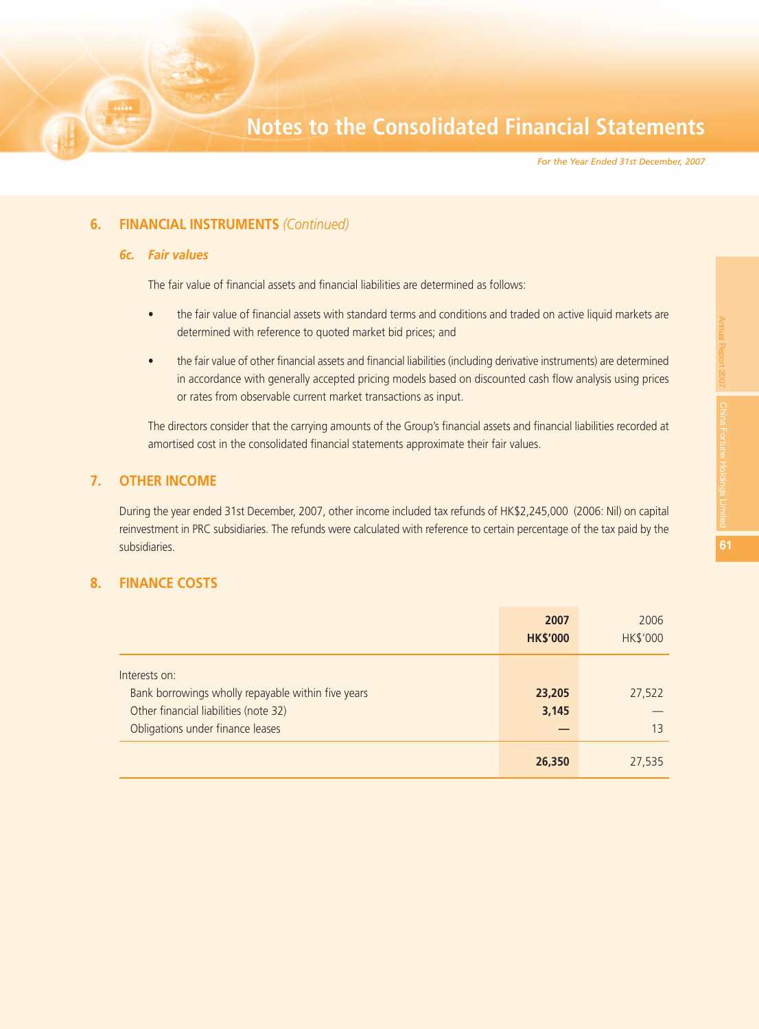## 6. FINANCIAL INSTRUMENTS *(Continued)*

### *6c. Fair values*

The fair value of financial assets and financial liabilities are determined as follows:

- the fair value of financial assets with standard terms and conditions and traded on active liquid markets are determined with reference to quoted market bid prices; and
- the fair value of other financial assets and financial liabilities (including derivative instruments) are determined in accordance with generally accepted pricing models based on discounted cash flow analysis using prices or rates from observable current market transactions as input.

The directors consider that the carrying amounts of the Group's financial assets and financial liabilities recorded at amortised cost in the consolidated financial statements approximate their fair values.

## 7. OTHER INCOME

During the year ended 31st December, 2007, other income included tax refunds of HK$2,245,000 (2006: Nil) on capital reinvestment in PRC subsidiaries. The refunds were calculated with reference to certain percentage of the tax paid by the subsidiaries.

## 8. FINANCE COSTS

| | **2007**<br>**HK$'000** | 2006<br>HK$'000 |
|---|---|---|
| Interests on: | | |
| Bank borrowings wholly repayable within five years | **23,205** | 27,522 |
| Other financial liabilities (note 32) | **3,145** | — |
| Obligations under finance leases | **—** | 13 |
| | **26,350** | 27,535 |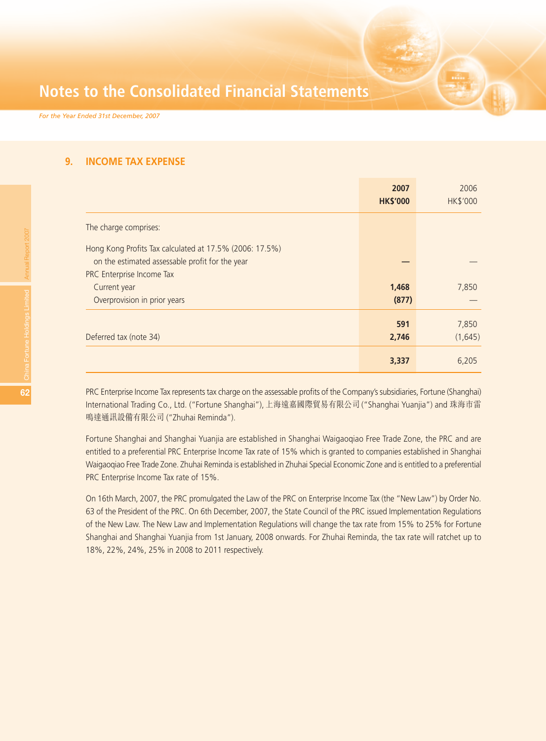# Notes to the Consolidated Financial Statements

*For the Year Ended 31st December, 2007*

## 9. INCOME TAX EXPENSE

| | 2007 HK$'000 | 2006 HK$'000 |
|---|---|---|
| The charge comprises: | | |
| Hong Kong Profits Tax calculated at 17.5% (2006: 17.5%) on the estimated assessable profit for the year | — | — |
| PRC Enterprise Income Tax | | |
| Current year | 1,468 | 7,850 |
| Overprovision in prior years | (877) | — |
| | 591 | 7,850 |
| Deferred tax (note 34) | 2,746 | (1,645) |
| | 3,337 | 6,205 |

PRC Enterprise Income Tax represents tax charge on the assessable profits of the Company's subsidiaries, Fortune (Shanghai) International Trading Co., Ltd. ("Fortune Shanghai"), 上海遠嘉國際貿易有限公司 ("Shanghai Yuanjia") and 珠海市雷鳴達通訊設備有限公司 ("Zhuhai Reminda").

Fortune Shanghai and Shanghai Yuanjia are established in Shanghai Waigaoqiao Free Trade Zone, the PRC and are entitled to a preferential PRC Enterprise Income Tax rate of 15% which is granted to companies established in Shanghai Waigaoqiao Free Trade Zone. Zhuhai Reminda is established in Zhuhai Special Economic Zone and is entitled to a preferential PRC Enterprise Income Tax rate of 15%.

On 16th March, 2007, the PRC promulgated the Law of the PRC on Enterprise Income Tax (the "New Law") by Order No. 63 of the President of the PRC. On 6th December, 2007, the State Council of the PRC issued Implementation Regulations of the New Law. The New Law and Implementation Regulations will change the tax rate from 15% to 25% for Fortune Shanghai and Shanghai Yuanjia from 1st January, 2008 onwards. For Zhuhai Reminda, the tax rate will ratchet up to 18%, 22%, 24%, 25% in 2008 to 2011 respectively.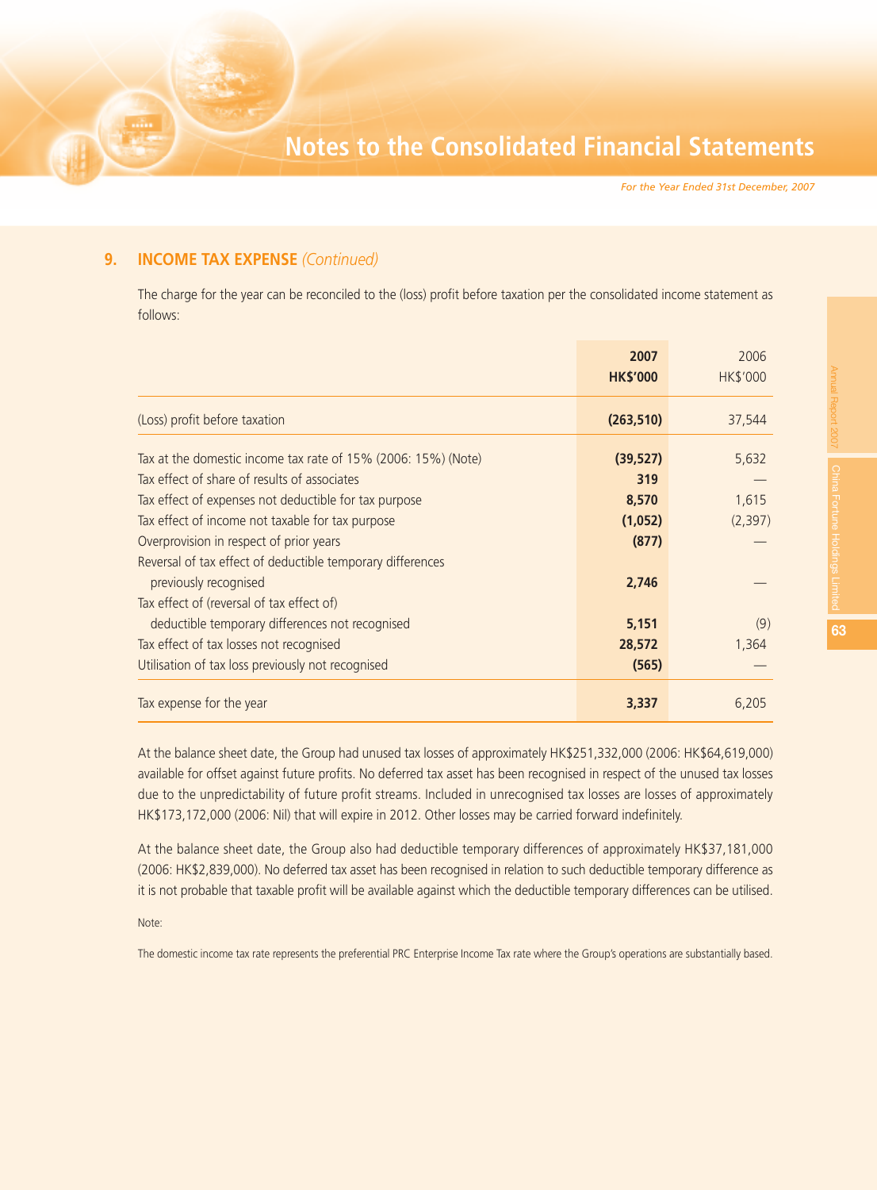## 9. INCOME TAX EXPENSE *(Continued)*

The charge for the year can be reconciled to the (loss) profit before taxation per the consolidated income statement as follows:

| | **2007** **HK$'000** | 2006 HK$'000 |
|---|---|---|
| (Loss) profit before taxation | **(263,510)** | 37,544 |
| Tax at the domestic income tax rate of 15% (2006: 15%) (Note) | **(39,527)** | 5,632 |
| Tax effect of share of results of associates | **319** | — |
| Tax effect of expenses not deductible for tax purpose | **8,570** | 1,615 |
| Tax effect of income not taxable for tax purpose | **(1,052)** | (2,397) |
| Overprovision in respect of prior years | **(877)** | — |
| Reversal of tax effect of deductible temporary differences previously recognised | **2,746** | — |
| Tax effect of (reversal of tax effect of) deductible temporary differences not recognised | **5,151** | (9) |
| Tax effect of tax losses not recognised | **28,572** | 1,364 |
| Utilisation of tax loss previously not recognised | **(565)** | — |
| Tax expense for the year | **3,337** | 6,205 |

At the balance sheet date, the Group had unused tax losses of approximately HK$251,332,000 (2006: HK$64,619,000) available for offset against future profits. No deferred tax asset has been recognised in respect of the unused tax losses due to the unpredictability of future profit streams. Included in unrecognised tax losses are losses of approximately HK$173,172,000 (2006: Nil) that will expire in 2012. Other losses may be carried forward indefinitely.

At the balance sheet date, the Group also had deductible temporary differences of approximately HK$37,181,000 (2006: HK$2,839,000). No deferred tax asset has been recognised in relation to such deductible temporary difference as it is not probable that taxable profit will be available against which the deductible temporary differences can be utilised.

Note:

The domestic income tax rate represents the preferential PRC Enterprise Income Tax rate where the Group's operations are substantially based.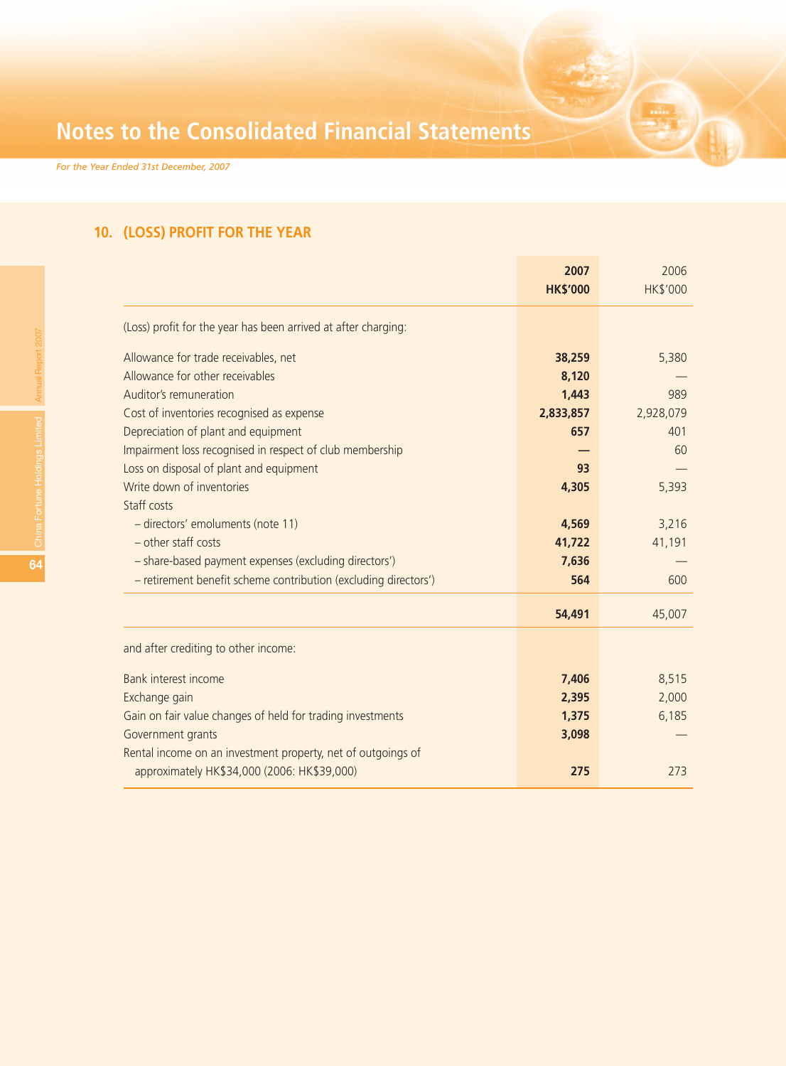## 10. (LOSS) PROFIT FOR THE YEAR

| | 2007<br>HK$'000 | 2006<br>HK$'000 |
|---|---|---|
| (Loss) profit for the year has been arrived at after charging: | | |
| Allowance for trade receivables, net | **38,259** | 5,380 |
| Allowance for other receivables | **8,120** | — |
| Auditor's remuneration | **1,443** | 989 |
| Cost of inventories recognised as expense | **2,833,857** | 2,928,079 |
| Depreciation of plant and equipment | **657** | 401 |
| Impairment loss recognised in respect of club membership | **—** | 60 |
| Loss on disposal of plant and equipment | **93** | — |
| Write down of inventories | **4,305** | 5,393 |
| Staff costs | | |
| – directors' emoluments (note 11) | **4,569** | 3,216 |
| – other staff costs | **41,722** | 41,191 |
| – share-based payment expenses (excluding directors') | **7,636** | — |
| – retirement benefit scheme contribution (excluding directors') | **564** | 600 |
| | **54,491** | 45,007 |
| and after crediting to other income: | | |
| Bank interest income | **7,406** | 8,515 |
| Exchange gain | **2,395** | 2,000 |
| Gain on fair value changes of held for trading investments | **1,375** | 6,185 |
| Government grants | **3,098** | — |
| Rental income on an investment property, net of outgoings of approximately HK$34,000 (2006: HK$39,000) | **275** | 273 |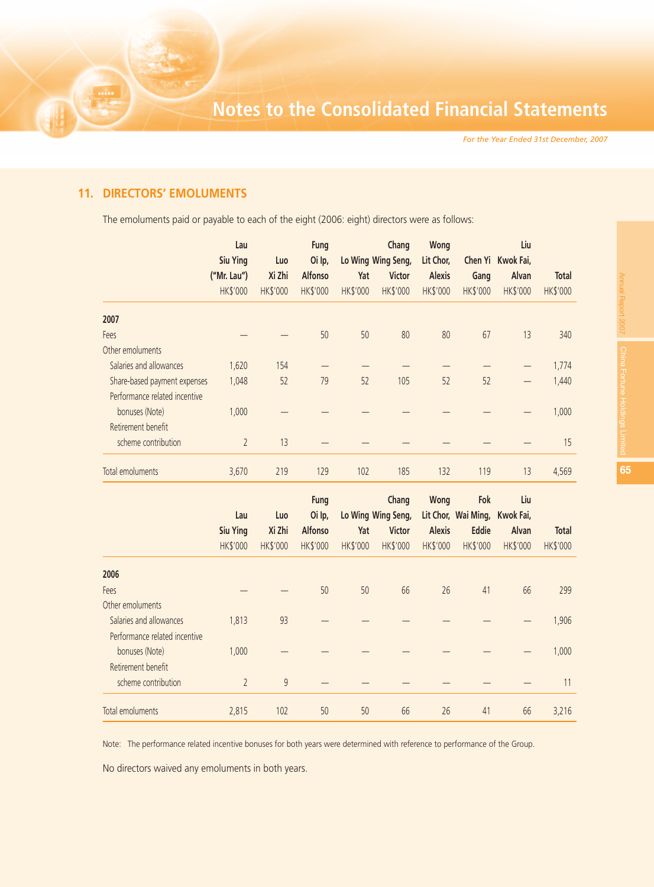## 11. DIRECTORS' EMOLUMENTS

The emoluments paid or payable to each of the eight (2006: eight) directors were as follows:

| | Lau Siu Ying ("Mr. Lau") | Luo Xi Zhi | Fung Oi Ip, Alfonso | Lo Wing Yat | Chang Wing Seng, Victor | Wong Lit Chor, Alexis | Chen Yi Gang | Liu Kwok Fai, Alvan | Total |
|---|---|---|---|---|---|---|---|---|---|
| | HK$'000 | HK$'000 | HK$'000 | HK$'000 | HK$'000 | HK$'000 | HK$'000 | HK$'000 | HK$'000 |
| **2007** | | | | | | | | | |
| Fees | — | — | 50 | 50 | 80 | 80 | 67 | 13 | 340 |
| Other emoluments | | | | | | | | | |
| Salaries and allowances | 1,620 | 154 | — | — | — | — | — | — | 1,774 |
| Share-based payment expenses | 1,048 | 52 | 79 | 52 | 105 | 52 | 52 | — | 1,440 |
| Performance related incentive bonuses (Note) | 1,000 | — | — | — | — | — | — | — | 1,000 |
| Retirement benefit scheme contribution | 2 | 13 | — | — | — | — | — | — | 15 |
| Total emoluments | 3,670 | 219 | 129 | 102 | 185 | 132 | 119 | 13 | 4,569 |

| | Lau Siu Ying | Luo Xi Zhi | Fung Oi Ip, Alfonso | Lo Wing Yat | Chang Wing Seng, Victor | Wong Lit Chor, Alexis | Fok Wai Ming, Eddie | Liu Kwok Fai, Alvan | Total |
|---|---|---|---|---|---|---|---|---|---|
| | HK$'000 | HK$'000 | HK$'000 | HK$'000 | HK$'000 | HK$'000 | HK$'000 | HK$'000 | HK$'000 |
| **2006** | | | | | | | | | |
| Fees | — | — | 50 | 50 | 66 | 26 | 41 | 66 | 299 |
| Other emoluments | | | | | | | | | |
| Salaries and allowances | 1,813 | 93 | — | — | — | — | — | — | 1,906 |
| Performance related incentive bonuses (Note) | 1,000 | — | — | — | — | — | — | — | 1,000 |
| Retirement benefit scheme contribution | 2 | 9 | — | — | — | — | — | — | 11 |
| Total emoluments | 2,815 | 102 | 50 | 50 | 66 | 26 | 41 | 66 | 3,216 |

Note: The performance related incentive bonuses for both years were determined with reference to performance of the Group.

No directors waived any emoluments in both years.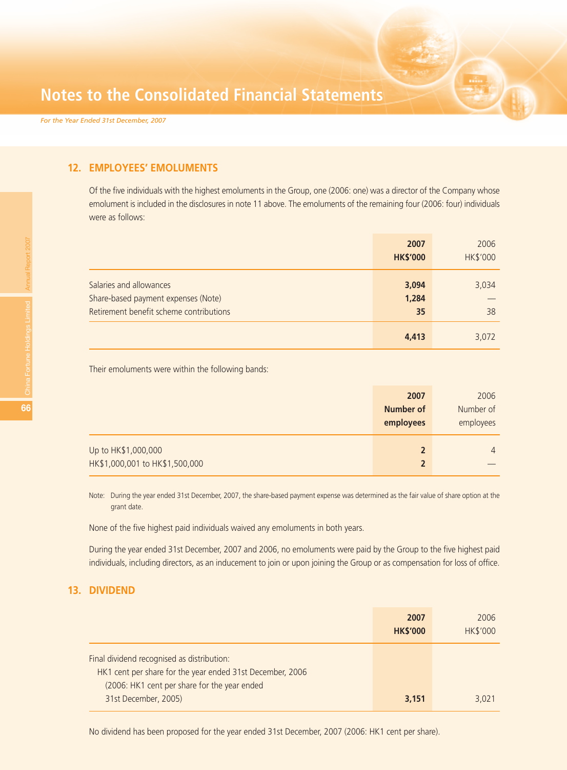## 12. EMPLOYEES' EMOLUMENTS

Of the five individuals with the highest emoluments in the Group, one (2006: one) was a director of the Company whose emolument is included in the disclosures in note 11 above. The emoluments of the remaining four (2006: four) individuals were as follows:

| | **2007** **HK$'000** | 2006 HK$'000 |
|---|---|---|
| Salaries and allowances | **3,094** | 3,034 |
| Share-based payment expenses (Note) | **1,284** | — |
| Retirement benefit scheme contributions | **35** | 38 |
| | **4,413** | 3,072 |

Their emoluments were within the following bands:

| | **2007** **Number of employees** | 2006 Number of employees |
|---|---|---|
| Up to HK$1,000,000 | **2** | 4 |
| HK$1,000,001 to HK$1,500,000 | **2** | — |

Note: During the year ended 31st December, 2007, the share-based payment expense was determined as the fair value of share option at the grant date.

None of the five highest paid individuals waived any emoluments in both years.

During the year ended 31st December, 2007 and 2006, no emoluments were paid by the Group to the five highest paid individuals, including directors, as an inducement to join or upon joining the Group or as compensation for loss of office.

## 13. DIVIDEND

| | **2007** **HK$'000** | 2006 HK$'000 |
|---|---|---|
| Final dividend recognised as distribution: HK1 cent per share for the year ended 31st December, 2006 (2006: HK1 cent per share for the year ended 31st December, 2005) | **3,151** | 3,021 |

No dividend has been proposed for the year ended 31st December, 2007 (2006: HK1 cent per share).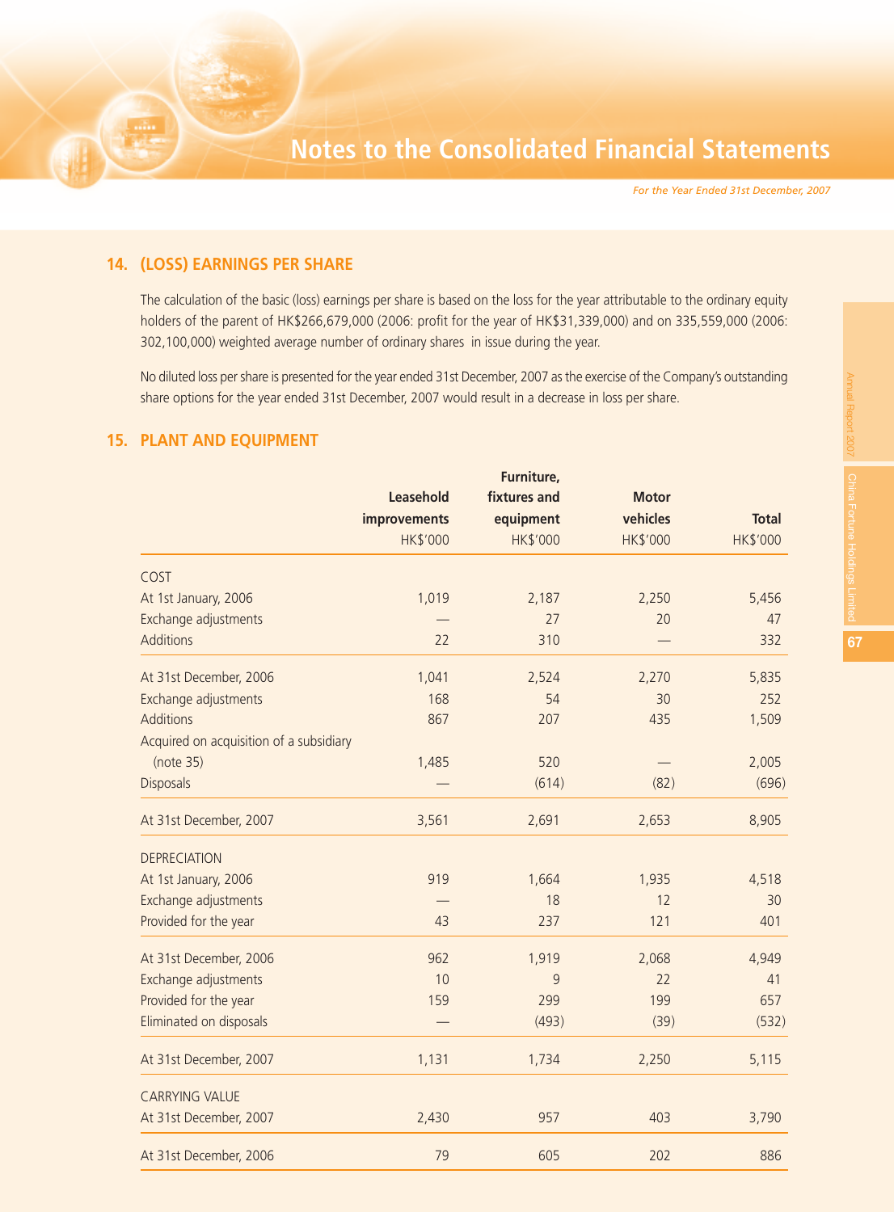## 14. (LOSS) EARNINGS PER SHARE

The calculation of the basic (loss) earnings per share is based on the loss for the year attributable to the ordinary equity holders of the parent of HK$266,679,000 (2006: profit for the year of HK$31,339,000) and on 335,559,000 (2006: 302,100,000) weighted average number of ordinary shares in issue during the year.

No diluted loss per share is presented for the year ended 31st December, 2007 as the exercise of the Company's outstanding share options for the year ended 31st December, 2007 would result in a decrease in loss per share.

## 15. PLANT AND EQUIPMENT

| | Leasehold improvements | Furniture, fixtures and equipment | Motor vehicles | Total |
|---|---|---|---|---|
| | HK$'000 | HK$'000 | HK$'000 | HK$'000 |
| COST | | | | |
| At 1st January, 2006 | 1,019 | 2,187 | 2,250 | 5,456 |
| Exchange adjustments | — | 27 | 20 | 47 |
| Additions | 22 | 310 | — | 332 |
| At 31st December, 2006 | 1,041 | 2,524 | 2,270 | 5,835 |
| Exchange adjustments | 168 | 54 | 30 | 252 |
| Additions | 867 | 207 | 435 | 1,509 |
| Acquired on acquisition of a subsidiary (note 35) | 1,485 | 520 | — | 2,005 |
| Disposals | — | (614) | (82) | (696) |
| At 31st December, 2007 | 3,561 | 2,691 | 2,653 | 8,905 |
| DEPRECIATION | | | | |
| At 1st January, 2006 | 919 | 1,664 | 1,935 | 4,518 |
| Exchange adjustments | — | 18 | 12 | 30 |
| Provided for the year | 43 | 237 | 121 | 401 |
| At 31st December, 2006 | 962 | 1,919 | 2,068 | 4,949 |
| Exchange adjustments | 10 | 9 | 22 | 41 |
| Provided for the year | 159 | 299 | 199 | 657 |
| Eliminated on disposals | — | (493) | (39) | (532) |
| At 31st December, 2007 | 1,131 | 1,734 | 2,250 | 5,115 |
| CARRYING VALUE | | | | |
| At 31st December, 2007 | 2,430 | 957 | 403 | 3,790 |
| At 31st December, 2006 | 79 | 605 | 202 | 886 |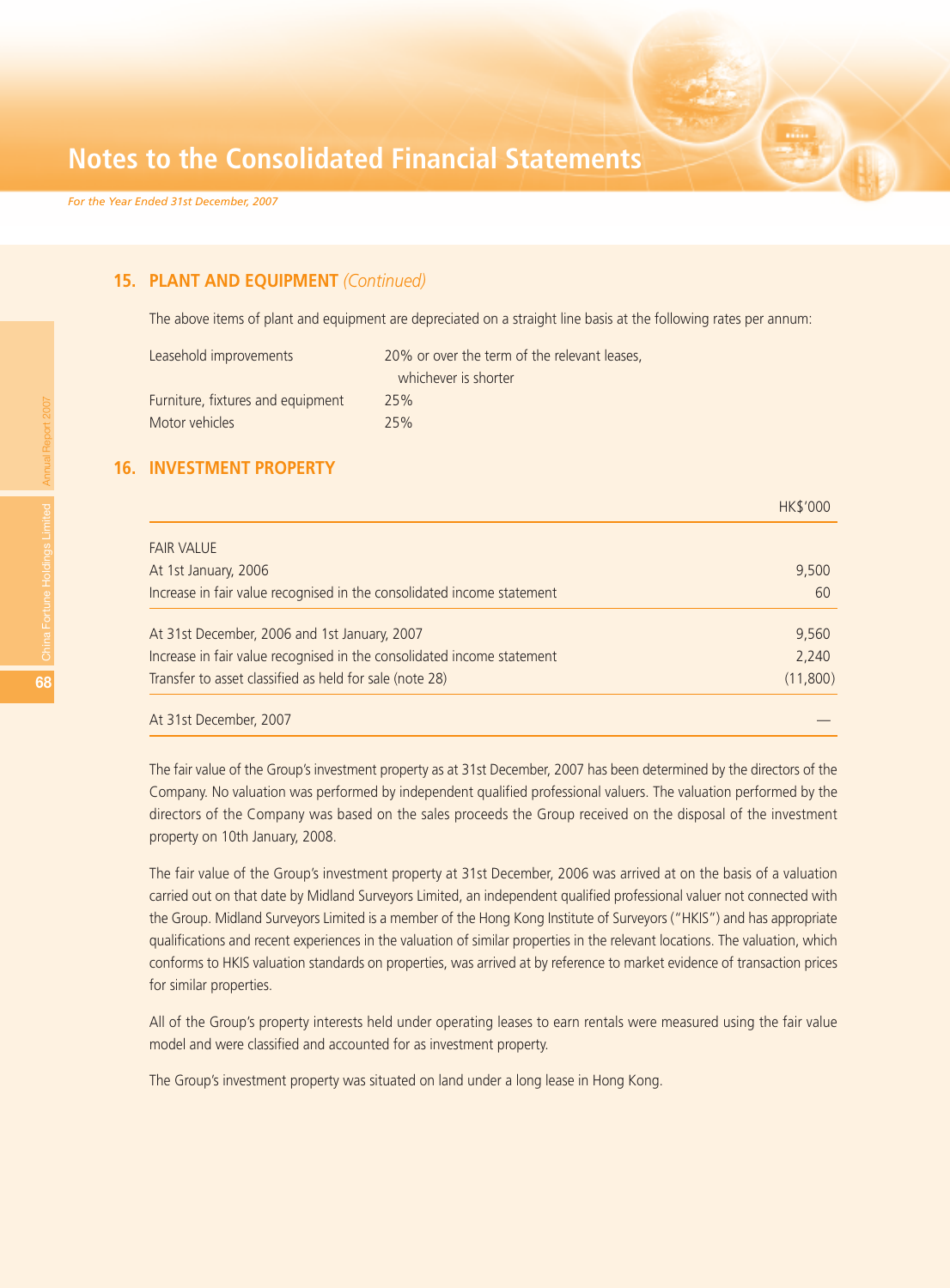## 15. PLANT AND EQUIPMENT *(Continued)*

The above items of plant and equipment are depreciated on a straight line basis at the following rates per annum:

| | |
|---|---|
| Leasehold improvements | 20% or over the term of the relevant leases, whichever is shorter |
| Furniture, fixtures and equipment | 25% |
| Motor vehicles | 25% |

## 16. INVESTMENT PROPERTY

| | HK$'000 |
|---|---|
| FAIR VALUE | |
| At 1st January, 2006 | 9,500 |
| Increase in fair value recognised in the consolidated income statement | 60 |
| At 31st December, 2006 and 1st January, 2007 | 9,560 |
| Increase in fair value recognised in the consolidated income statement | 2,240 |
| Transfer to asset classified as held for sale (note 28) | (11,800) |
| At 31st December, 2007 | — |

The fair value of the Group's investment property as at 31st December, 2007 has been determined by the directors of the Company. No valuation was performed by independent qualified professional valuers. The valuation performed by the directors of the Company was based on the sales proceeds the Group received on the disposal of the investment property on 10th January, 2008.

The fair value of the Group's investment property at 31st December, 2006 was arrived at on the basis of a valuation carried out on that date by Midland Surveyors Limited, an independent qualified professional valuer not connected with the Group. Midland Surveyors Limited is a member of the Hong Kong Institute of Surveyors ("HKIS") and has appropriate qualifications and recent experiences in the valuation of similar properties in the relevant locations. The valuation, which conforms to HKIS valuation standards on properties, was arrived at by reference to market evidence of transaction prices for similar properties.

All of the Group's property interests held under operating leases to earn rentals were measured using the fair value model and were classified and accounted for as investment property.

The Group's investment property was situated on land under a long lease in Hong Kong.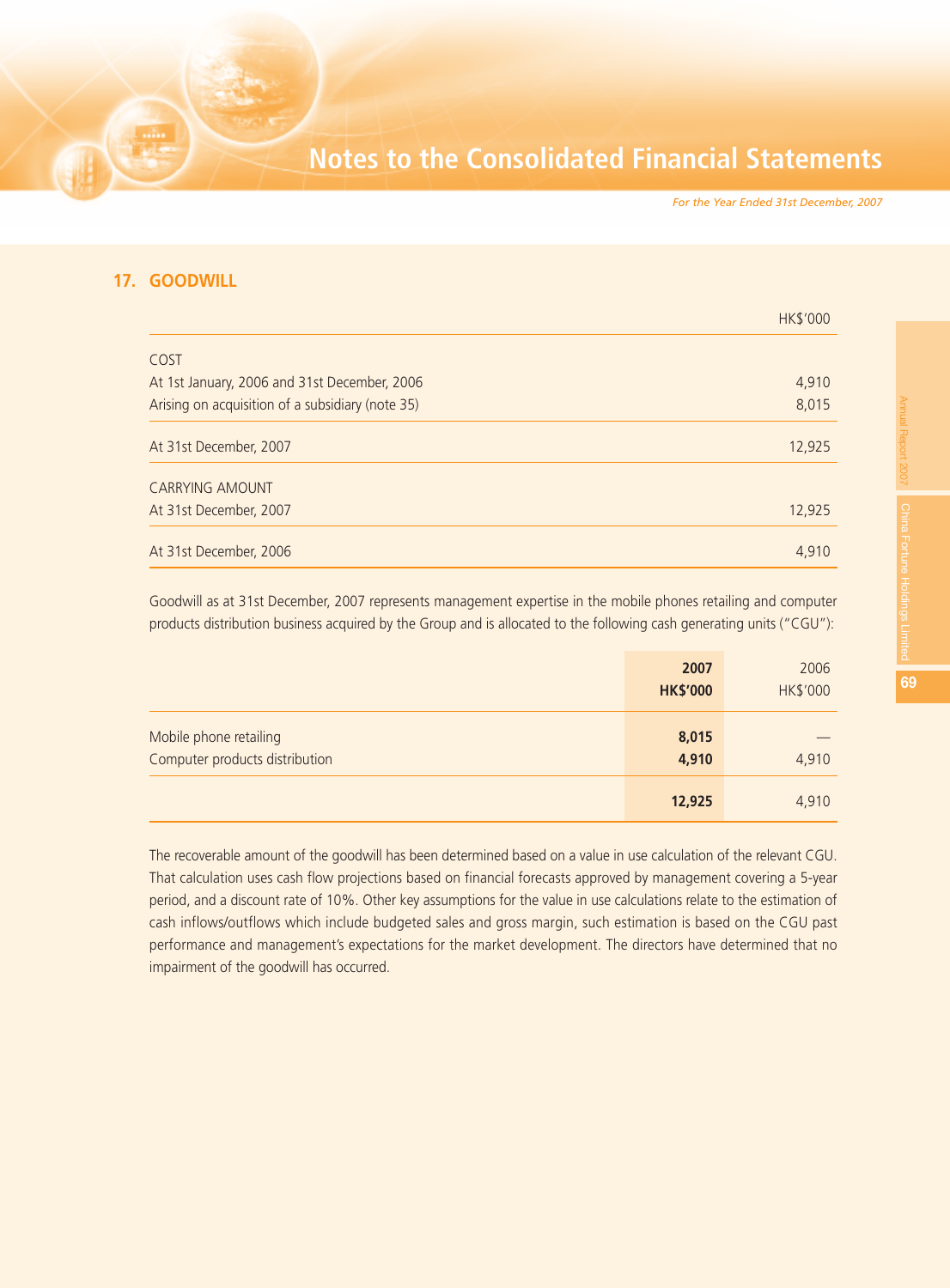## 17. GOODWILL

| | HK$'000 |
|---|---|
| COST | |
| At 1st January, 2006 and 31st December, 2006 | 4,910 |
| Arising on acquisition of a subsidiary (note 35) | 8,015 |
| At 31st December, 2007 | 12,925 |
| CARRYING AMOUNT | |
| At 31st December, 2007 | 12,925 |
| At 31st December, 2006 | 4,910 |

Goodwill as at 31st December, 2007 represents management expertise in the mobile phones retailing and computer products distribution business acquired by the Group and is allocated to the following cash generating units ("CGU"):

| | **2007** **HK$'000** | 2006 HK$'000 |
|---|---|---|
| Mobile phone retailing | **8,015** | — |
| Computer products distribution | **4,910** | 4,910 |
| | **12,925** | 4,910 |

The recoverable amount of the goodwill has been determined based on a value in use calculation of the relevant CGU. That calculation uses cash flow projections based on financial forecasts approved by management covering a 5-year period, and a discount rate of 10%. Other key assumptions for the value in use calculations relate to the estimation of cash inflows/outflows which include budgeted sales and gross margin, such estimation is based on the CGU past performance and management's expectations for the market development. The directors have determined that no impairment of the goodwill has occurred.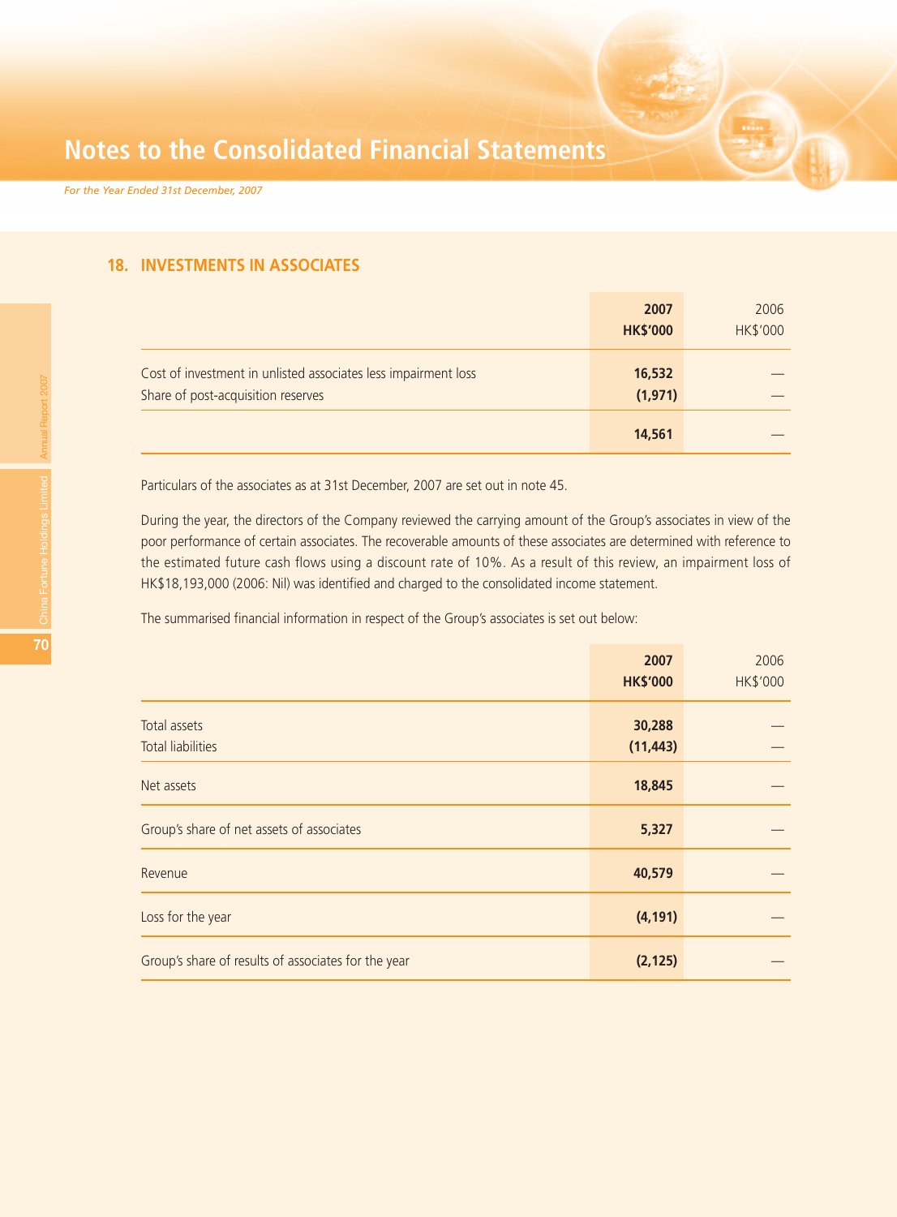# Notes to the Consolidated Financial Statements

*For the Year Ended 31st December, 2007*

## 18. INVESTMENTS IN ASSOCIATES

| | **2007** **HK$'000** | 2006 HK$'000 |
|---|---|---|
| Cost of investment in unlisted associates less impairment loss | **16,532** | — |
| Share of post-acquisition reserves | **(1,971)** | — |
| | **14,561** | — |

Particulars of the associates as at 31st December, 2007 are set out in note 45.

During the year, the directors of the Company reviewed the carrying amount of the Group's associates in view of the poor performance of certain associates. The recoverable amounts of these associates are determined with reference to the estimated future cash flows using a discount rate of 10%. As a result of this review, an impairment loss of HK$18,193,000 (2006: Nil) was identified and charged to the consolidated income statement.

The summarised financial information in respect of the Group's associates is set out below:

| | **2007** **HK$'000** | 2006 HK$'000 |
|---|---|---|
| Total assets | **30,288** | — |
| Total liabilities | **(11,443)** | — |
| Net assets | **18,845** | — |
| Group's share of net assets of associates | **5,327** | — |
| Revenue | **40,579** | — |
| Loss for the year | **(4,191)** | — |
| Group's share of results of associates for the year | **(2,125)** | — |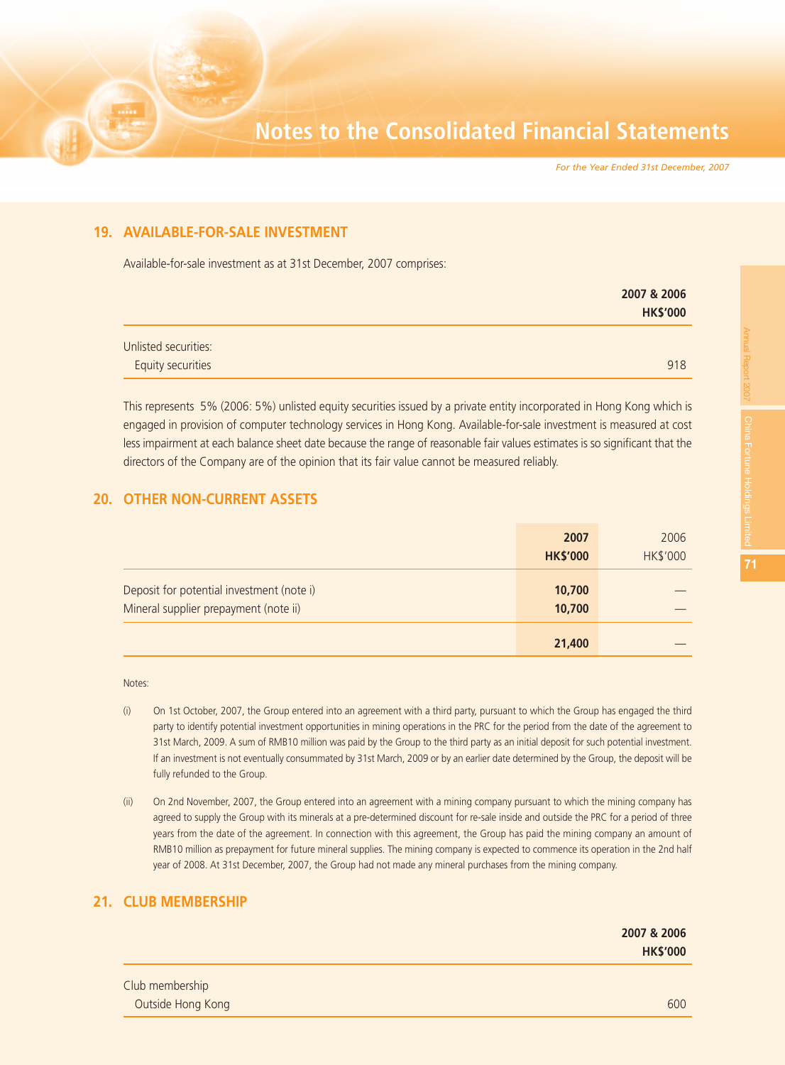## 19. AVAILABLE-FOR-SALE INVESTMENT

Available-for-sale investment as at 31st December, 2007 comprises:

| | 2007 & 2006 HK$'000 |
|---|---|
| Unlisted securities: | |
| Equity securities | 918 |

This represents 5% (2006: 5%) unlisted equity securities issued by a private entity incorporated in Hong Kong which is engaged in provision of computer technology services in Hong Kong. Available-for-sale investment is measured at cost less impairment at each balance sheet date because the range of reasonable fair values estimates is so significant that the directors of the Company are of the opinion that its fair value cannot be measured reliably.

## 20. OTHER NON-CURRENT ASSETS

| | 2007 HK$'000 | 2006 HK$'000 |
|---|---|---|
| Deposit for potential investment (note i) | 10,700 | — |
| Mineral supplier prepayment (note ii) | 10,700 | — |
| | 21,400 | — |

Notes:

(i) On 1st October, 2007, the Group entered into an agreement with a third party, pursuant to which the Group has engaged the third party to identify potential investment opportunities in mining operations in the PRC for the period from the date of the agreement to 31st March, 2009. A sum of RMB10 million was paid by the Group to the third party as an initial deposit for such potential investment. If an investment is not eventually consummated by 31st March, 2009 or by an earlier date determined by the Group, the deposit will be fully refunded to the Group.

(ii) On 2nd November, 2007, the Group entered into an agreement with a mining company pursuant to which the mining company has agreed to supply the Group with its minerals at a pre-determined discount for re-sale inside and outside the PRC for a period of three years from the date of the agreement. In connection with this agreement, the Group has paid the mining company an amount of RMB10 million as prepayment for future mineral supplies. The mining company is expected to commence its operation in the 2nd half year of 2008. At 31st December, 2007, the Group had not made any mineral purchases from the mining company.

## 21. CLUB MEMBERSHIP

| | 2007 & 2006 HK$'000 |
|---|---|
| Club membership | |
| Outside Hong Kong | 600 |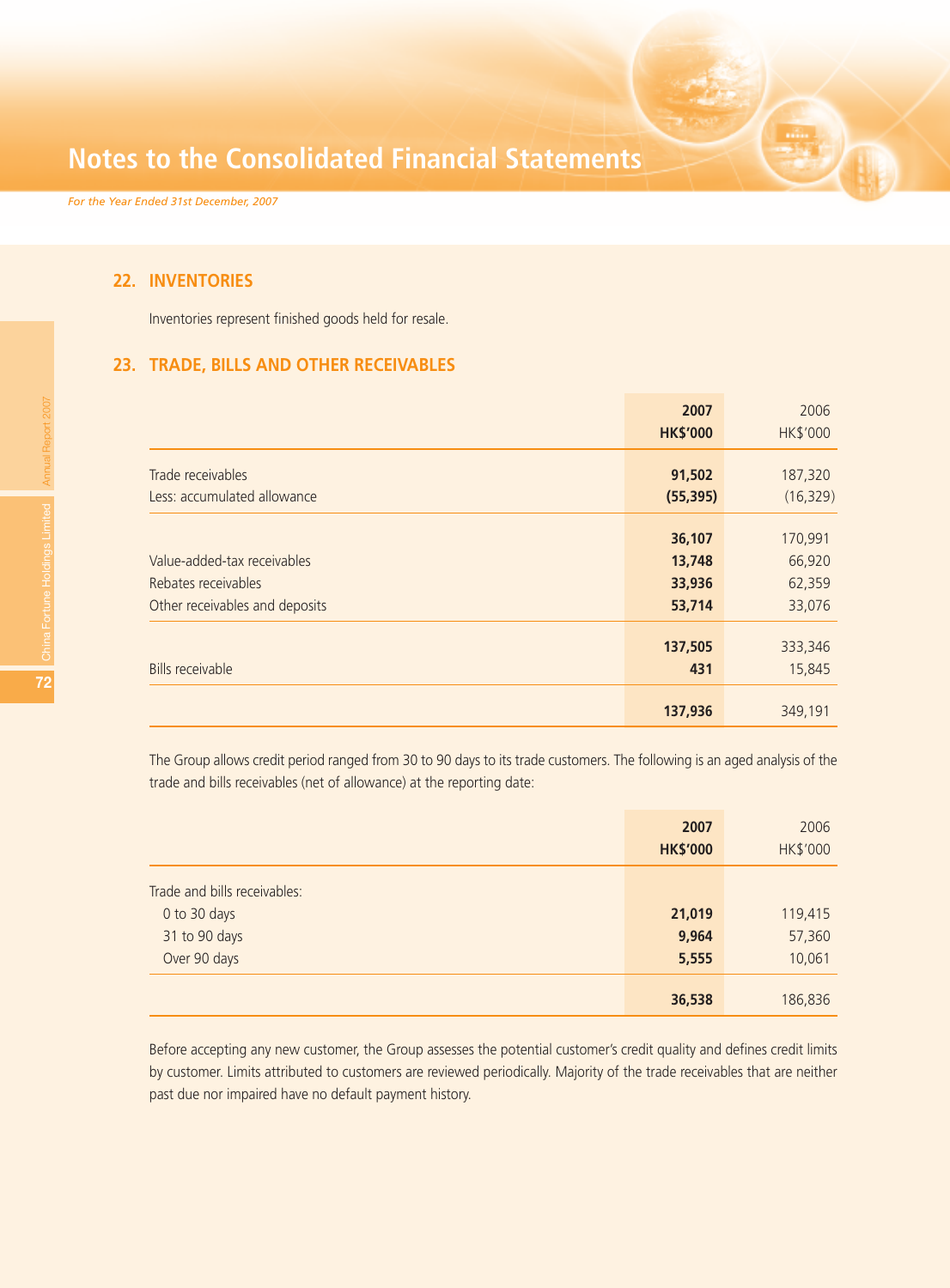## 22. INVENTORIES

Inventories represent finished goods held for resale.

## 23. TRADE, BILLS AND OTHER RECEIVABLES

| | 2007 HK$'000 | 2006 HK$'000 |
|---|---|---|
| Trade receivables | **91,502** | 187,320 |
| Less: accumulated allowance | **(55,395)** | (16,329) |
| | **36,107** | 170,991 |
| Value-added-tax receivables | **13,748** | 66,920 |
| Rebates receivables | **33,936** | 62,359 |
| Other receivables and deposits | **53,714** | 33,076 |
| | **137,505** | 333,346 |
| Bills receivable | **431** | 15,845 |
| | **137,936** | 349,191 |

The Group allows credit period ranged from 30 to 90 days to its trade customers. The following is an aged analysis of the trade and bills receivables (net of allowance) at the reporting date:

| | 2007 HK$'000 | 2006 HK$'000 |
|---|---|---|
| Trade and bills receivables: | | |
| 0 to 30 days | **21,019** | 119,415 |
| 31 to 90 days | **9,964** | 57,360 |
| Over 90 days | **5,555** | 10,061 |
| | **36,538** | 186,836 |

Before accepting any new customer, the Group assesses the potential customer's credit quality and defines credit limits by customer. Limits attributed to customers are reviewed periodically. Majority of the trade receivables that are neither past due nor impaired have no default payment history.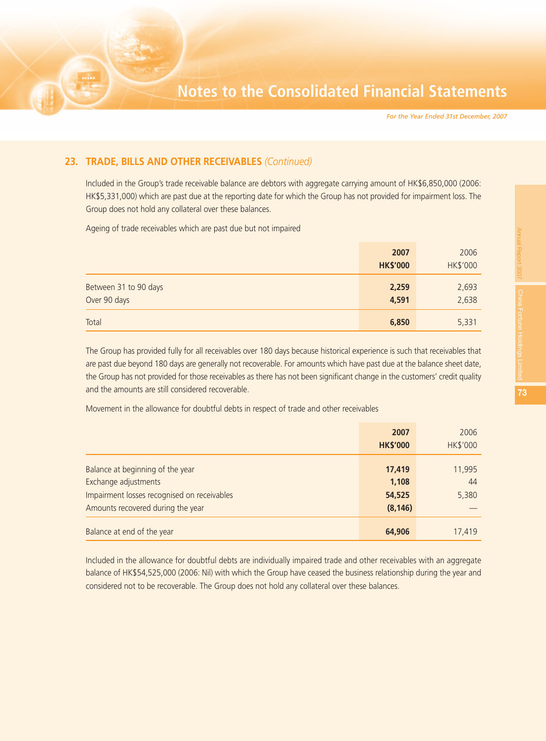## 23. TRADE, BILLS AND OTHER RECEIVABLES *(Continued)*

Included in the Group's trade receivable balance are debtors with aggregate carrying amount of HK$6,850,000 (2006: HK$5,331,000) which are past due at the reporting date for which the Group has not provided for impairment loss. The Group does not hold any collateral over these balances.

Ageing of trade receivables which are past due but not impaired

| | 2007<br>HK$'000 | 2006<br>HK$'000 |
|---|---|---|
| Between 31 to 90 days | **2,259** | 2,693 |
| Over 90 days | **4,591** | 2,638 |
| Total | **6,850** | 5,331 |

The Group has provided fully for all receivables over 180 days because historical experience is such that receivables that are past due beyond 180 days are generally not recoverable. For amounts which have past due at the balance sheet date, the Group has not provided for those receivables as there has not been significant change in the customers' credit quality and the amounts are still considered recoverable.

Movement in the allowance for doubtful debts in respect of trade and other receivables

| | 2007<br>HK$'000 | 2006<br>HK$'000 |
|---|---|---|
| Balance at beginning of the year | **17,419** | 11,995 |
| Exchange adjustments | **1,108** | 44 |
| Impairment losses recognised on receivables | **54,525** | 5,380 |
| Amounts recovered during the year | **(8,146)** | — |
| Balance at end of the year | **64,906** | 17,419 |

Included in the allowance for doubtful debts are individually impaired trade and other receivables with an aggregate balance of HK$54,525,000 (2006: Nil) with which the Group have ceased the business relationship during the year and considered not to be recoverable. The Group does not hold any collateral over these balances.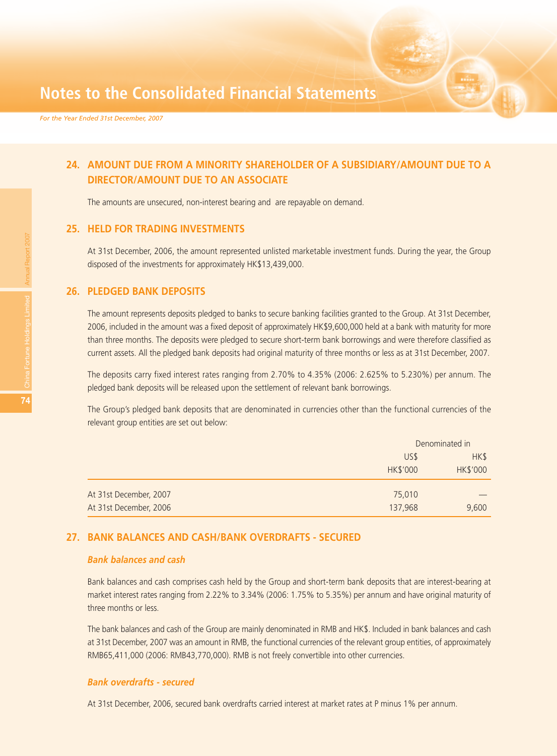## 24. AMOUNT DUE FROM A MINORITY SHAREHOLDER OF A SUBSIDIARY/AMOUNT DUE TO A DIRECTOR/AMOUNT DUE TO AN ASSOCIATE

The amounts are unsecured, non-interest bearing and are repayable on demand.

## 25. HELD FOR TRADING INVESTMENTS

At 31st December, 2006, the amount represented unlisted marketable investment funds. During the year, the Group disposed of the investments for approximately HK$13,439,000.

## 26. PLEDGED BANK DEPOSITS

The amount represents deposits pledged to banks to secure banking facilities granted to the Group. At 31st December, 2006, included in the amount was a fixed deposit of approximately HK$9,600,000 held at a bank with maturity for more than three months. The deposits were pledged to secure short-term bank borrowings and were therefore classified as current assets. All the pledged bank deposits had original maturity of three months or less as at 31st December, 2007.

The deposits carry fixed interest rates ranging from 2.70% to 4.35% (2006: 2.625% to 5.230%) per annum. The pledged bank deposits will be released upon the settlement of relevant bank borrowings.

The Group's pledged bank deposits that are denominated in currencies other than the functional currencies of the relevant group entities are set out below:

| | Denominated in | |
|---|---|---|
| | US$ | HK$ |
| | HK$'000 | HK$'000 |
| At 31st December, 2007 | 75,010 | — |
| At 31st December, 2006 | 137,968 | 9,600 |

## 27. BANK BALANCES AND CASH/BANK OVERDRAFTS - SECURED

### *Bank balances and cash*

Bank balances and cash comprises cash held by the Group and short-term bank deposits that are interest-bearing at market interest rates ranging from 2.22% to 3.34% (2006: 1.75% to 5.35%) per annum and have original maturity of three months or less.

The bank balances and cash of the Group are mainly denominated in RMB and HK$. Included in bank balances and cash at 31st December, 2007 was an amount in RMB, the functional currencies of the relevant group entities, of approximately RMB65,411,000 (2006: RMB43,770,000). RMB is not freely convertible into other currencies.

### *Bank overdrafts - secured*

At 31st December, 2006, secured bank overdrafts carried interest at market rates at P minus 1% per annum.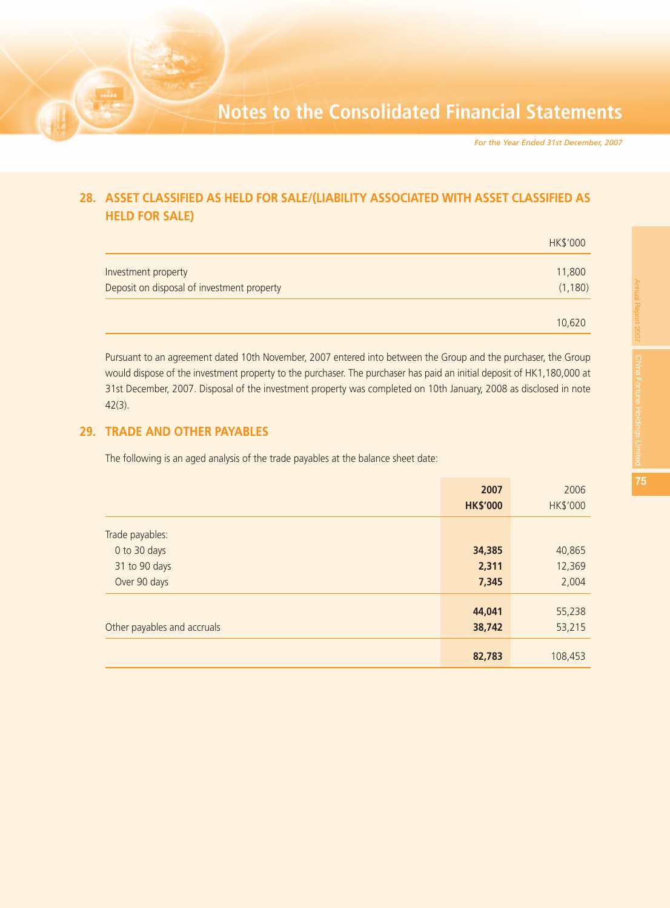## 28. ASSET CLASSIFIED AS HELD FOR SALE/(LIABILITY ASSOCIATED WITH ASSET CLASSIFIED AS HELD FOR SALE)

| | HK$'000 |
|---|---|
| Investment property | 11,800 |
| Deposit on disposal of investment property | (1,180) |
| | 10,620 |

Pursuant to an agreement dated 10th November, 2007 entered into between the Group and the purchaser, the Group would dispose of the investment property to the purchaser. The purchaser has paid an initial deposit of HK1,180,000 at 31st December, 2007. Disposal of the investment property was completed on 10th January, 2008 as disclosed in note 42(3).

## 29. TRADE AND OTHER PAYABLES

The following is an aged analysis of the trade payables at the balance sheet date:

| | **2007** | 2006 |
|---|---|---|
| | **HK$'000** | HK$'000 |
| Trade payables: | | |
| 0 to 30 days | **34,385** | 40,865 |
| 31 to 90 days | **2,311** | 12,369 |
| Over 90 days | **7,345** | 2,004 |
| | **44,041** | 55,238 |
| Other payables and accruals | **38,742** | 53,215 |
| | **82,783** | 108,453 |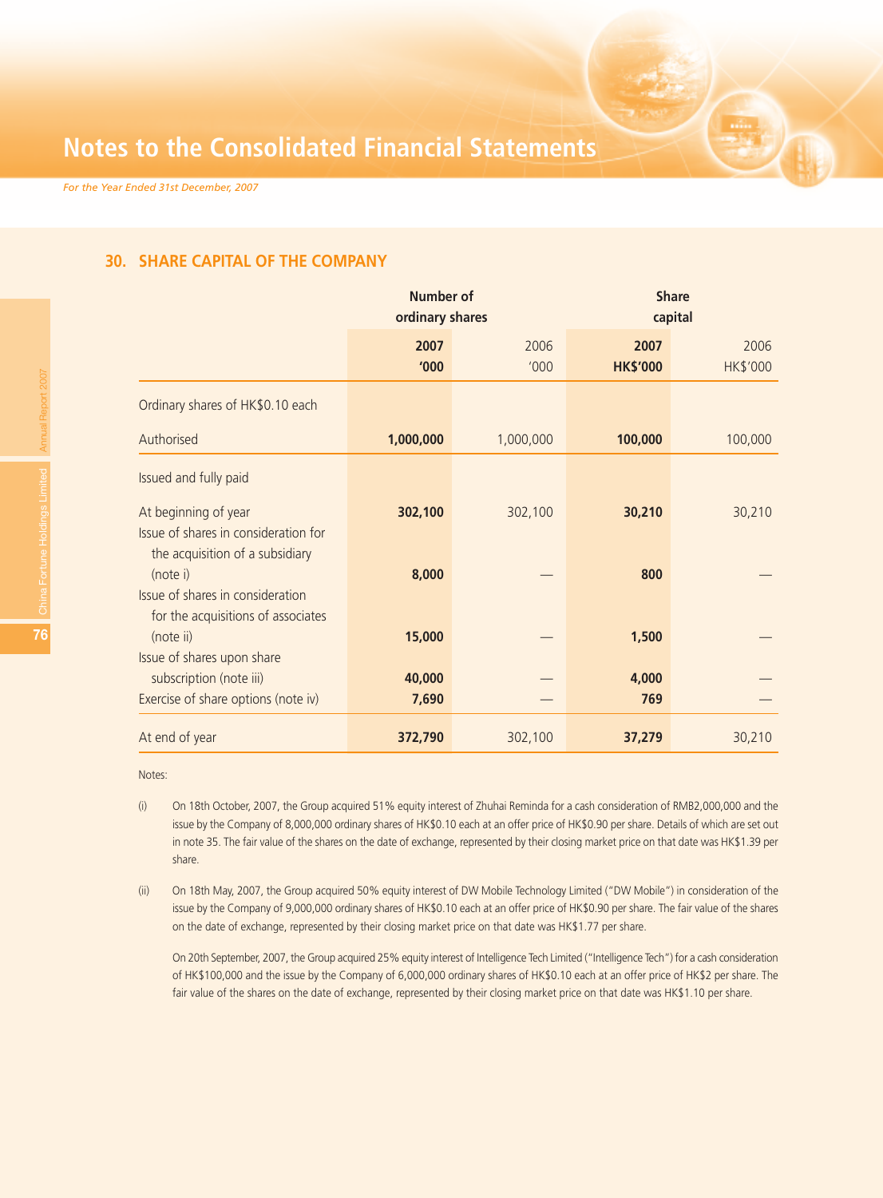# Notes to the Consolidated Financial Statements

*For the Year Ended 31st December, 2007*

## 30. SHARE CAPITAL OF THE COMPANY

| | Number of ordinary shares | | Share capital | |
|---|---|---|---|---|
| | **2007** **'000** | 2006 '000 | **2007** **HK$'000** | 2006 HK$'000 |
| Ordinary shares of HK$0.10 each | | | | |
| Authorised | **1,000,000** | 1,000,000 | **100,000** | 100,000 |
| Issued and fully paid | | | | |
| At beginning of year | **302,100** | 302,100 | **30,210** | 30,210 |
| Issue of shares in consideration for the acquisition of a subsidiary (note i) | **8,000** | — | **800** | — |
| Issue of shares in consideration for the acquisitions of associates (note ii) | **15,000** | — | **1,500** | — |
| Issue of shares upon share subscription (note iii) | **40,000** | — | **4,000** | — |
| Exercise of share options (note iv) | **7,690** | — | **769** | — |
| At end of year | **372,790** | 302,100 | **37,279** | 30,210 |

Notes:

(i) On 18th October, 2007, the Group acquired 51% equity interest of Zhuhai Reminda for a cash consideration of RMB2,000,000 and the issue by the Company of 8,000,000 ordinary shares of HK$0.10 each at an offer price of HK$0.90 per share. Details of which are set out in note 35. The fair value of the shares on the date of exchange, represented by their closing market price on that date was HK$1.39 per share.

(ii) On 18th May, 2007, the Group acquired 50% equity interest of DW Mobile Technology Limited ("DW Mobile") in consideration of the issue by the Company of 9,000,000 ordinary shares of HK$0.10 each at an offer price of HK$0.90 per share. The fair value of the shares on the date of exchange, represented by their closing market price on that date was HK$1.77 per share.

On 20th September, 2007, the Group acquired 25% equity interest of Intelligence Tech Limited ("Intelligence Tech") for a cash consideration of HK$100,000 and the issue by the Company of 6,000,000 ordinary shares of HK$0.10 each at an offer price of HK$2 per share. The fair value of the shares on the date of exchange, represented by their closing market price on that date was HK$1.10 per share.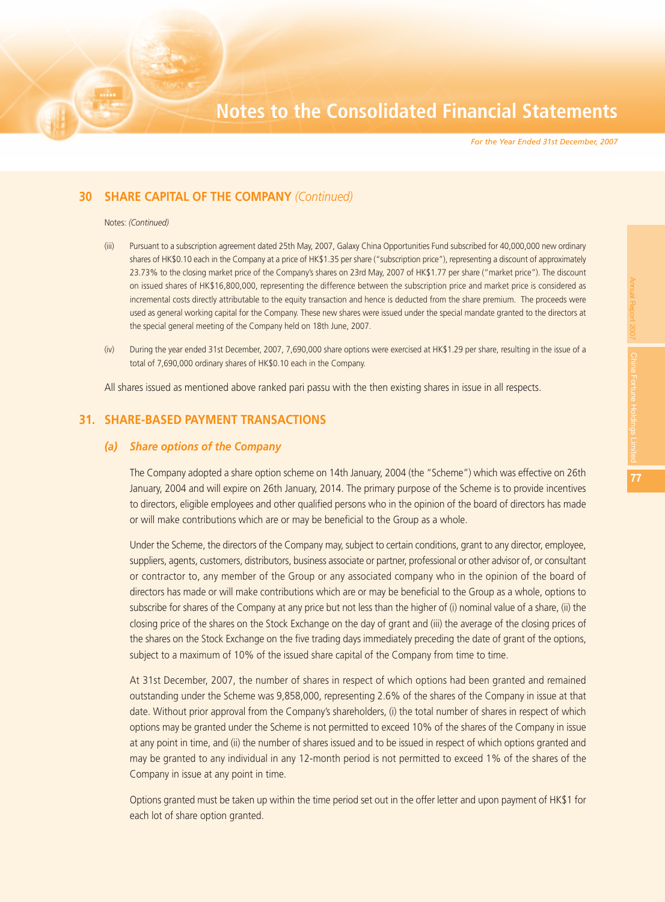## 30 SHARE CAPITAL OF THE COMPANY *(Continued)*

Notes: *(Continued)*

(iii) Pursuant to a subscription agreement dated 25th May, 2007, Galaxy China Opportunities Fund subscribed for 40,000,000 new ordinary shares of HK$0.10 each in the Company at a price of HK$1.35 per share ("subscription price"), representing a discount of approximately 23.73% to the closing market price of the Company's shares on 23rd May, 2007 of HK$1.77 per share ("market price"). The discount on issued shares of HK$16,800,000, representing the difference between the subscription price and market price is considered as incremental costs directly attributable to the equity transaction and hence is deducted from the share premium. The proceeds were used as general working capital for the Company. These new shares were issued under the special mandate granted to the directors at the special general meeting of the Company held on 18th June, 2007.

(iv) During the year ended 31st December, 2007, 7,690,000 share options were exercised at HK$1.29 per share, resulting in the issue of a total of 7,690,000 ordinary shares of HK$0.10 each in the Company.

All shares issued as mentioned above ranked pari passu with the then existing shares in issue in all respects.

## 31. SHARE-BASED PAYMENT TRANSACTIONS

### *(a) Share options of the Company*

The Company adopted a share option scheme on 14th January, 2004 (the "Scheme") which was effective on 26th January, 2004 and will expire on 26th January, 2014. The primary purpose of the Scheme is to provide incentives to directors, eligible employees and other qualified persons who in the opinion of the board of directors has made or will make contributions which are or may be beneficial to the Group as a whole.

Under the Scheme, the directors of the Company may, subject to certain conditions, grant to any director, employee, suppliers, agents, customers, distributors, business associate or partner, professional or other advisor of, or consultant or contractor to, any member of the Group or any associated company who in the opinion of the board of directors has made or will make contributions which are or may be beneficial to the Group as a whole, options to subscribe for shares of the Company at any price but not less than the higher of (i) nominal value of a share, (ii) the closing price of the shares on the Stock Exchange on the day of grant and (iii) the average of the closing prices of the shares on the Stock Exchange on the five trading days immediately preceding the date of grant of the options, subject to a maximum of 10% of the issued share capital of the Company from time to time.

At 31st December, 2007, the number of shares in respect of which options had been granted and remained outstanding under the Scheme was 9,858,000, representing 2.6% of the shares of the Company in issue at that date. Without prior approval from the Company's shareholders, (i) the total number of shares in respect of which options may be granted under the Scheme is not permitted to exceed 10% of the shares of the Company in issue at any point in time, and (ii) the number of shares issued and to be issued in respect of which options granted and may be granted to any individual in any 12-month period is not permitted to exceed 1% of the shares of the Company in issue at any point in time.

Options granted must be taken up within the time period set out in the offer letter and upon payment of HK$1 for each lot of share option granted.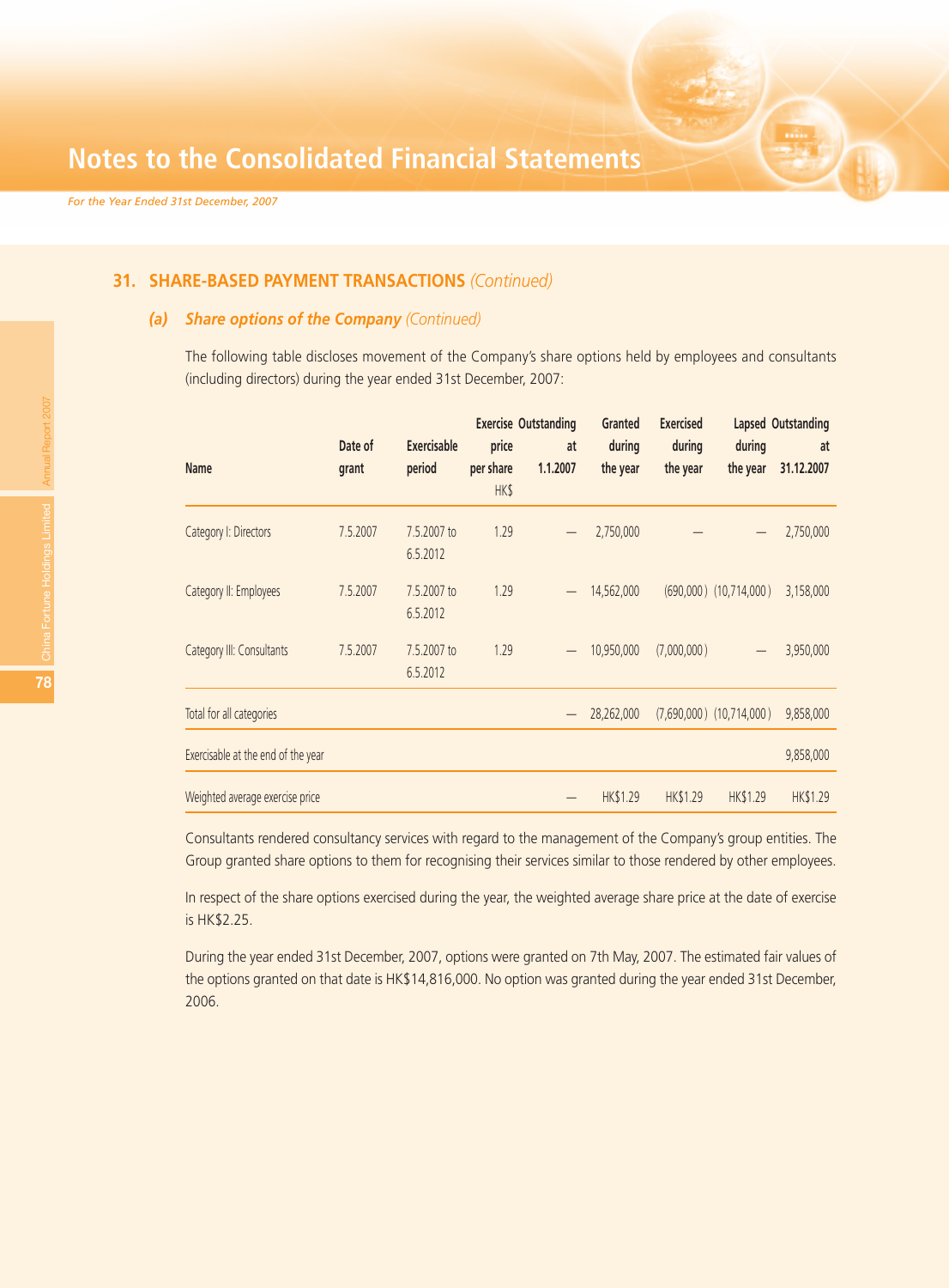## 31. SHARE-BASED PAYMENT TRANSACTIONS *(Continued)*

### (a) *Share options of the Company (Continued)*

The following table discloses movement of the Company's share options held by employees and consultants (including directors) during the year ended 31st December, 2007:

| Name | Date of grant | Exercisable period | Exercise price per share HK$ | Outstanding at 1.1.2007 | Granted during the year | Exercised during the year | Lapsed during the year | Outstanding at 31.12.2007 |
|---|---|---|---|---|---|---|---|---|
| Category I: Directors | 7.5.2007 | 7.5.2007 to 6.5.2012 | 1.29 | — | 2,750,000 | — | — | 2,750,000 |
| Category II: Employees | 7.5.2007 | 7.5.2007 to 6.5.2012 | 1.29 | — | 14,562,000 | (690,000) | (10,714,000) | 3,158,000 |
| Category III: Consultants | 7.5.2007 | 7.5.2007 to 6.5.2012 | 1.29 | — | 10,950,000 | (7,000,000) | — | 3,950,000 |
| Total for all categories | | | | — | 28,262,000 | (7,690,000) | (10,714,000) | 9,858,000 |
| Exercisable at the end of the year | | | | | | | | 9,858,000 |
| Weighted average exercise price | | | | — | HK$1.29 | HK$1.29 | HK$1.29 | HK$1.29 |

Consultants rendered consultancy services with regard to the management of the Company's group entities. The Group granted share options to them for recognising their services similar to those rendered by other employees.

In respect of the share options exercised during the year, the weighted average share price at the date of exercise is HK$2.25.

During the year ended 31st December, 2007, options were granted on 7th May, 2007. The estimated fair values of the options granted on that date is HK$14,816,000. No option was granted during the year ended 31st December, 2006.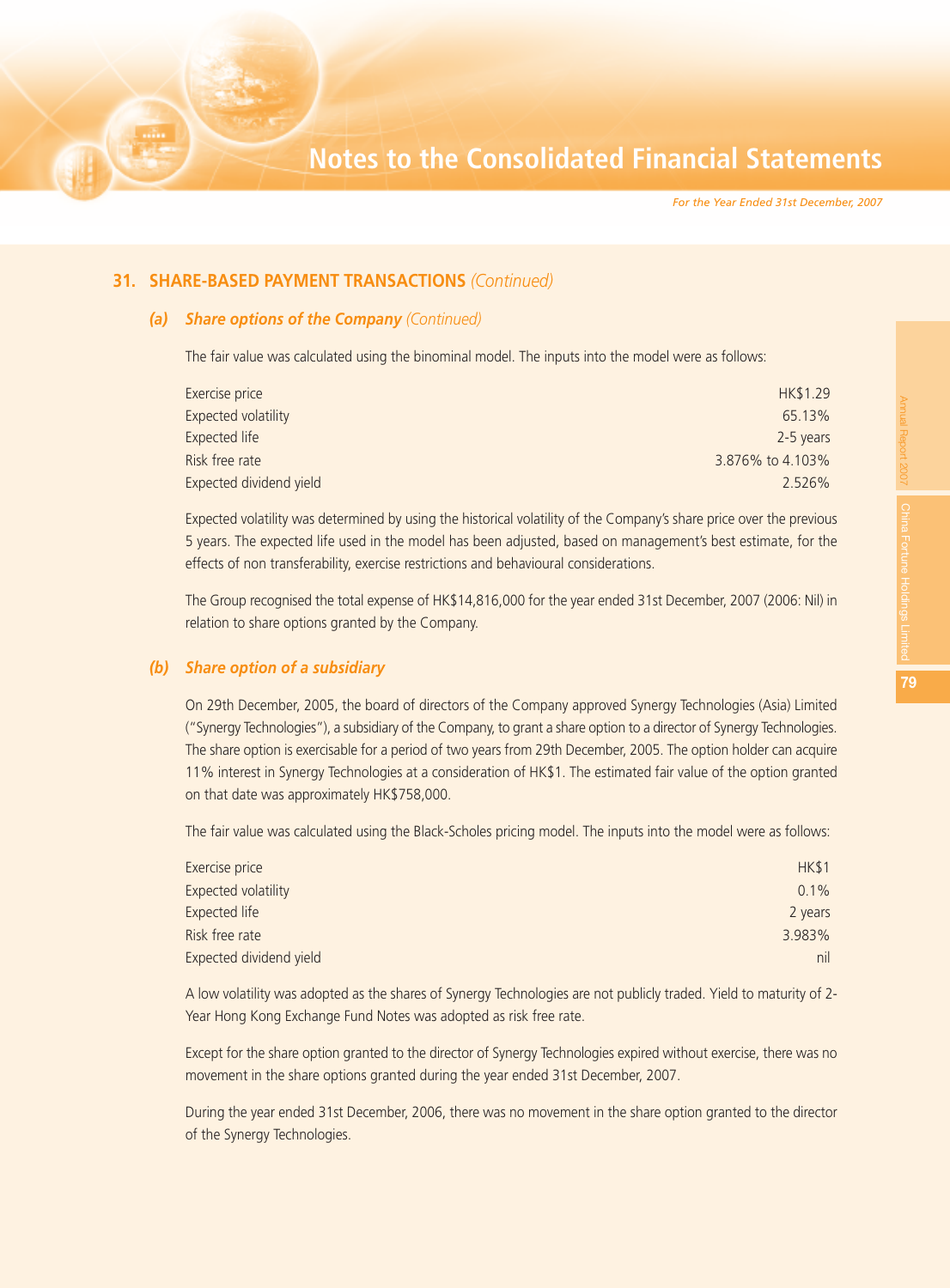## 31. SHARE-BASED PAYMENT TRANSACTIONS *(Continued)*

### (a) *Share options of the Company (Continued)*

The fair value was calculated using the binominal model. The inputs into the model were as follows:

| | |
|---|---|
| Exercise price | HK$1.29 |
| Expected volatility | 65.13% |
| Expected life | 2-5 years |
| Risk free rate | 3.876% to 4.103% |
| Expected dividend yield | 2.526% |

Expected volatility was determined by using the historical volatility of the Company's share price over the previous 5 years. The expected life used in the model has been adjusted, based on management's best estimate, for the effects of non transferability, exercise restrictions and behavioural considerations.

The Group recognised the total expense of HK$14,816,000 for the year ended 31st December, 2007 (2006: Nil) in relation to share options granted by the Company.

### (b) *Share option of a subsidiary*

On 29th December, 2005, the board of directors of the Company approved Synergy Technologies (Asia) Limited ("Synergy Technologies"), a subsidiary of the Company, to grant a share option to a director of Synergy Technologies. The share option is exercisable for a period of two years from 29th December, 2005. The option holder can acquire 11% interest in Synergy Technologies at a consideration of HK$1. The estimated fair value of the option granted on that date was approximately HK$758,000.

The fair value was calculated using the Black-Scholes pricing model. The inputs into the model were as follows:

| | |
|---|---|
| Exercise price | HK$1 |
| Expected volatility | 0.1% |
| Expected life | 2 years |
| Risk free rate | 3.983% |
| Expected dividend yield | nil |

A low volatility was adopted as the shares of Synergy Technologies are not publicly traded. Yield to maturity of 2-Year Hong Kong Exchange Fund Notes was adopted as risk free rate.

Except for the share option granted to the director of Synergy Technologies expired without exercise, there was no movement in the share options granted during the year ended 31st December, 2007.

During the year ended 31st December, 2006, there was no movement in the share option granted to the director of the Synergy Technologies.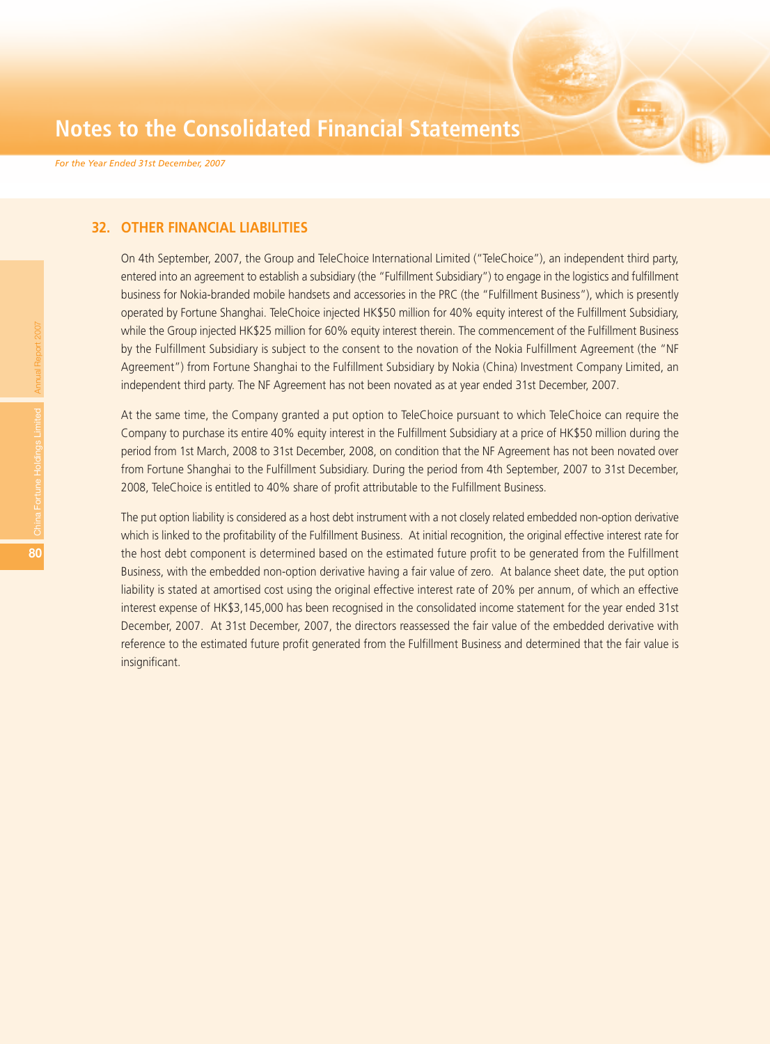## 32. OTHER FINANCIAL LIABILITIES

On 4th September, 2007, the Group and TeleChoice International Limited ("TeleChoice"), an independent third party, entered into an agreement to establish a subsidiary (the "Fulfillment Subsidiary") to engage in the logistics and fulfillment business for Nokia-branded mobile handsets and accessories in the PRC (the "Fulfillment Business"), which is presently operated by Fortune Shanghai. TeleChoice injected HK$50 million for 40% equity interest of the Fulfillment Subsidiary, while the Group injected HK$25 million for 60% equity interest therein. The commencement of the Fulfillment Business by the Fulfillment Subsidiary is subject to the consent to the novation of the Nokia Fulfillment Agreement (the "NF Agreement") from Fortune Shanghai to the Fulfillment Subsidiary by Nokia (China) Investment Company Limited, an independent third party. The NF Agreement has not been novated as at year ended 31st December, 2007.

At the same time, the Company granted a put option to TeleChoice pursuant to which TeleChoice can require the Company to purchase its entire 40% equity interest in the Fulfillment Subsidiary at a price of HK$50 million during the period from 1st March, 2008 to 31st December, 2008, on condition that the NF Agreement has not been novated over from Fortune Shanghai to the Fulfillment Subsidiary. During the period from 4th September, 2007 to 31st December, 2008, TeleChoice is entitled to 40% share of profit attributable to the Fulfillment Business.

The put option liability is considered as a host debt instrument with a not closely related embedded non-option derivative which is linked to the profitability of the Fulfillment Business. At initial recognition, the original effective interest rate for the host debt component is determined based on the estimated future profit to be generated from the Fulfillment Business, with the embedded non-option derivative having a fair value of zero. At balance sheet date, the put option liability is stated at amortised cost using the original effective interest rate of 20% per annum, of which an effective interest expense of HK$3,145,000 has been recognised in the consolidated income statement for the year ended 31st December, 2007. At 31st December, 2007, the directors reassessed the fair value of the embedded derivative with reference to the estimated future profit generated from the Fulfillment Business and determined that the fair value is insignificant.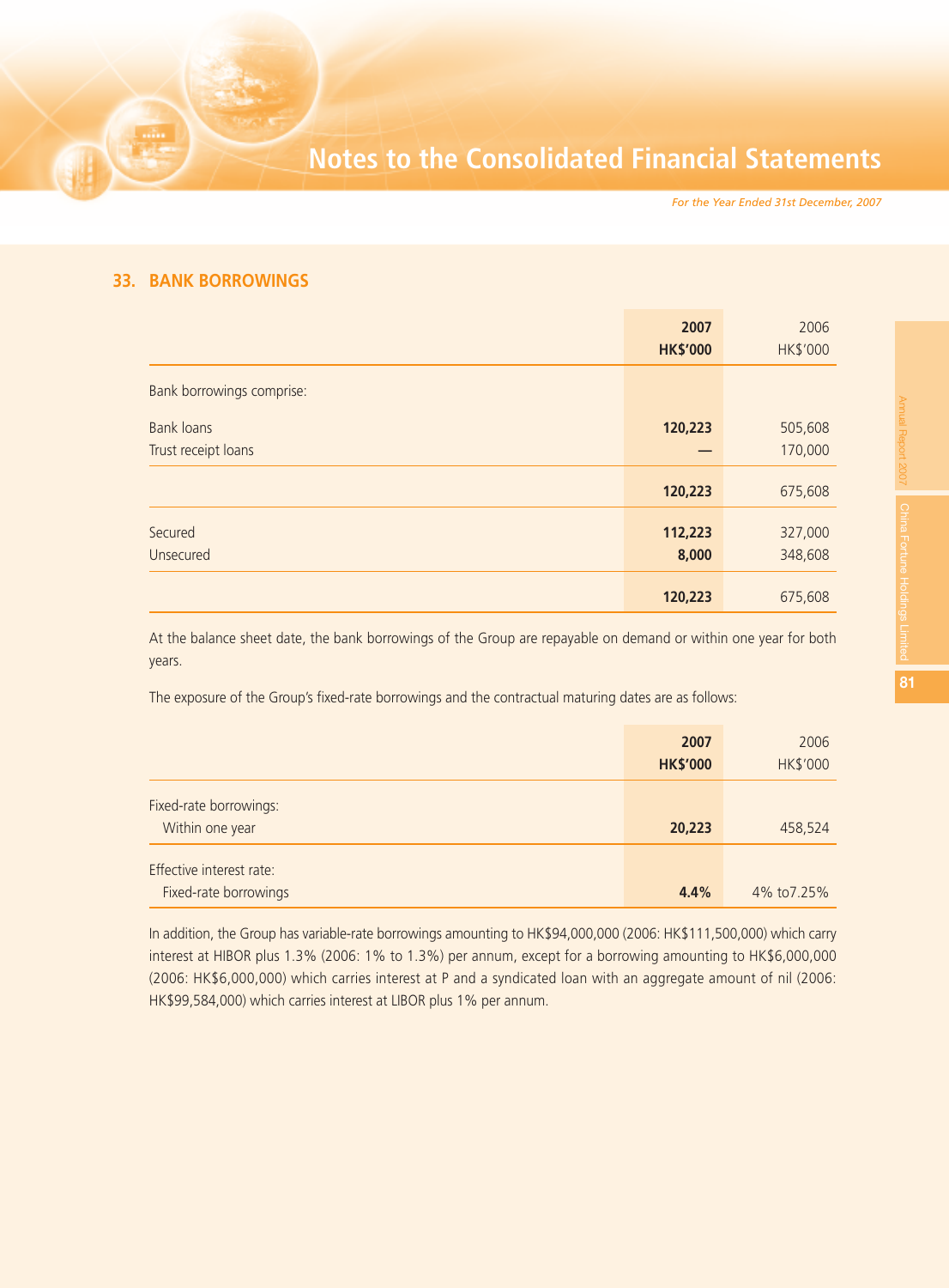## 33. BANK BORROWINGS

| | **2007** **HK$'000** | 2006 HK$'000 |
|---|---|---|
| Bank borrowings comprise: | | |
| Bank loans | **120,223** | 505,608 |
| Trust receipt loans | **—** | 170,000 |
| | **120,223** | 675,608 |
| Secured | **112,223** | 327,000 |
| Unsecured | **8,000** | 348,608 |
| | **120,223** | 675,608 |

At the balance sheet date, the bank borrowings of the Group are repayable on demand or within one year for both years.

The exposure of the Group's fixed-rate borrowings and the contractual maturing dates are as follows:

| | **2007** **HK$'000** | 2006 HK$'000 |
|---|---|---|
| Fixed-rate borrowings: | | |
| Within one year | **20,223** | 458,524 |
| Effective interest rate: | | |
| Fixed-rate borrowings | **4.4%** | 4% to7.25% |

In addition, the Group has variable-rate borrowings amounting to HK$94,000,000 (2006: HK$111,500,000) which carry interest at HIBOR plus 1.3% (2006: 1% to 1.3%) per annum, except for a borrowing amounting to HK$6,000,000 (2006: HK$6,000,000) which carries interest at P and a syndicated loan with an aggregate amount of nil (2006: HK$99,584,000) which carries interest at LIBOR plus 1% per annum.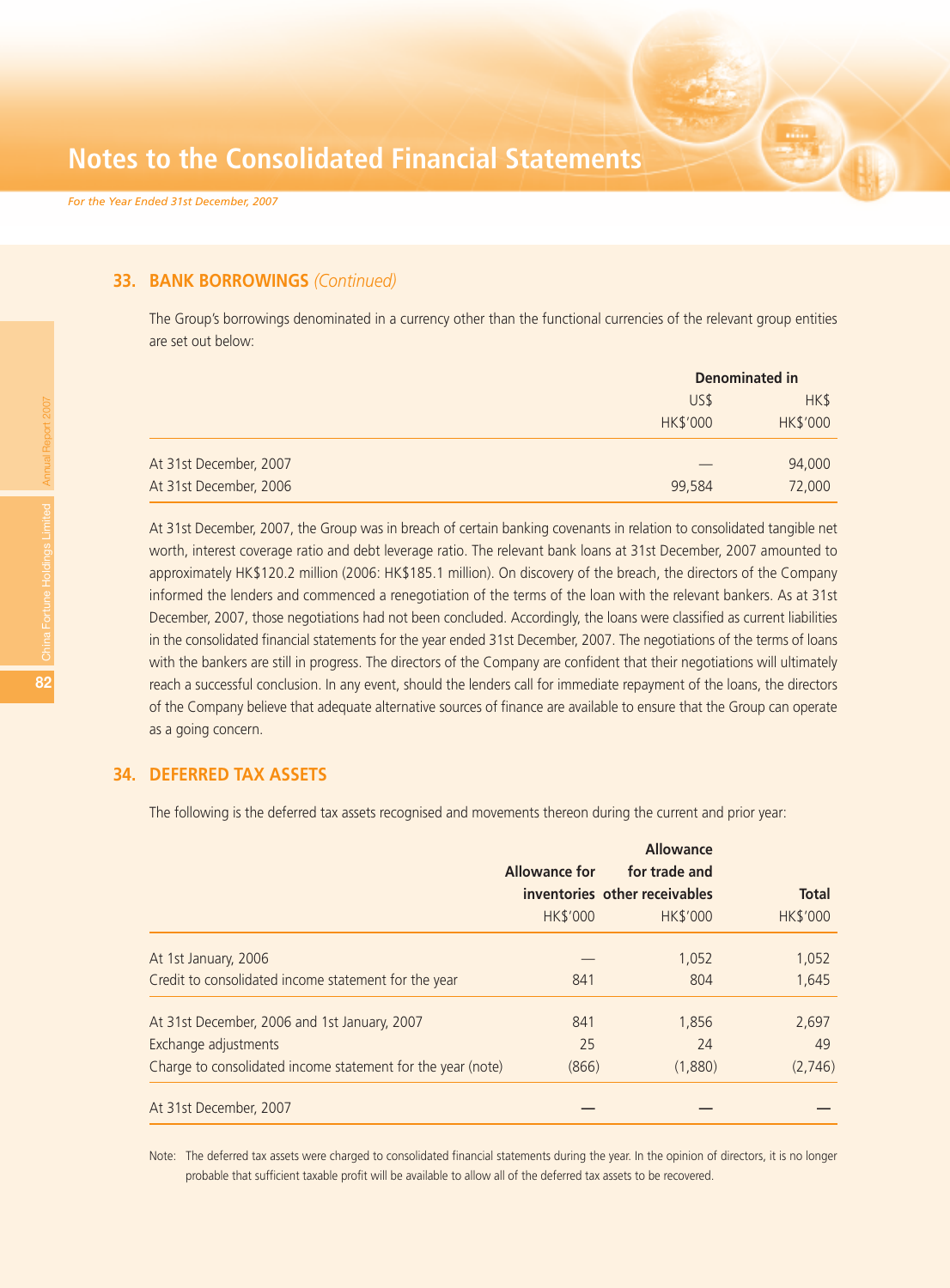## 33. BANK BORROWINGS *(Continued)*

The Group's borrowings denominated in a currency other than the functional currencies of the relevant group entities are set out below:

| | Denominated in | |
|---|---|---|
| | US$ | HK$ |
| | HK$'000 | HK$'000 |
| At 31st December, 2007 | — | 94,000 |
| At 31st December, 2006 | 99,584 | 72,000 |

At 31st December, 2007, the Group was in breach of certain banking covenants in relation to consolidated tangible net worth, interest coverage ratio and debt leverage ratio. The relevant bank loans at 31st December, 2007 amounted to approximately HK$120.2 million (2006: HK$185.1 million). On discovery of the breach, the directors of the Company informed the lenders and commenced a renegotiation of the terms of the loan with the relevant bankers. As at 31st December, 2007, those negotiations had not been concluded. Accordingly, the loans were classified as current liabilities in the consolidated financial statements for the year ended 31st December, 2007. The negotiations of the terms of loans with the bankers are still in progress. The directors of the Company are confident that their negotiations will ultimately reach a successful conclusion. In any event, should the lenders call for immediate repayment of the loans, the directors of the Company believe that adequate alternative sources of finance are available to ensure that the Group can operate as a going concern.

## 34. DEFERRED TAX ASSETS

The following is the deferred tax assets recognised and movements thereon during the current and prior year:

| | Allowance for inventories | Allowance for trade and other receivables | Total |
|---|---|---|---|
| | HK$'000 | HK$'000 | HK$'000 |
| At 1st January, 2006 | — | 1,052 | 1,052 |
| Credit to consolidated income statement for the year | 841 | 804 | 1,645 |
| At 31st December, 2006 and 1st January, 2007 | 841 | 1,856 | 2,697 |
| Exchange adjustments | 25 | 24 | 49 |
| Charge to consolidated income statement for the year (note) | (866) | (1,880) | (2,746) |
| At 31st December, 2007 | — | — | — |

Note: The deferred tax assets were charged to consolidated financial statements during the year. In the opinion of directors, it is no longer probable that sufficient taxable profit will be available to allow all of the deferred tax assets to be recovered.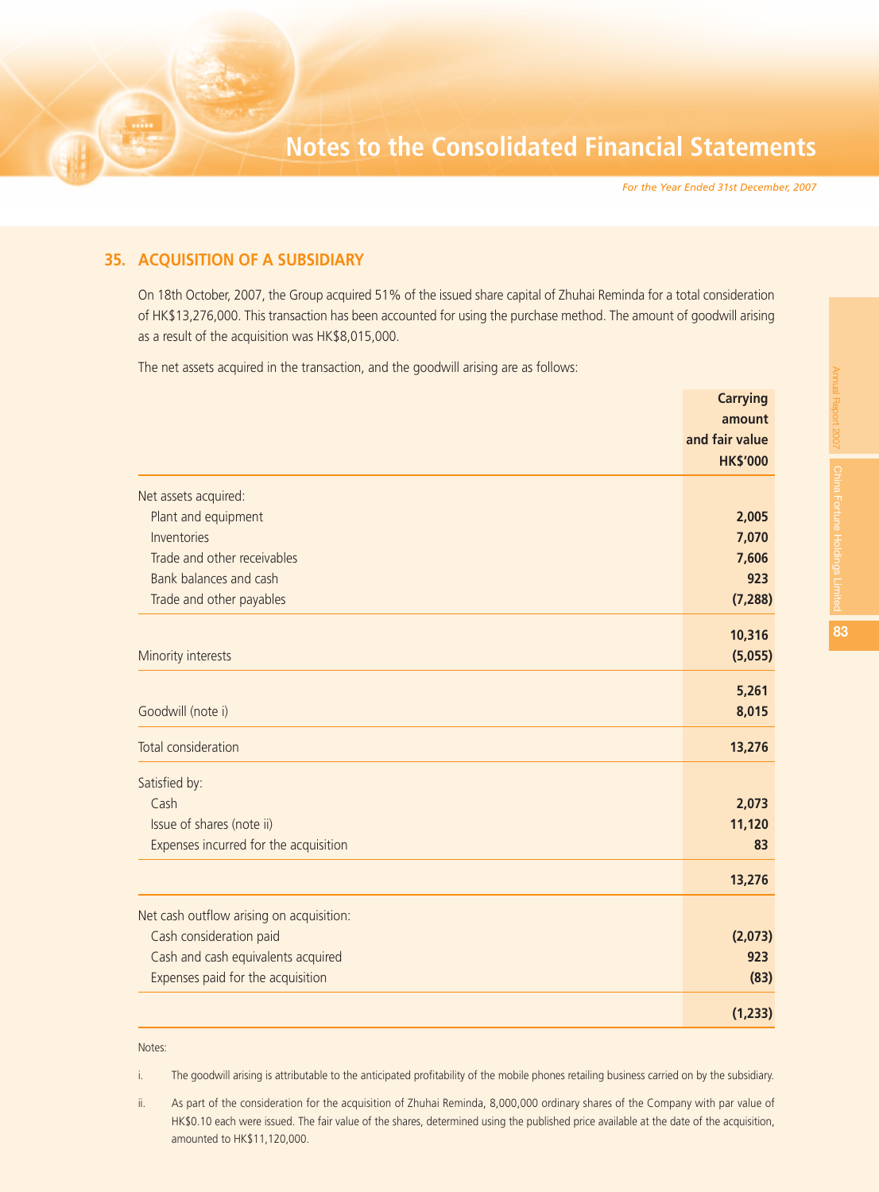## 35. ACQUISITION OF A SUBSIDIARY

On 18th October, 2007, the Group acquired 51% of the issued share capital of Zhuhai Reminda for a total consideration of HK$13,276,000. This transaction has been accounted for using the purchase method. The amount of goodwill arising as a result of the acquisition was HK$8,015,000.

The net assets acquired in the transaction, and the goodwill arising are as follows:

| | Carrying amount and fair value HK$'000 |
|---|---|
| Net assets acquired: | |
| Plant and equipment | 2,005 |
| Inventories | 7,070 |
| Trade and other receivables | 7,606 |
| Bank balances and cash | 923 |
| Trade and other payables | (7,288) |
| | 10,316 |
| Minority interests | (5,055) |
| | 5,261 |
| Goodwill (note i) | 8,015 |
| Total consideration | 13,276 |
| Satisfied by: | |
| Cash | 2,073 |
| Issue of shares (note ii) | 11,120 |
| Expenses incurred for the acquisition | 83 |
| | 13,276 |
| Net cash outflow arising on acquisition: | |
| Cash consideration paid | (2,073) |
| Cash and cash equivalents acquired | 923 |
| Expenses paid for the acquisition | (83) |
| | (1,233) |

Notes:

i. The goodwill arising is attributable to the anticipated profitability of the mobile phones retailing business carried on by the subsidiary.

ii. As part of the consideration for the acquisition of Zhuhai Reminda, 8,000,000 ordinary shares of the Company with par value of HK$0.10 each were issued. The fair value of the shares, determined using the published price available at the date of the acquisition, amounted to HK$11,120,000.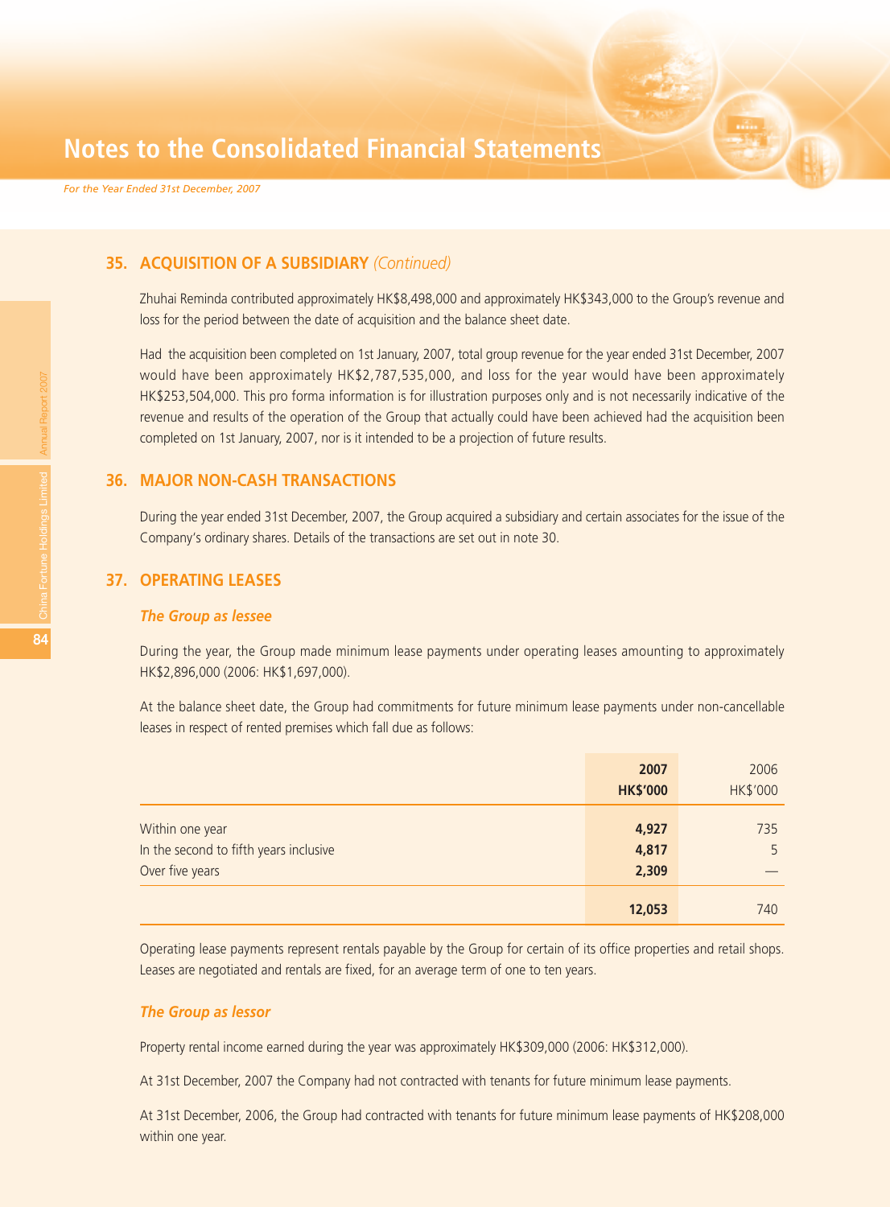## 35. ACQUISITION OF A SUBSIDIARY *(Continued)*

Zhuhai Reminda contributed approximately HK$8,498,000 and approximately HK$343,000 to the Group's revenue and loss for the period between the date of acquisition and the balance sheet date.

Had the acquisition been completed on 1st January, 2007, total group revenue for the year ended 31st December, 2007 would have been approximately HK$2,787,535,000, and loss for the year would have been approximately HK$253,504,000. This pro forma information is for illustration purposes only and is not necessarily indicative of the revenue and results of the operation of the Group that actually could have been achieved had the acquisition been completed on 1st January, 2007, nor is it intended to be a projection of future results.

## 36. MAJOR NON-CASH TRANSACTIONS

During the year ended 31st December, 2007, the Group acquired a subsidiary and certain associates for the issue of the Company's ordinary shares. Details of the transactions are set out in note 30.

## 37. OPERATING LEASES

### *The Group as lessee*

During the year, the Group made minimum lease payments under operating leases amounting to approximately HK$2,896,000 (2006: HK$1,697,000).

At the balance sheet date, the Group had commitments for future minimum lease payments under non-cancellable leases in respect of rented premises which fall due as follows:

| | **2007** **HK$'000** | 2006 HK$'000 |
|---|---|---|
| Within one year | **4,927** | 735 |
| In the second to fifth years inclusive | **4,817** | 5 |
| Over five years | **2,309** | — |
| | **12,053** | 740 |

Operating lease payments represent rentals payable by the Group for certain of its office properties and retail shops. Leases are negotiated and rentals are fixed, for an average term of one to ten years.

### *The Group as lessor*

Property rental income earned during the year was approximately HK$309,000 (2006: HK$312,000).

At 31st December, 2007 the Company had not contracted with tenants for future minimum lease payments.

At 31st December, 2006, the Group had contracted with tenants for future minimum lease payments of HK$208,000 within one year.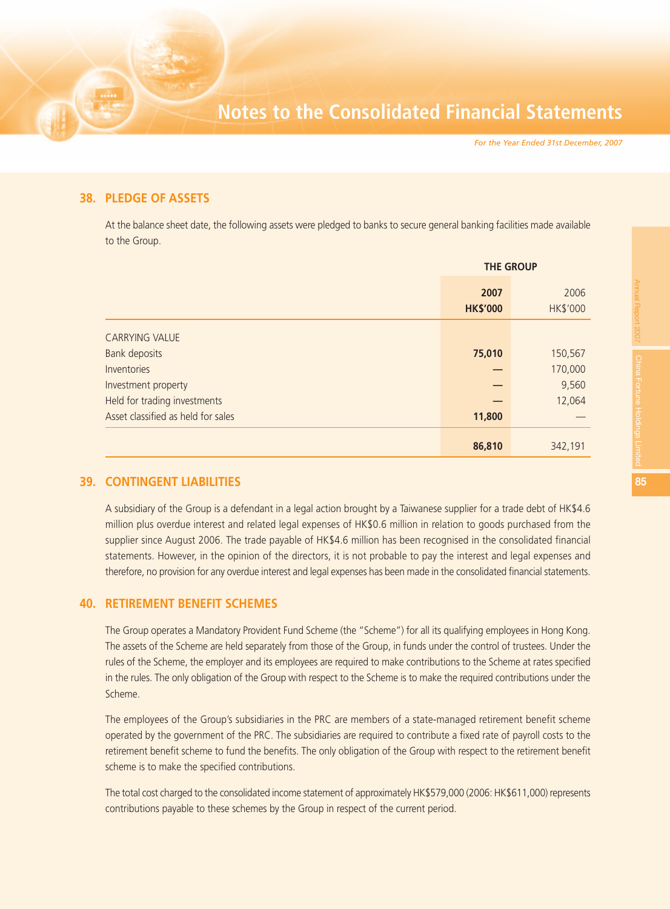## 38. PLEDGE OF ASSETS

At the balance sheet date, the following assets were pledged to banks to secure general banking facilities made available to the Group.

| | THE GROUP | |
|---|---|---|
| | **2007** | 2006 |
| | **HK$'000** | HK$'000 |
| CARRYING VALUE | | |
| Bank deposits | **75,010** | 150,567 |
| Inventories | **—** | 170,000 |
| Investment property | **—** | 9,560 |
| Held for trading investments | **—** | 12,064 |
| Asset classified as held for sales | **11,800** | — |
| | **86,810** | 342,191 |

## 39. CONTINGENT LIABILITIES

A subsidiary of the Group is a defendant in a legal action brought by a Taiwanese supplier for a trade debt of HK$4.6 million plus overdue interest and related legal expenses of HK$0.6 million in relation to goods purchased from the supplier since August 2006. The trade payable of HK$4.6 million has been recognised in the consolidated financial statements. However, in the opinion of the directors, it is not probable to pay the interest and legal expenses and therefore, no provision for any overdue interest and legal expenses has been made in the consolidated financial statements.

## 40. RETIREMENT BENEFIT SCHEMES

The Group operates a Mandatory Provident Fund Scheme (the "Scheme") for all its qualifying employees in Hong Kong. The assets of the Scheme are held separately from those of the Group, in funds under the control of trustees. Under the rules of the Scheme, the employer and its employees are required to make contributions to the Scheme at rates specified in the rules. The only obligation of the Group with respect to the Scheme is to make the required contributions under the Scheme.

The employees of the Group's subsidiaries in the PRC are members of a state-managed retirement benefit scheme operated by the government of the PRC. The subsidiaries are required to contribute a fixed rate of payroll costs to the retirement benefit scheme to fund the benefits. The only obligation of the Group with respect to the retirement benefit scheme is to make the specified contributions.

The total cost charged to the consolidated income statement of approximately HK$579,000 (2006: HK$611,000) represents contributions payable to these schemes by the Group in respect of the current period.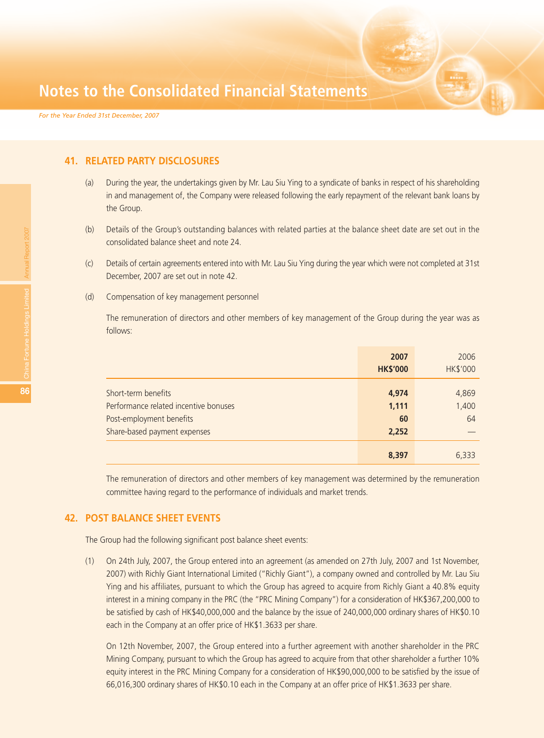## 41. RELATED PARTY DISCLOSURES

(a) During the year, the undertakings given by Mr. Lau Siu Ying to a syndicate of banks in respect of his shareholding in and management of, the Company were released following the early repayment of the relevant bank loans by the Group.

(b) Details of the Group's outstanding balances with related parties at the balance sheet date are set out in the consolidated balance sheet and note 24.

(c) Details of certain agreements entered into with Mr. Lau Siu Ying during the year which were not completed at 31st December, 2007 are set out in note 42.

(d) Compensation of key management personnel

The remuneration of directors and other members of key management of the Group during the year was as follows:

| | **2007** **HK$'000** | 2006 HK$'000 |
|---|---|---|
| Short-term benefits | **4,974** | 4,869 |
| Performance related incentive bonuses | **1,111** | 1,400 |
| Post-employment benefits | **60** | 64 |
| Share-based payment expenses | **2,252** | — |
| | **8,397** | 6,333 |

The remuneration of directors and other members of key management was determined by the remuneration committee having regard to the performance of individuals and market trends.

## 42. POST BALANCE SHEET EVENTS

The Group had the following significant post balance sheet events:

(1) On 24th July, 2007, the Group entered into an agreement (as amended on 27th July, 2007 and 1st November, 2007) with Richly Giant International Limited ("Richly Giant"), a company owned and controlled by Mr. Lau Siu Ying and his affiliates, pursuant to which the Group has agreed to acquire from Richly Giant a 40.8% equity interest in a mining company in the PRC (the "PRC Mining Company") for a consideration of HK$367,200,000 to be satisfied by cash of HK$40,000,000 and the balance by the issue of 240,000,000 ordinary shares of HK$0.10 each in the Company at an offer price of HK$1.3633 per share.

On 12th November, 2007, the Group entered into a further agreement with another shareholder in the PRC Mining Company, pursuant to which the Group has agreed to acquire from that other shareholder a further 10% equity interest in the PRC Mining Company for a consideration of HK$90,000,000 to be satisfied by the issue of 66,016,300 ordinary shares of HK$0.10 each in the Company at an offer price of HK$1.3633 per share.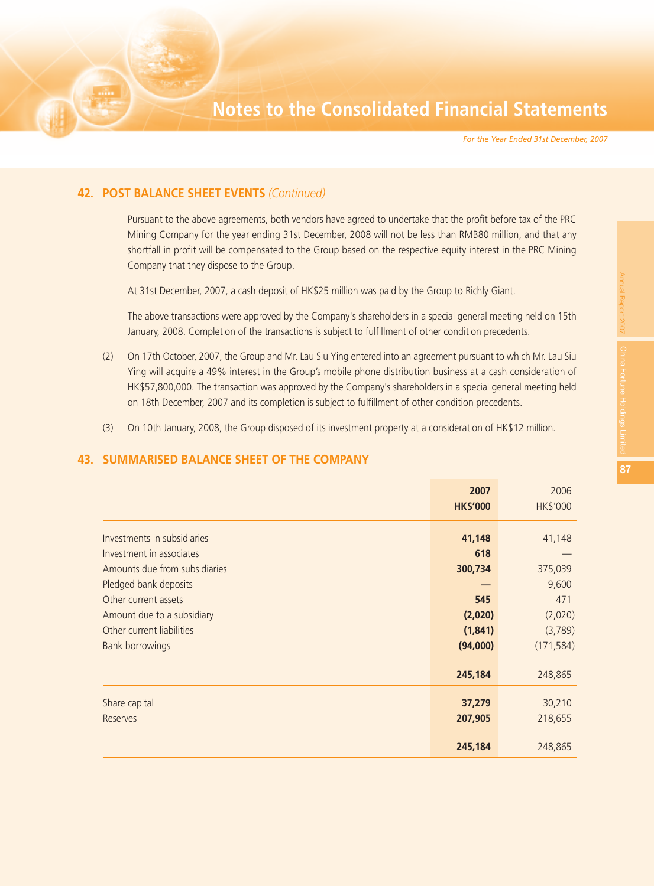## 42. POST BALANCE SHEET EVENTS *(Continued)*

Pursuant to the above agreements, both vendors have agreed to undertake that the profit before tax of the PRC Mining Company for the year ending 31st December, 2008 will not be less than RMB80 million, and that any shortfall in profit will be compensated to the Group based on the respective equity interest in the PRC Mining Company that they dispose to the Group.

At 31st December, 2007, a cash deposit of HK$25 million was paid by the Group to Richly Giant.

The above transactions were approved by the Company's shareholders in a special general meeting held on 15th January, 2008. Completion of the transactions is subject to fulfillment of other condition precedents.

(2) On 17th October, 2007, the Group and Mr. Lau Siu Ying entered into an agreement pursuant to which Mr. Lau Siu Ying will acquire a 49% interest in the Group's mobile phone distribution business at a cash consideration of HK$57,800,000. The transaction was approved by the Company's shareholders in a special general meeting held on 18th December, 2007 and its completion is subject to fulfillment of other condition precedents.

(3) On 10th January, 2008, the Group disposed of its investment property at a consideration of HK$12 million.

## 43. SUMMARISED BALANCE SHEET OF THE COMPANY

| | **2007 HK$'000** | 2006 HK$'000 |
|---|---|---|
| Investments in subsidiaries | **41,148** | 41,148 |
| Investment in associates | **618** | — |
| Amounts due from subsidiaries | **300,734** | 375,039 |
| Pledged bank deposits | **—** | 9,600 |
| Other current assets | **545** | 471 |
| Amount due to a subsidiary | **(2,020)** | (2,020) |
| Other current liabilities | **(1,841)** | (3,789) |
| Bank borrowings | **(94,000)** | (171,584) |
| | **245,184** | 248,865 |
| Share capital | **37,279** | 30,210 |
| Reserves | **207,905** | 218,655 |
| | **245,184** | 248,865 |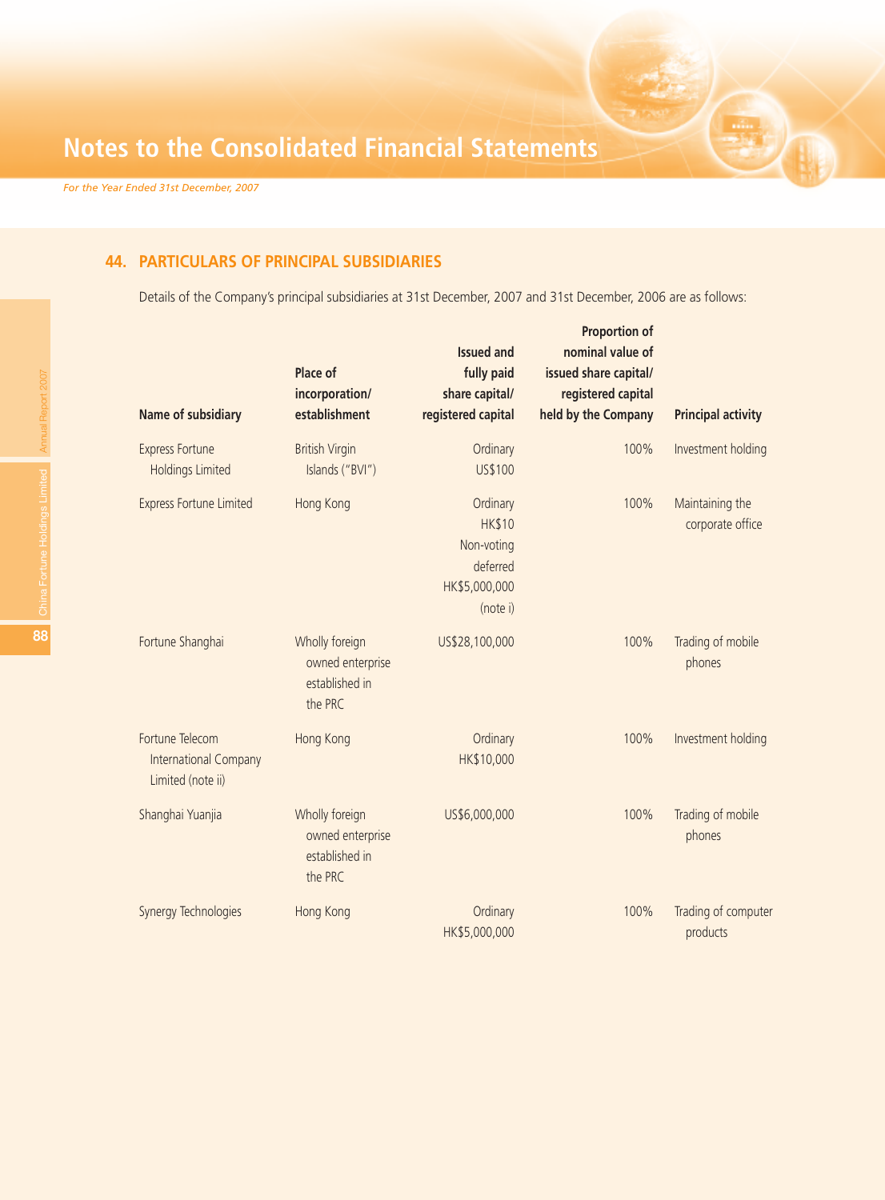## 44. PARTICULARS OF PRINCIPAL SUBSIDIARIES

Details of the Company's principal subsidiaries at 31st December, 2007 and 31st December, 2006 are as follows:

| Name of subsidiary | Place of incorporation/ establishment | Issued and fully paid share capital/ registered capital | Proportion of nominal value of issued share capital/ registered capital held by the Company | Principal activity |
|---|---|---|---|---|
| Express Fortune Holdings Limited | British Virgin Islands ("BVI") | Ordinary US$100 | 100% | Investment holding |
| Express Fortune Limited | Hong Kong | Ordinary HK$10 Non-voting deferred HK$5,000,000 (note i) | 100% | Maintaining the corporate office |
| Fortune Shanghai | Wholly foreign owned enterprise established in the PRC | US$28,100,000 | 100% | Trading of mobile phones |
| Fortune Telecom International Company Limited (note ii) | Hong Kong | Ordinary HK$10,000 | 100% | Investment holding |
| Shanghai Yuanjia | Wholly foreign owned enterprise established in the PRC | US$6,000,000 | 100% | Trading of mobile phones |
| Synergy Technologies | Hong Kong | Ordinary HK$5,000,000 | 100% | Trading of computer products |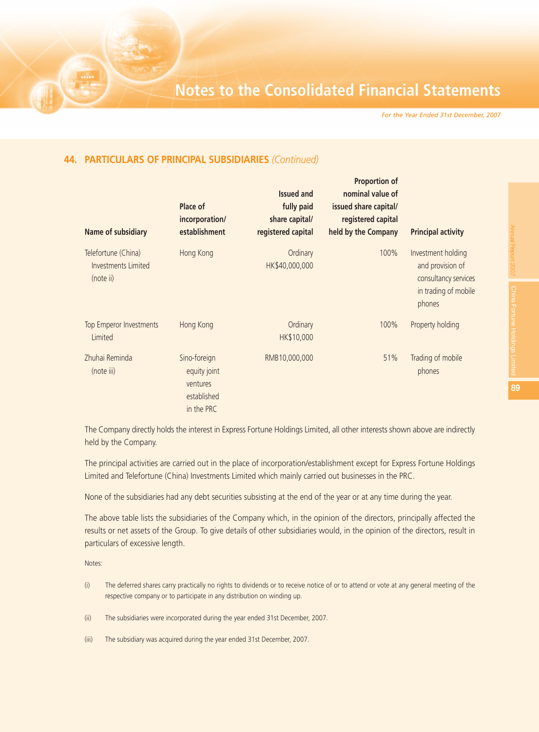## 44. PARTICULARS OF PRINCIPAL SUBSIDIARIES *(Continued)*

| Name of subsidiary | Place of incorporation/ establishment | Issued and fully paid share capital/ registered capital | Proportion of nominal value of issued share capital/ registered capital held by the Company | Principal activity |
|---|---|---|---|---|
| Telefortune (China) Investments Limited (note ii) | Hong Kong | Ordinary HK$40,000,000 | 100% | Investment holding and provision of consultancy services in trading of mobile phones |
| Top Emperor Investments Limited | Hong Kong | Ordinary HK$10,000 | 100% | Property holding |
| Zhuhai Reminda (note iii) | Sino-foreign equity joint ventures established in the PRC | RMB10,000,000 | 51% | Trading of mobile phones |

The Company directly holds the interest in Express Fortune Holdings Limited, all other interests shown above are indirectly held by the Company.

The principal activities are carried out in the place of incorporation/establishment except for Express Fortune Holdings Limited and Telefortune (China) Investments Limited which mainly carried out businesses in the PRC.

None of the subsidiaries had any debt securities subsisting at the end of the year or at any time during the year.

The above table lists the subsidiaries of the Company which, in the opinion of the directors, principally affected the results or net assets of the Group. To give details of other subsidiaries would, in the opinion of the directors, result in particulars of excessive length.

Notes:

(i) The deferred shares carry practically no rights to dividends or to receive notice of or to attend or vote at any general meeting of the respective company or to participate in any distribution on winding up.

(ii) The subsidiaries were incorporated during the year ended 31st December, 2007.

(iii) The subsidiary was acquired during the year ended 31st December, 2007.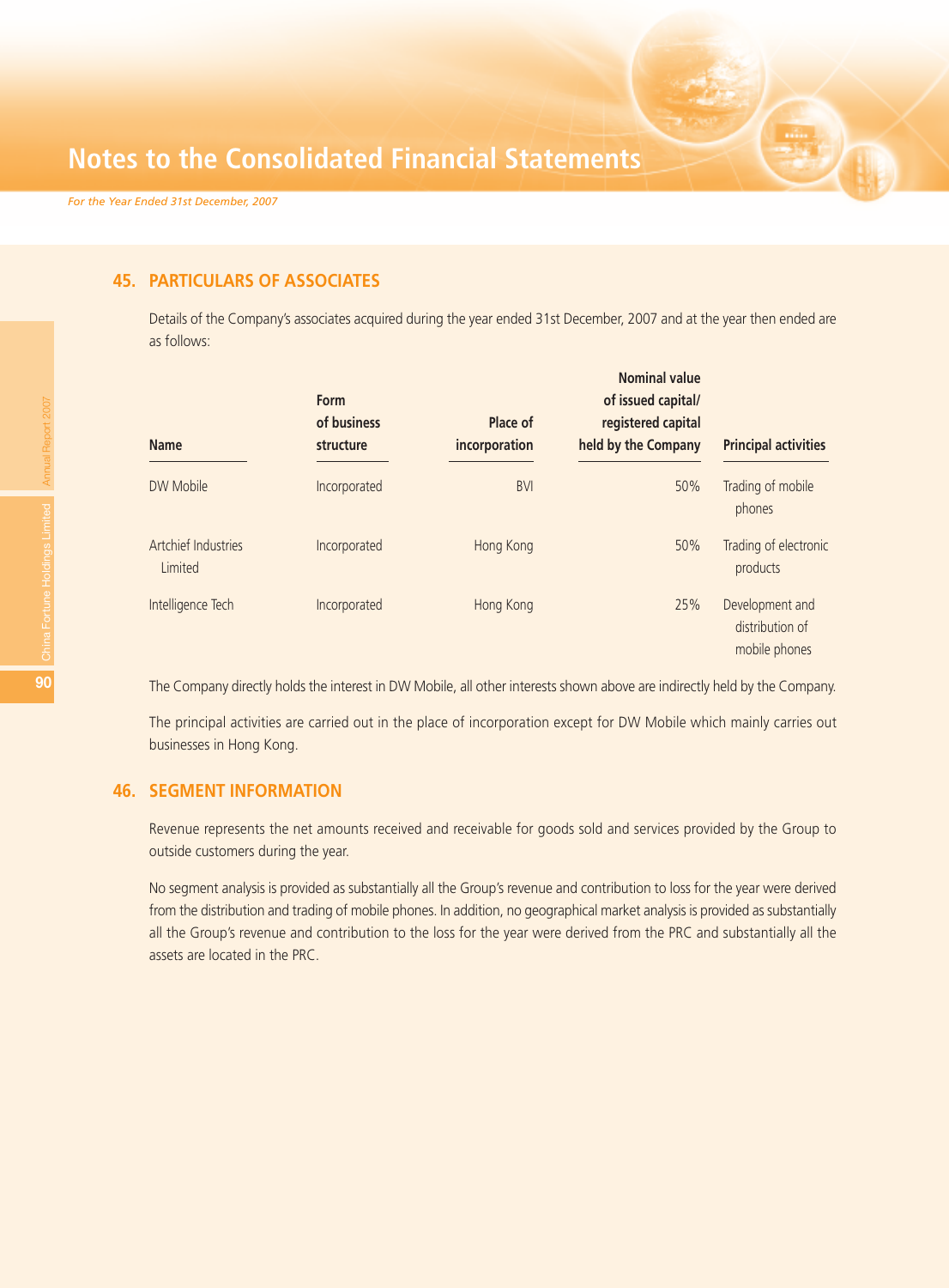## 45. PARTICULARS OF ASSOCIATES

Details of the Company's associates acquired during the year ended 31st December, 2007 and at the year then ended are as follows:

| Name | Form of business structure | Place of incorporation | Nominal value of issued capital/ registered capital held by the Company | Principal activities |
|---|---|---|---|---|
| DW Mobile | Incorporated | BVI | 50% | Trading of mobile phones |
| Artchief Industries Limited | Incorporated | Hong Kong | 50% | Trading of electronic products |
| Intelligence Tech | Incorporated | Hong Kong | 25% | Development and distribution of mobile phones |

The Company directly holds the interest in DW Mobile, all other interests shown above are indirectly held by the Company.

The principal activities are carried out in the place of incorporation except for DW Mobile which mainly carries out businesses in Hong Kong.

## 46. SEGMENT INFORMATION

Revenue represents the net amounts received and receivable for goods sold and services provided by the Group to outside customers during the year.

No segment analysis is provided as substantially all the Group's revenue and contribution to loss for the year were derived from the distribution and trading of mobile phones. In addition, no geographical market analysis is provided as substantially all the Group's revenue and contribution to the loss for the year were derived from the PRC and substantially all the assets are located in the PRC.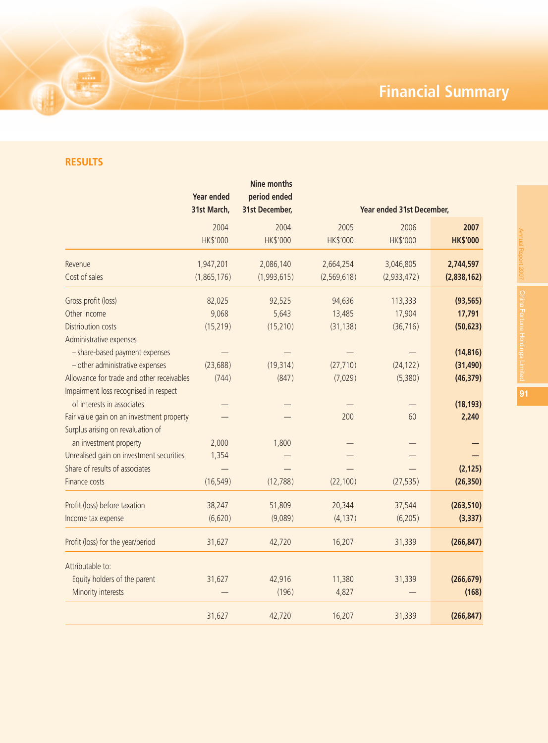# Financial Summary

## RESULTS

| | Year ended 31st March, 2004 HK$'000 | Nine months period ended 31st December, 2004 HK$'000 | Year ended 31st December, 2005 HK$'000 | 2006 HK$'000 | **2007 HK$'000** |
|---|---|---|---|---|---|
| Revenue | 1,947,201 | 2,086,140 | 2,664,254 | 3,046,805 | **2,744,597** |
| Cost of sales | (1,865,176) | (1,993,615) | (2,569,618) | (2,933,472) | **(2,838,162)** |
| Gross profit (loss) | 82,025 | 92,525 | 94,636 | 113,333 | **(93,565)** |
| Other income | 9,068 | 5,643 | 13,485 | 17,904 | **17,791** |
| Distribution costs | (15,219) | (15,210) | (31,138) | (36,716) | **(50,623)** |
| Administrative expenses | | | | | |
| – share-based payment expenses | — | — | — | — | **(14,816)** |
| – other administrative expenses | (23,688) | (19,314) | (27,710) | (24,122) | **(31,490)** |
| Allowance for trade and other receivables | (744) | (847) | (7,029) | (5,380) | **(46,379)** |
| Impairment loss recognised in respect of interests in associates | — | — | — | — | **(18,193)** |
| Fair value gain on an investment property | — | — | 200 | 60 | **2,240** |
| Surplus arising on revaluation of an investment property | 2,000 | 1,800 | — | — | **—** |
| Unrealised gain on investment securities | 1,354 | — | — | — | **—** |
| Share of results of associates | — | — | — | — | **(2,125)** |
| Finance costs | (16,549) | (12,788) | (22,100) | (27,535) | **(26,350)** |
| Profit (loss) before taxation | 38,247 | 51,809 | 20,344 | 37,544 | **(263,510)** |
| Income tax expense | (6,620) | (9,089) | (4,137) | (6,205) | **(3,337)** |
| Profit (loss) for the year/period | 31,627 | 42,720 | 16,207 | 31,339 | **(266,847)** |
| Attributable to: | | | | | |
| Equity holders of the parent | 31,627 | 42,916 | 11,380 | 31,339 | **(266,679)** |
| Minority interests | — | (196) | 4,827 | — | **(168)** |
| | 31,627 | 42,720 | 16,207 | 31,339 | **(266,847)** |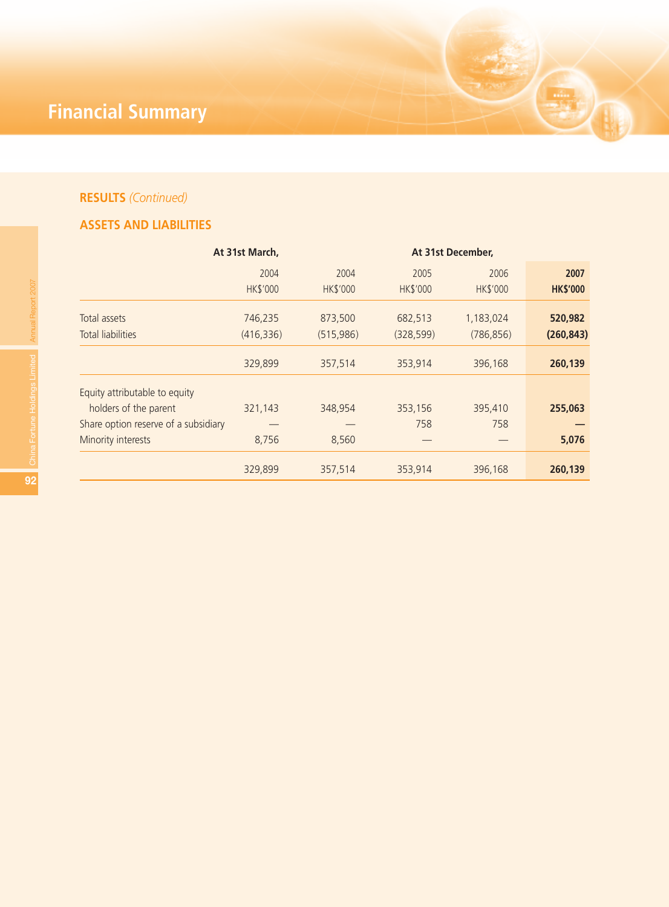# Financial Summary

## RESULTS *(Continued)*

## ASSETS AND LIABILITIES

| | At 31st March, | At 31st December, | | | |
|---|---|---|---|---|---|
| | 2004 | 2004 | 2005 | 2006 | **2007** |
| | HK$'000 | HK$'000 | HK$'000 | HK$'000 | **HK$'000** |
| Total assets | 746,235 | 873,500 | 682,513 | 1,183,024 | **520,982** |
| Total liabilities | (416,336) | (515,986) | (328,599) | (786,856) | **(260,843)** |
| | 329,899 | 357,514 | 353,914 | 396,168 | **260,139** |
| Equity attributable to equity holders of the parent | 321,143 | 348,954 | 353,156 | 395,410 | **255,063** |
| Share option reserve of a subsidiary | — | — | 758 | 758 | **—** |
| Minority interests | 8,756 | 8,560 | — | — | **5,076** |
| | 329,899 | 357,514 | 353,914 | 396,168 | **260,139** |